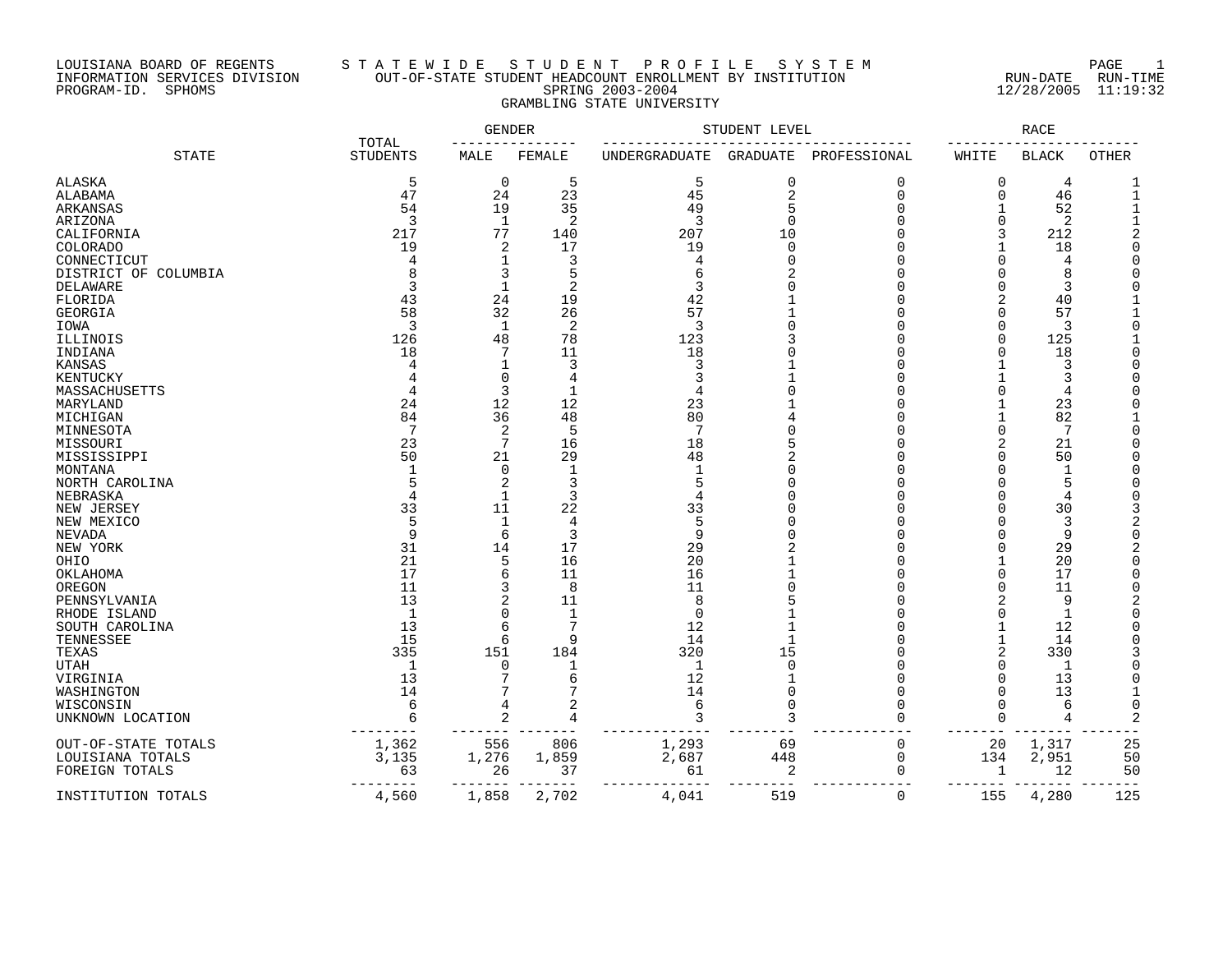LOUISIANA BOARD OF REGENTS
INFORMATION SERVICES DIVISION
PROGRAM-ID. SPHOMS

# S T A T E W I D E   S T U D E N T   P R O F I L E   S Y S T E M

## OUT-OF-STATE STUDENT HEADCOUNT ENROLLMENT BY INSTITUTION

### SPRING 2003-2004

### GRAMBLING STATE UNIVERSITY

RUN-DATE 12/28/2005 RUN-TIME 11:19:32

| STATE | TOTAL STUDENTS | GENDER | | STUDENT LEVEL | | | RACE | | |
|---|---|---|---|---|---|---|---|---|---|
| | | MALE | FEMALE | UNDERGRADUATE | GRADUATE | PROFESSIONAL | WHITE | BLACK | OTHER |
| ALASKA | 5 | 0 | 5 | 5 | 0 | 0 | 0 | 4 | 1 |
| ALABAMA | 47 | 24 | 23 | 45 | 2 | 0 | 0 | 46 | 1 |
| ARKANSAS | 54 | 19 | 35 | 49 | 5 | 0 | 1 | 52 | 1 |
| ARIZONA | 3 | 1 | 2 | 3 | 0 | 0 | 0 | 2 | 1 |
| CALIFORNIA | 217 | 77 | 140 | 207 | 10 | 0 | 3 | 212 | 2 |
| COLORADO | 19 | 2 | 17 | 19 | 0 | 0 | 1 | 18 | 0 |
| CONNECTICUT | 4 | 1 | 3 | 4 | 0 | 0 | 0 | 4 | 0 |
| DISTRICT OF COLUMBIA | 8 | 3 | 5 | 6 | 2 | 0 | 0 | 8 | 0 |
| DELAWARE | 3 | 1 | 2 | 3 | 0 | 0 | 0 | 3 | 0 |
| FLORIDA | 43 | 24 | 19 | 42 | 1 | 0 | 2 | 40 | 1 |
| GEORGIA | 58 | 32 | 26 | 57 | 1 | 0 | 0 | 57 | 1 |
| IOWA | 3 | 1 | 2 | 3 | 0 | 0 | 0 | 3 | 0 |
| ILLINOIS | 126 | 48 | 78 | 123 | 3 | 0 | 0 | 125 | 1 |
| INDIANA | 18 | 7 | 11 | 18 | 0 | 0 | 0 | 18 | 0 |
| KANSAS | 4 | 1 | 3 | 3 | 1 | 0 | 1 | 3 | 0 |
| KENTUCKY | 4 | 0 | 4 | 3 | 1 | 0 | 1 | 3 | 0 |
| MASSACHUSETTS | 4 | 3 | 1 | 4 | 0 | 0 | 0 | 4 | 0 |
| MARYLAND | 24 | 12 | 12 | 23 | 1 | 0 | 1 | 23 | 0 |
| MICHIGAN | 84 | 36 | 48 | 80 | 4 | 0 | 1 | 82 | 1 |
| MINNESOTA | 7 | 2 | 5 | 7 | 0 | 0 | 0 | 7 | 0 |
| MISSOURI | 23 | 7 | 16 | 18 | 5 | 0 | 2 | 21 | 0 |
| MISSISSIPPI | 50 | 21 | 29 | 48 | 2 | 0 | 0 | 50 | 0 |
| MONTANA | 1 | 0 | 1 | 1 | 0 | 0 | 0 | 1 | 0 |
| NORTH CAROLINA | 5 | 2 | 3 | 5 | 0 | 0 | 0 | 5 | 0 |
| NEBRASKA | 4 | 1 | 3 | 4 | 0 | 0 | 0 | 4 | 0 |
| NEW JERSEY | 33 | 11 | 22 | 33 | 0 | 0 | 0 | 30 | 3 |
| NEW MEXICO | 5 | 1 | 4 | 5 | 0 | 0 | 0 | 3 | 2 |
| NEVADA | 9 | 6 | 3 | 9 | 0 | 0 | 0 | 9 | 0 |
| NEW YORK | 31 | 14 | 17 | 29 | 2 | 0 | 0 | 29 | 2 |
| OHIO | 21 | 5 | 16 | 20 | 1 | 0 | 1 | 20 | 0 |
| OKLAHOMA | 17 | 6 | 11 | 16 | 1 | 0 | 0 | 17 | 0 |
| OREGON | 11 | 3 | 8 | 11 | 0 | 0 | 0 | 11 | 0 |
| PENNSYLVANIA | 13 | 2 | 11 | 8 | 5 | 0 | 2 | 9 | 2 |
| RHODE ISLAND | 1 | 0 | 1 | 0 | 1 | 0 | 0 | 1 | 0 |
| SOUTH CAROLINA | 13 | 6 | 7 | 12 | 1 | 0 | 1 | 12 | 0 |
| TENNESSEE | 15 | 6 | 9 | 14 | 1 | 0 | 1 | 14 | 0 |
| TEXAS | 335 | 151 | 184 | 320 | 15 | 0 | 2 | 330 | 3 |
| UTAH | 1 | 0 | 1 | 1 | 0 | 0 | 0 | 1 | 0 |
| VIRGINIA | 13 | 7 | 6 | 12 | 1 | 0 | 0 | 13 | 0 |
| WASHINGTON | 14 | 7 | 7 | 14 | 0 | 0 | 0 | 13 | 1 |
| WISCONSIN | 6 | 4 | 2 | 6 | 0 | 0 | 0 | 6 | 0 |
| UNKNOWN LOCATION | 6 | 2 | 4 | 3 | 3 | 0 | 0 | 4 | 2 |
| OUT-OF-STATE TOTALS | 1,362 | 556 | 806 | 1,293 | 69 | 0 | 20 | 1,317 | 25 |
| LOUISIANA TOTALS | 3,135 | 1,276 | 1,859 | 2,687 | 448 | 0 | 134 | 2,951 | 50 |
| FOREIGN TOTALS | 63 | 26 | 37 | 61 | 2 | 0 | 1 | 12 | 50 |
| INSTITUTION TOTALS | 4,560 | 1,858 | 2,702 | 4,041 | 519 | 0 | 155 | 4,280 | 125 |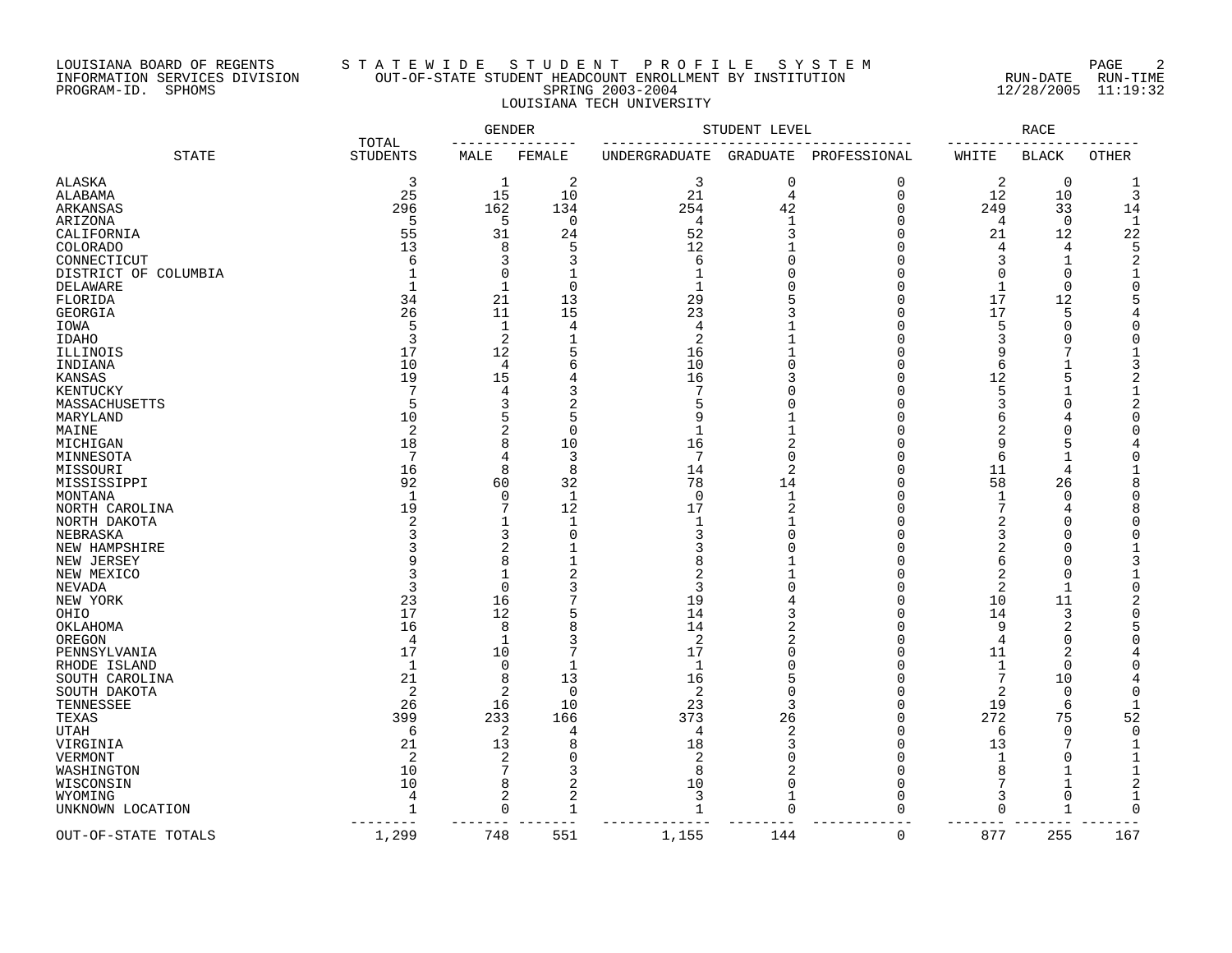LOUISIANA BOARD OF REGENTS
INFORMATION SERVICES DIVISION
PROGRAM-ID. SPHOMS

# S T A T E W I D E S T U D E N T P R O F I L E S Y S T E M

## OUT-OF-STATE STUDENT HEADCOUNT ENROLLMENT BY INSTITUTION

### SPRING 2003-2004

### LOUISIANA TECH UNIVERSITY

RUN-DATE 12/28/2005 RUN-TIME 11:19:32

| STATE | TOTAL STUDENTS | GENDER | | STUDENT LEVEL | | | RACE | | |
|---|---|---|---|---|---|---|---|---|---|
| | | MALE | FEMALE | UNDERGRADUATE | GRADUATE | PROFESSIONAL | WHITE | BLACK | OTHER |
| ALASKA | 3 | 1 | 2 | 3 | 0 | 0 | 2 | 0 | 1 |
| ALABAMA | 25 | 15 | 10 | 21 | 4 | 0 | 12 | 10 | 3 |
| ARKANSAS | 296 | 162 | 134 | 254 | 42 | 0 | 249 | 33 | 14 |
| ARIZONA | 5 | 5 | 0 | 4 | 1 | 0 | 4 | 0 | 1 |
| CALIFORNIA | 55 | 31 | 24 | 52 | 3 | 0 | 21 | 12 | 22 |
| COLORADO | 13 | 8 | 5 | 12 | 1 | 0 | 4 | 4 | 5 |
| CONNECTICUT | 6 | 3 | 3 | 6 | 0 | 0 | 3 | 1 | 2 |
| DISTRICT OF COLUMBIA | 1 | 0 | 1 | 1 | 0 | 0 | 0 | 0 | 1 |
| DELAWARE | 1 | 1 | 0 | 1 | 0 | 0 | 1 | 0 | 0 |
| FLORIDA | 34 | 21 | 13 | 29 | 5 | 0 | 17 | 12 | 5 |
| GEORGIA | 26 | 11 | 15 | 23 | 3 | 0 | 17 | 5 | 4 |
| IOWA | 5 | 1 | 4 | 4 | 1 | 0 | 5 | 0 | 0 |
| IDAHO | 3 | 2 | 1 | 2 | 1 | 0 | 3 | 0 | 0 |
| ILLINOIS | 17 | 12 | 5 | 16 | 1 | 0 | 9 | 7 | 1 |
| INDIANA | 10 | 4 | 6 | 10 | 0 | 0 | 6 | 1 | 3 |
| KANSAS | 19 | 15 | 4 | 16 | 3 | 0 | 12 | 5 | 2 |
| KENTUCKY | 7 | 4 | 3 | 7 | 0 | 0 | 5 | 1 | 1 |
| MASSACHUSETTS | 5 | 3 | 2 | 5 | 0 | 0 | 3 | 0 | 2 |
| MARYLAND | 10 | 5 | 5 | 9 | 1 | 0 | 6 | 4 | 0 |
| MAINE | 2 | 2 | 0 | 1 | 1 | 0 | 2 | 0 | 0 |
| MICHIGAN | 18 | 8 | 10 | 16 | 2 | 0 | 9 | 5 | 4 |
| MINNESOTA | 7 | 4 | 3 | 7 | 0 | 0 | 6 | 1 | 0 |
| MISSOURI | 16 | 8 | 8 | 14 | 2 | 0 | 11 | 4 | 1 |
| MISSISSIPPI | 92 | 60 | 32 | 78 | 14 | 0 | 58 | 26 | 8 |
| MONTANA | 1 | 0 | 1 | 0 | 1 | 0 | 1 | 0 | 0 |
| NORTH CAROLINA | 19 | 7 | 12 | 17 | 2 | 0 | 7 | 4 | 8 |
| NORTH DAKOTA | 2 | 1 | 1 | 1 | 1 | 0 | 2 | 0 | 0 |
| NEBRASKA | 3 | 3 | 0 | 3 | 0 | 0 | 3 | 0 | 0 |
| NEW HAMPSHIRE | 3 | 2 | 1 | 3 | 0 | 0 | 2 | 0 | 1 |
| NEW JERSEY | 9 | 8 | 1 | 8 | 1 | 0 | 6 | 0 | 3 |
| NEW MEXICO | 3 | 1 | 2 | 2 | 1 | 0 | 2 | 0 | 1 |
| NEVADA | 3 | 0 | 3 | 3 | 0 | 0 | 2 | 1 | 0 |
| NEW YORK | 23 | 16 | 7 | 19 | 4 | 0 | 10 | 11 | 2 |
| OHIO | 17 | 12 | 5 | 14 | 3 | 0 | 14 | 3 | 0 |
| OKLAHOMA | 16 | 8 | 8 | 14 | 2 | 0 | 9 | 2 | 5 |
| OREGON | 4 | 1 | 3 | 2 | 2 | 0 | 4 | 0 | 0 |
| PENNSYLVANIA | 17 | 10 | 7 | 17 | 0 | 0 | 11 | 2 | 4 |
| RHODE ISLAND | 1 | 0 | 1 | 1 | 0 | 0 | 1 | 0 | 0 |
| SOUTH CAROLINA | 21 | 8 | 13 | 16 | 5 | 0 | 7 | 10 | 4 |
| SOUTH DAKOTA | 2 | 2 | 0 | 2 | 0 | 0 | 2 | 0 | 0 |
| TENNESSEE | 26 | 16 | 10 | 23 | 3 | 0 | 19 | 6 | 1 |
| TEXAS | 399 | 233 | 166 | 373 | 26 | 0 | 272 | 75 | 52 |
| UTAH | 6 | 2 | 4 | 4 | 2 | 0 | 6 | 0 | 0 |
| VIRGINIA | 21 | 13 | 8 | 18 | 3 | 0 | 13 | 7 | 1 |
| VERMONT | 2 | 2 | 0 | 2 | 0 | 0 | 1 | 0 | 1 |
| WASHINGTON | 10 | 7 | 3 | 8 | 2 | 0 | 8 | 1 | 1 |
| WISCONSIN | 10 | 8 | 2 | 10 | 0 | 0 | 7 | 1 | 2 |
| WYOMING | 4 | 2 | 2 | 3 | 1 | 0 | 3 | 0 | 1 |
| UNKNOWN LOCATION | 1 | 0 | 1 | 1 | 0 | 0 | 0 | 1 | 0 |
| OUT-OF-STATE TOTALS | 1,299 | 748 | 551 | 1,155 | 144 | 0 | 877 | 255 | 167 |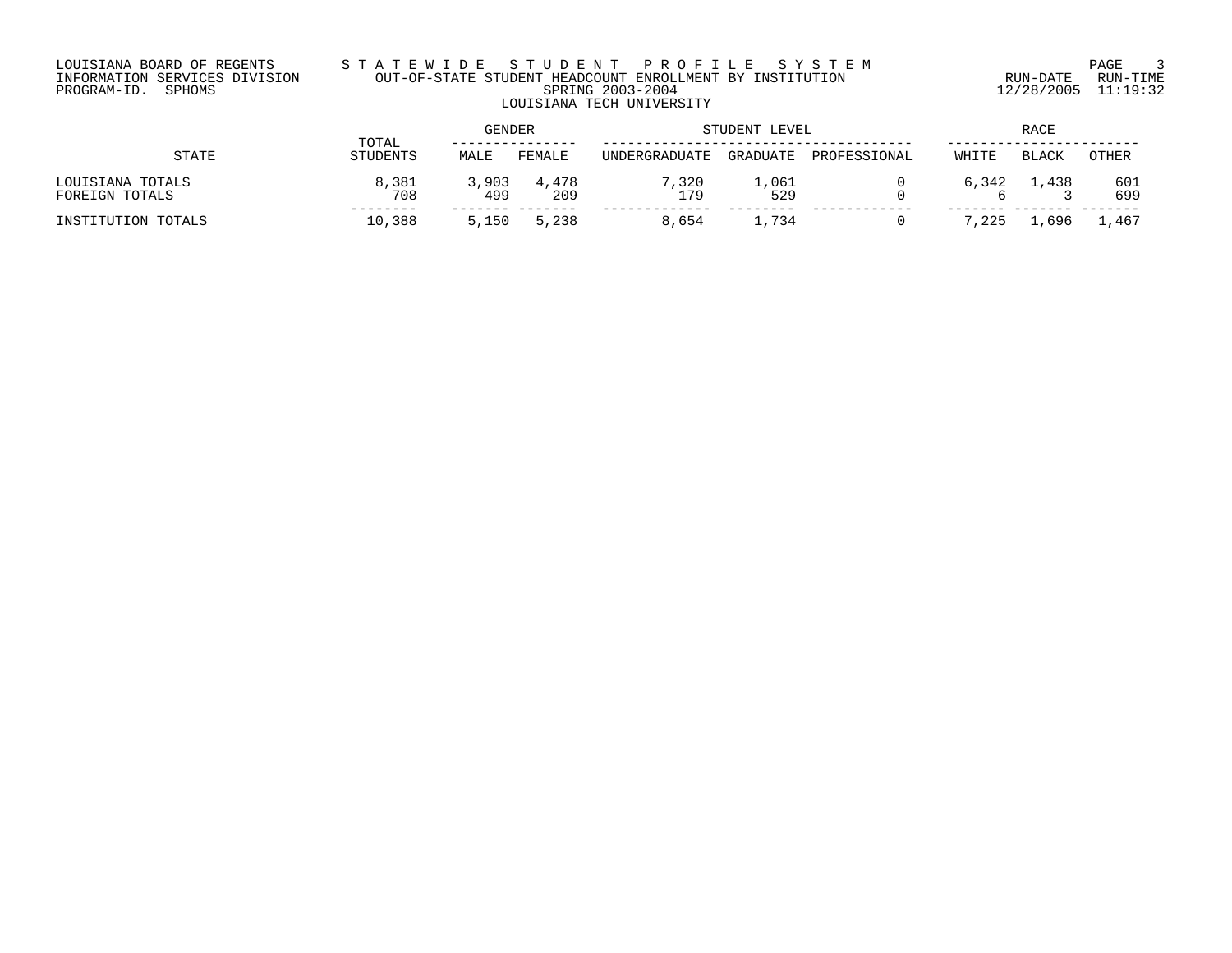LOUISIANA BOARD OF REGENTS
INFORMATION SERVICES DIVISION
PROGRAM-ID. SPHOMS

# STATEWIDE STUDENT PROFILE SYSTEM

## OUT-OF-STATE STUDENT HEADCOUNT ENROLLMENT BY INSTITUTION

SPRING 2003-2004

### LOUISIANA TECH UNIVERSITY

RUN-DATE 12/28/2005 RUN-TIME 11:19:32

| STATE | TOTAL STUDENTS | GENDER | | STUDENT LEVEL | | | RACE | | |
|---|---|---|---|---|---|---|---|---|---|
| | | MALE | FEMALE | UNDERGRADUATE | GRADUATE | PROFESSIONAL | WHITE | BLACK | OTHER |
| LOUISIANA TOTALS | 8,381 | 3,903 | 4,478 | 7,320 | 1,061 | 0 | 6,342 | 1,438 | 601 |
| FOREIGN TOTALS | 708 | 499 | 209 | 179 | 529 | 0 | 6 | 3 | 699 |
| INSTITUTION TOTALS | 10,388 | 5,150 | 5,238 | 8,654 | 1,734 | 0 | 7,225 | 1,696 | 1,467 |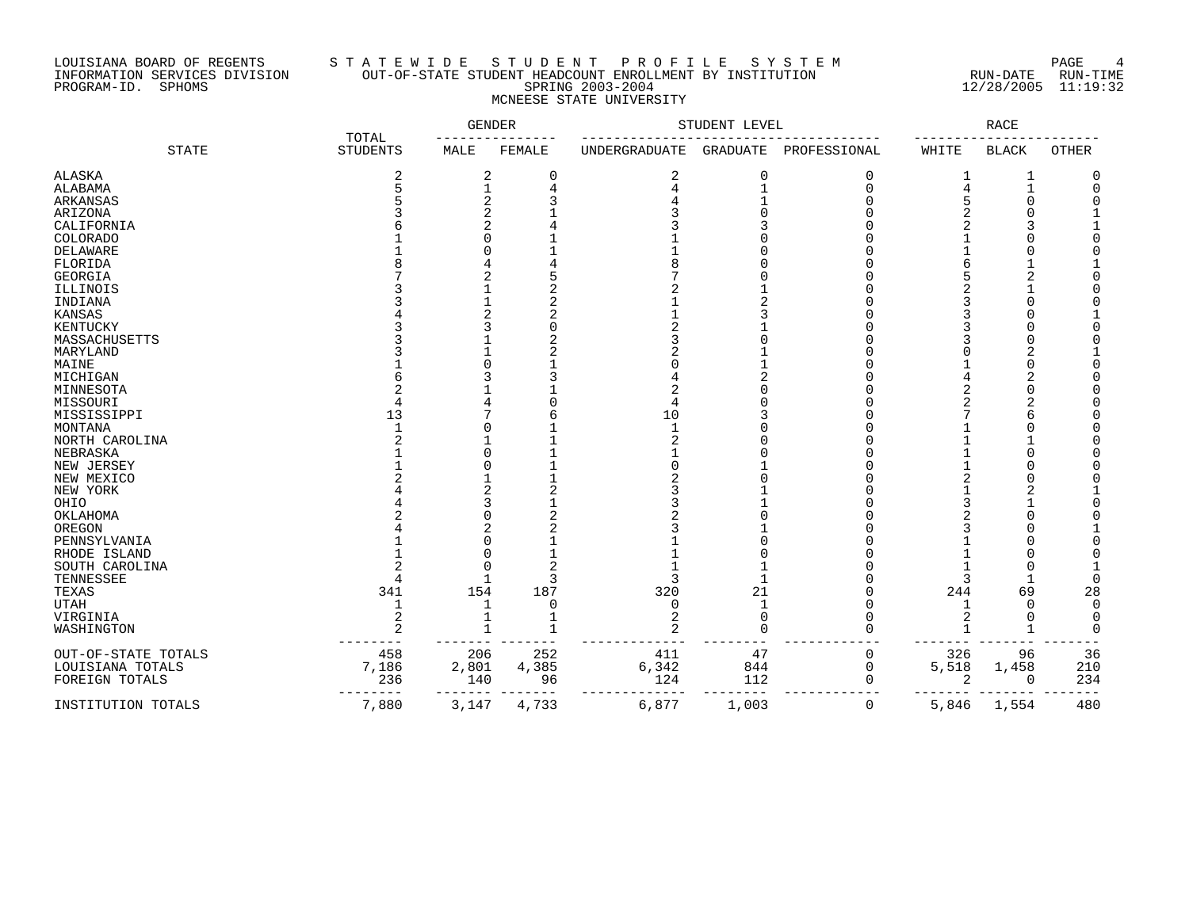LOUISIANA BOARD OF REGENTS
INFORMATION SERVICES DIVISION
PROGRAM-ID. SPHOMS

# STATEWIDE STUDENT PROFILE SYSTEM

## OUT-OF-STATE STUDENT HEADCOUNT ENROLLMENT BY INSTITUTION
## SPRING 2003-2004
## MCNEESE STATE UNIVERSITY

RUN-DATE 12/28/2005 RUN-TIME 11:19:32

| STATE | TOTAL STUDENTS | GENDER | | STUDENT LEVEL | | | RACE | | |
|---|---|---|---|---|---|---|---|---|---|
| | | MALE | FEMALE | UNDERGRADUATE | GRADUATE | PROFESSIONAL | WHITE | BLACK | OTHER |
| ALASKA | 2 | 2 | 0 | 2 | 0 | 0 | 1 | 1 | 0 |
| ALABAMA | 5 | 1 | 4 | 4 | 1 | 0 | 4 | 1 | 0 |
| ARKANSAS | 5 | 2 | 3 | 4 | 1 | 0 | 5 | 0 | 0 |
| ARIZONA | 3 | 2 | 1 | 3 | 0 | 0 | 2 | 0 | 1 |
| CALIFORNIA | 6 | 2 | 4 | 3 | 3 | 0 | 2 | 3 | 1 |
| COLORADO | 1 | 0 | 1 | 1 | 0 | 0 | 1 | 0 | 0 |
| DELAWARE | 1 | 0 | 1 | 1 | 0 | 0 | 1 | 0 | 0 |
| FLORIDA | 8 | 4 | 4 | 8 | 0 | 0 | 6 | 1 | 1 |
| GEORGIA | 7 | 2 | 5 | 7 | 0 | 0 | 5 | 2 | 0 |
| ILLINOIS | 3 | 1 | 2 | 2 | 1 | 0 | 2 | 1 | 0 |
| INDIANA | 3 | 1 | 2 | 1 | 2 | 0 | 3 | 0 | 0 |
| KANSAS | 4 | 2 | 2 | 1 | 3 | 0 | 3 | 0 | 1 |
| KENTUCKY | 3 | 3 | 0 | 2 | 1 | 0 | 3 | 0 | 0 |
| MASSACHUSETTS | 3 | 1 | 2 | 3 | 0 | 0 | 3 | 0 | 0 |
| MARYLAND | 3 | 1 | 2 | 2 | 1 | 0 | 0 | 2 | 1 |
| MAINE | 1 | 0 | 1 | 0 | 1 | 0 | 1 | 0 | 0 |
| MICHIGAN | 6 | 3 | 3 | 4 | 2 | 0 | 4 | 2 | 0 |
| MINNESOTA | 2 | 1 | 1 | 2 | 0 | 0 | 2 | 0 | 0 |
| MISSOURI | 4 | 4 | 0 | 4 | 0 | 0 | 2 | 2 | 0 |
| MISSISSIPPI | 13 | 7 | 6 | 10 | 3 | 0 | 7 | 6 | 0 |
| MONTANA | 1 | 0 | 1 | 1 | 0 | 0 | 1 | 0 | 0 |
| NORTH CAROLINA | 2 | 1 | 1 | 2 | 0 | 0 | 1 | 1 | 0 |
| NEBRASKA | 1 | 0 | 1 | 1 | 0 | 0 | 1 | 0 | 0 |
| NEW JERSEY | 1 | 0 | 1 | 0 | 1 | 0 | 1 | 0 | 0 |
| NEW MEXICO | 2 | 1 | 1 | 2 | 0 | 0 | 2 | 0 | 0 |
| NEW YORK | 4 | 2 | 2 | 3 | 1 | 0 | 1 | 2 | 1 |
| OHIO | 4 | 3 | 1 | 3 | 1 | 0 | 3 | 1 | 0 |
| OKLAHOMA | 2 | 0 | 2 | 2 | 0 | 0 | 2 | 0 | 0 |
| OREGON | 4 | 2 | 2 | 3 | 1 | 0 | 3 | 0 | 1 |
| PENNSYLVANIA | 1 | 0 | 1 | 1 | 0 | 0 | 1 | 0 | 0 |
| RHODE ISLAND | 1 | 0 | 1 | 1 | 0 | 0 | 1 | 0 | 0 |
| SOUTH CAROLINA | 2 | 0 | 2 | 1 | 1 | 0 | 1 | 0 | 1 |
| TENNESSEE | 4 | 1 | 3 | 3 | 1 | 0 | 3 | 1 | 0 |
| TEXAS | 341 | 154 | 187 | 320 | 21 | 0 | 244 | 69 | 28 |
| UTAH | 1 | 1 | 0 | 0 | 1 | 0 | 1 | 0 | 0 |
| VIRGINIA | 2 | 1 | 1 | 2 | 0 | 0 | 2 | 0 | 0 |
| WASHINGTON | 2 | 1 | 1 | 2 | 0 | 0 | 1 | 1 | 0 |
| OUT-OF-STATE TOTALS | 458 | 206 | 252 | 411 | 47 | 0 | 326 | 96 | 36 |
| LOUISIANA TOTALS | 7,186 | 2,801 | 4,385 | 6,342 | 844 | 0 | 5,518 | 1,458 | 210 |
| FOREIGN TOTALS | 236 | 140 | 96 | 124 | 112 | 0 | 2 | 0 | 234 |
| INSTITUTION TOTALS | 7,880 | 3,147 | 4,733 | 6,877 | 1,003 | 0 | 5,846 | 1,554 | 480 |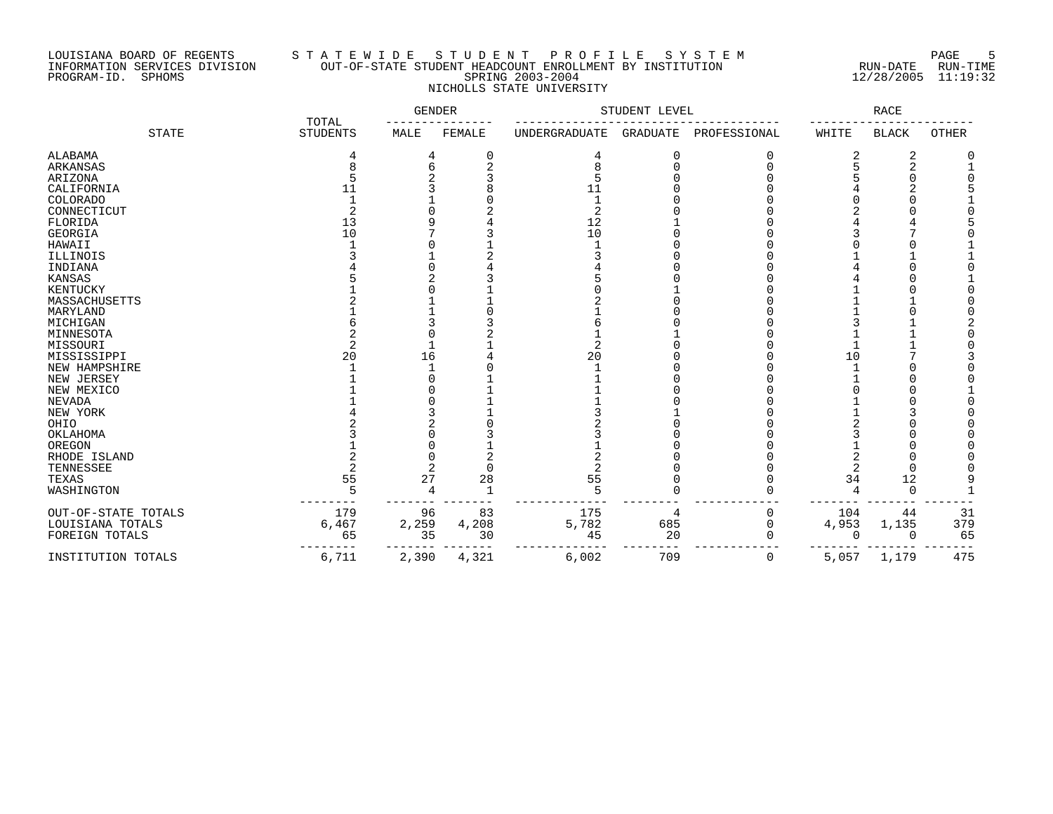LOUISIANA BOARD OF REGENTS
INFORMATION SERVICES DIVISION
PROGRAM-ID. SPHOMS

# S T A T E W I D E   S T U D E N T   P R O F I L E   S Y S T E M

## OUT-OF-STATE STUDENT HEADCOUNT ENROLLMENT BY INSTITUTION
SPRING 2003-2004
NICHOLLS STATE UNIVERSITY

RUN-DATE 12/28/2005   RUN-TIME 11:19:32

| STATE | TOTAL STUDENTS | GENDER | | STUDENT LEVEL | | | RACE | | |
|---|---|---|---|---|---|---|---|---|---|
| | | MALE | FEMALE | UNDERGRADUATE | GRADUATE | PROFESSIONAL | WHITE | BLACK | OTHER |
| ALABAMA | 4 | 4 | 0 | 4 | 0 | 0 | 2 | 2 | 0 |
| ARKANSAS | 8 | 6 | 2 | 8 | 0 | 0 | 5 | 2 | 1 |
| ARIZONA | 5 | 2 | 3 | 5 | 0 | 0 | 5 | 0 | 0 |
| CALIFORNIA | 11 | 3 | 8 | 11 | 0 | 0 | 4 | 2 | 5 |
| COLORADO | 1 | 1 | 0 | 1 | 0 | 0 | 0 | 0 | 1 |
| CONNECTICUT | 2 | 0 | 2 | 2 | 0 | 0 | 2 | 0 | 0 |
| FLORIDA | 13 | 9 | 4 | 12 | 1 | 0 | 4 | 4 | 5 |
| GEORGIA | 10 | 7 | 3 | 10 | 0 | 0 | 3 | 7 | 0 |
| HAWAII | 1 | 0 | 1 | 1 | 0 | 0 | 0 | 0 | 1 |
| ILLINOIS | 3 | 1 | 2 | 3 | 0 | 0 | 1 | 1 | 1 |
| INDIANA | 4 | 0 | 4 | 4 | 0 | 0 | 4 | 0 | 0 |
| KANSAS | 5 | 2 | 3 | 5 | 0 | 0 | 4 | 0 | 1 |
| KENTUCKY | 1 | 0 | 1 | 0 | 1 | 0 | 1 | 0 | 0 |
| MASSACHUSETTS | 2 | 1 | 1 | 2 | 0 | 0 | 1 | 1 | 0 |
| MARYLAND | 1 | 1 | 0 | 1 | 0 | 0 | 1 | 0 | 0 |
| MICHIGAN | 6 | 3 | 3 | 6 | 0 | 0 | 3 | 1 | 2 |
| MINNESOTA | 2 | 0 | 2 | 1 | 1 | 0 | 1 | 1 | 0 |
| MISSOURI | 2 | 1 | 1 | 2 | 0 | 0 | 1 | 1 | 0 |
| MISSISSIPPI | 20 | 16 | 4 | 20 | 0 | 0 | 10 | 7 | 3 |
| NEW HAMPSHIRE | 1 | 1 | 0 | 1 | 0 | 0 | 1 | 0 | 0 |
| NEW JERSEY | 1 | 0 | 1 | 1 | 0 | 0 | 1 | 0 | 0 |
| NEW MEXICO | 1 | 0 | 1 | 1 | 0 | 0 | 0 | 0 | 1 |
| NEVADA | 1 | 0 | 1 | 1 | 0 | 0 | 1 | 0 | 0 |
| NEW YORK | 4 | 3 | 1 | 3 | 1 | 0 | 1 | 3 | 0 |
| OHIO | 2 | 2 | 0 | 2 | 0 | 0 | 2 | 0 | 0 |
| OKLAHOMA | 3 | 0 | 3 | 3 | 0 | 0 | 3 | 0 | 0 |
| OREGON | 1 | 0 | 1 | 1 | 0 | 0 | 1 | 0 | 0 |
| RHODE ISLAND | 2 | 0 | 2 | 2 | 0 | 0 | 2 | 0 | 0 |
| TENNESSEE | 2 | 2 | 0 | 2 | 0 | 0 | 2 | 0 | 0 |
| TEXAS | 55 | 27 | 28 | 55 | 0 | 0 | 34 | 12 | 9 |
| WASHINGTON | 5 | 4 | 1 | 5 | 0 | 0 | 4 | 0 | 1 |
| OUT-OF-STATE TOTALS | 179 | 96 | 83 | 175 | 4 | 0 | 104 | 44 | 31 |
| LOUISIANA TOTALS | 6,467 | 2,259 | 4,208 | 5,782 | 685 | 0 | 4,953 | 1,135 | 379 |
| FOREIGN TOTALS | 65 | 35 | 30 | 45 | 20 | 0 | 0 | 0 | 65 |
| INSTITUTION TOTALS | 6,711 | 2,390 | 4,321 | 6,002 | 709 | 0 | 5,057 | 1,179 | 475 |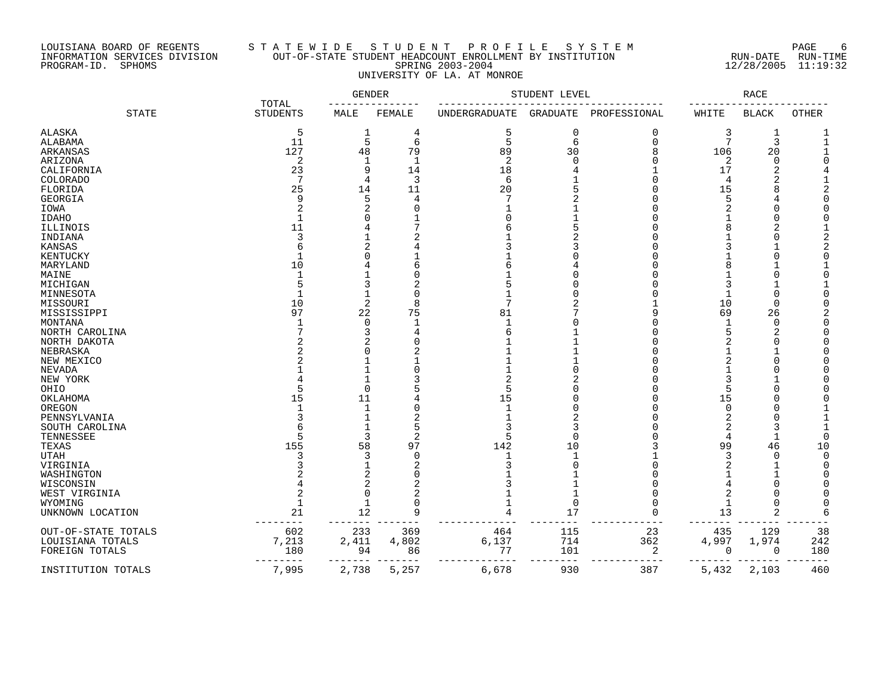LOUISIANA BOARD OF REGENTS — INFORMATION SERVICES DIVISION — PROGRAM-ID. SPHOMS

# STATEWIDE STUDENT PROFILE SYSTEM

## OUT-OF-STATE STUDENT HEADCOUNT ENROLLMENT BY INSTITUTION
### SPRING 2003-2004
### UNIVERSITY OF LA. AT MONROE

RUN-DATE 12/28/2005 RUN-TIME 11:19:32

| STATE | TOTAL STUDENTS | GENDER | | STUDENT LEVEL | | | RACE | | |
|---|---|---|---|---|---|---|---|---|---|
| | | MALE | FEMALE | UNDERGRADUATE | GRADUATE | PROFESSIONAL | WHITE | BLACK | OTHER |
| ALASKA | 5 | 1 | 4 | 5 | 0 | 0 | 3 | 1 | 1 |
| ALABAMA | 11 | 5 | 6 | 5 | 6 | 0 | 7 | 3 | 1 |
| ARKANSAS | 127 | 48 | 79 | 89 | 30 | 8 | 106 | 20 | 1 |
| ARIZONA | 2 | 1 | 1 | 2 | 0 | 0 | 2 | 0 | 0 |
| CALIFORNIA | 23 | 9 | 14 | 18 | 4 | 1 | 17 | 2 | 4 |
| COLORADO | 7 | 4 | 3 | 6 | 1 | 0 | 4 | 2 | 1 |
| FLORIDA | 25 | 14 | 11 | 20 | 5 | 0 | 15 | 8 | 2 |
| GEORGIA | 9 | 5 | 4 | 7 | 2 | 0 | 5 | 4 | 0 |
| IOWA | 2 | 2 | 0 | 1 | 1 | 0 | 2 | 0 | 0 |
| IDAHO | 1 | 0 | 1 | 0 | 1 | 0 | 1 | 0 | 0 |
| ILLINOIS | 11 | 4 | 7 | 6 | 5 | 0 | 8 | 2 | 1 |
| INDIANA | 3 | 1 | 2 | 1 | 2 | 0 | 1 | 0 | 2 |
| KANSAS | 6 | 2 | 4 | 3 | 3 | 0 | 3 | 1 | 2 |
| KENTUCKY | 1 | 0 | 1 | 1 | 0 | 0 | 1 | 0 | 0 |
| MARYLAND | 10 | 4 | 6 | 6 | 4 | 0 | 8 | 1 | 1 |
| MAINE | 1 | 1 | 0 | 1 | 0 | 0 | 1 | 0 | 0 |
| MICHIGAN | 5 | 3 | 2 | 5 | 0 | 0 | 3 | 1 | 1 |
| MINNESOTA | 1 | 1 | 0 | 1 | 0 | 0 | 1 | 0 | 0 |
| MISSOURI | 10 | 2 | 8 | 7 | 2 | 1 | 10 | 0 | 0 |
| MISSISSIPPI | 97 | 22 | 75 | 81 | 7 | 9 | 69 | 26 | 2 |
| MONTANA | 1 | 0 | 1 | 1 | 0 | 0 | 1 | 0 | 0 |
| NORTH CAROLINA | 7 | 3 | 4 | 6 | 1 | 0 | 5 | 2 | 0 |
| NORTH DAKOTA | 2 | 2 | 0 | 1 | 1 | 0 | 2 | 0 | 0 |
| NEBRASKA | 2 | 0 | 2 | 1 | 1 | 0 | 1 | 1 | 0 |
| NEW MEXICO | 2 | 1 | 1 | 1 | 1 | 0 | 2 | 0 | 0 |
| NEVADA | 1 | 1 | 0 | 1 | 0 | 0 | 1 | 0 | 0 |
| NEW YORK | 4 | 1 | 3 | 2 | 2 | 0 | 3 | 1 | 0 |
| OHIO | 5 | 0 | 5 | 5 | 0 | 0 | 5 | 0 | 0 |
| OKLAHOMA | 15 | 11 | 4 | 15 | 0 | 0 | 15 | 0 | 0 |
| OREGON | 1 | 1 | 0 | 1 | 0 | 0 | 0 | 0 | 1 |
| PENNSYLVANIA | 3 | 1 | 2 | 1 | 2 | 0 | 2 | 0 | 1 |
| SOUTH CAROLINA | 6 | 1 | 5 | 3 | 3 | 0 | 2 | 3 | 1 |
| TENNESSEE | 5 | 3 | 2 | 5 | 0 | 0 | 4 | 1 | 0 |
| TEXAS | 155 | 58 | 97 | 142 | 10 | 3 | 99 | 46 | 10 |
| UTAH | 3 | 3 | 0 | 1 | 1 | 1 | 3 | 0 | 0 |
| VIRGINIA | 3 | 1 | 2 | 3 | 0 | 0 | 2 | 1 | 0 |
| WASHINGTON | 2 | 2 | 0 | 1 | 1 | 0 | 1 | 1 | 0 |
| WISCONSIN | 4 | 2 | 2 | 3 | 1 | 0 | 4 | 0 | 0 |
| WEST VIRGINIA | 2 | 0 | 2 | 1 | 1 | 0 | 2 | 0 | 0 |
| WYOMING | 1 | 1 | 0 | 1 | 0 | 0 | 1 | 0 | 0 |
| UNKNOWN LOCATION | 21 | 12 | 9 | 4 | 17 | 0 | 13 | 2 | 6 |
| OUT-OF-STATE TOTALS | 602 | 233 | 369 | 464 | 115 | 23 | 435 | 129 | 38 |
| LOUISIANA TOTALS | 7,213 | 2,411 | 4,802 | 6,137 | 714 | 362 | 4,997 | 1,974 | 242 |
| FOREIGN TOTALS | 180 | 94 | 86 | 77 | 101 | 2 | 0 | 0 | 180 |
| INSTITUTION TOTALS | 7,995 | 2,738 | 5,257 | 6,678 | 930 | 387 | 5,432 | 2,103 | 460 |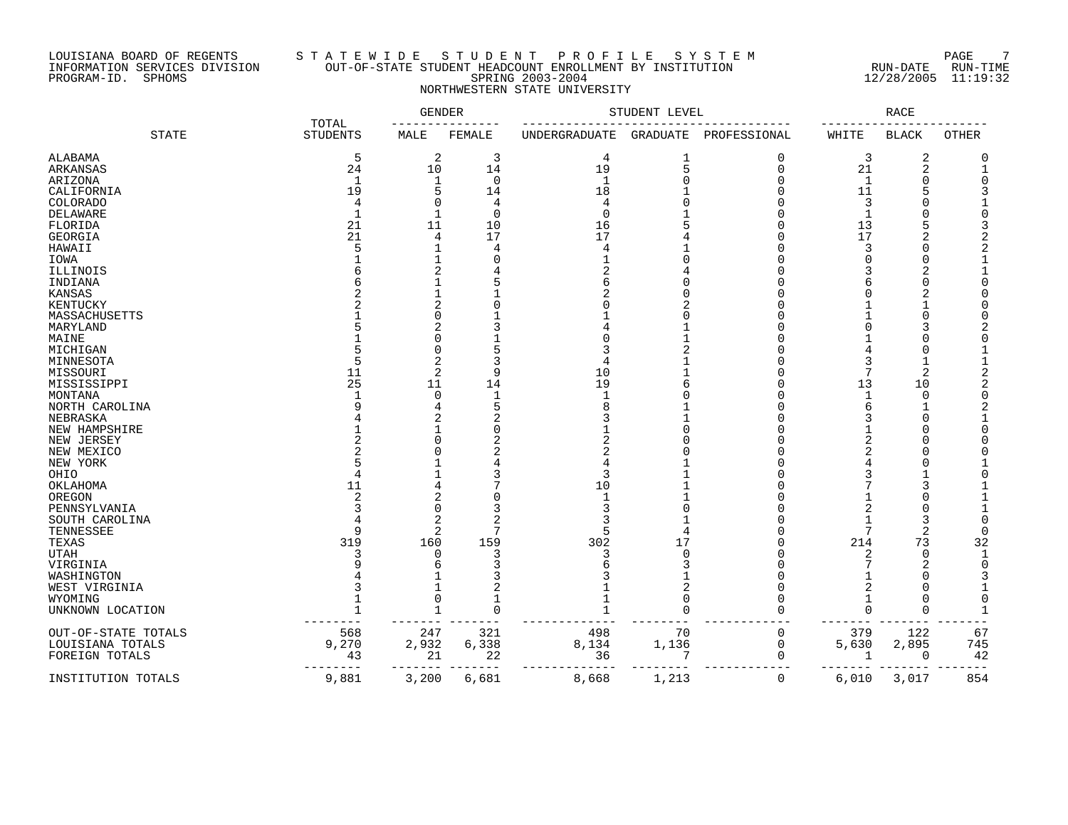LOUISIANA BOARD OF REGENTS — STATEWIDE STUDENT PROFILE SYSTEM
INFORMATION SERVICES DIVISION — OUT-OF-STATE STUDENT HEADCOUNT ENROLLMENT BY INSTITUTION
PROGRAM-ID. SPHOMS — SPRING 2003-2004 — RUN-DATE 12/28/2005 RUN-TIME 11:19:32

NORTHWESTERN STATE UNIVERSITY

| STATE | TOTAL STUDENTS | GENDER | | STUDENT LEVEL | | | RACE | | |
|---|---|---|---|---|---|---|---|---|---|
| | | MALE | FEMALE | UNDERGRADUATE | GRADUATE | PROFESSIONAL | WHITE | BLACK | OTHER |
| ALABAMA | 5 | 2 | 3 | 4 | 1 | 0 | 3 | 2 | 0 |
| ARKANSAS | 24 | 10 | 14 | 19 | 5 | 0 | 21 | 2 | 1 |
| ARIZONA | 1 | 1 | 0 | 1 | 0 | 0 | 1 | 0 | 0 |
| CALIFORNIA | 19 | 5 | 14 | 18 | 1 | 0 | 11 | 5 | 3 |
| COLORADO | 4 | 0 | 4 | 4 | 0 | 0 | 3 | 0 | 1 |
| DELAWARE | 1 | 1 | 0 | 0 | 1 | 0 | 1 | 0 | 0 |
| FLORIDA | 21 | 11 | 10 | 16 | 5 | 0 | 13 | 5 | 3 |
| GEORGIA | 21 | 4 | 17 | 17 | 4 | 0 | 17 | 2 | 2 |
| HAWAII | 5 | 1 | 4 | 4 | 1 | 0 | 3 | 0 | 2 |
| IOWA | 1 | 1 | 0 | 1 | 0 | 0 | 0 | 0 | 1 |
| ILLINOIS | 6 | 2 | 4 | 2 | 4 | 0 | 3 | 2 | 1 |
| INDIANA | 6 | 1 | 5 | 6 | 0 | 0 | 6 | 0 | 0 |
| KANSAS | 2 | 1 | 1 | 2 | 0 | 0 | 0 | 2 | 0 |
| KENTUCKY | 2 | 2 | 0 | 0 | 2 | 0 | 1 | 1 | 0 |
| MASSACHUSETTS | 1 | 0 | 1 | 1 | 0 | 0 | 1 | 0 | 0 |
| MARYLAND | 5 | 2 | 3 | 4 | 1 | 0 | 0 | 3 | 2 |
| MAINE | 1 | 0 | 1 | 0 | 1 | 0 | 1 | 0 | 0 |
| MICHIGAN | 5 | 0 | 5 | 3 | 2 | 0 | 4 | 0 | 1 |
| MINNESOTA | 5 | 2 | 3 | 4 | 1 | 0 | 3 | 1 | 1 |
| MISSOURI | 11 | 2 | 9 | 10 | 1 | 0 | 7 | 2 | 2 |
| MISSISSIPPI | 25 | 11 | 14 | 19 | 6 | 0 | 13 | 10 | 2 |
| MONTANA | 1 | 0 | 1 | 1 | 0 | 0 | 1 | 0 | 0 |
| NORTH CAROLINA | 9 | 4 | 5 | 8 | 1 | 0 | 6 | 1 | 2 |
| NEBRASKA | 4 | 2 | 2 | 3 | 1 | 0 | 3 | 0 | 1 |
| NEW HAMPSHIRE | 1 | 1 | 0 | 1 | 0 | 0 | 1 | 0 | 0 |
| NEW JERSEY | 2 | 0 | 2 | 2 | 0 | 0 | 2 | 0 | 0 |
| NEW MEXICO | 2 | 0 | 2 | 2 | 0 | 0 | 2 | 0 | 0 |
| NEW YORK | 5 | 1 | 4 | 4 | 1 | 0 | 4 | 0 | 1 |
| OHIO | 4 | 1 | 3 | 3 | 1 | 0 | 3 | 1 | 0 |
| OKLAHOMA | 11 | 4 | 7 | 10 | 1 | 0 | 7 | 3 | 1 |
| OREGON | 2 | 2 | 0 | 1 | 1 | 0 | 1 | 0 | 1 |
| PENNSYLVANIA | 3 | 0 | 3 | 3 | 0 | 0 | 2 | 0 | 1 |
| SOUTH CAROLINA | 4 | 2 | 2 | 3 | 1 | 0 | 1 | 3 | 0 |
| TENNESSEE | 9 | 2 | 7 | 5 | 4 | 0 | 7 | 2 | 0 |
| TEXAS | 319 | 160 | 159 | 302 | 17 | 0 | 214 | 73 | 32 |
| UTAH | 3 | 0 | 3 | 3 | 0 | 0 | 2 | 0 | 1 |
| VIRGINIA | 9 | 6 | 3 | 6 | 3 | 0 | 7 | 2 | 0 |
| WASHINGTON | 4 | 1 | 3 | 3 | 1 | 0 | 1 | 0 | 3 |
| WEST VIRGINIA | 3 | 1 | 2 | 1 | 2 | 0 | 2 | 0 | 1 |
| WYOMING | 1 | 0 | 1 | 1 | 0 | 0 | 1 | 0 | 0 |
| UNKNOWN LOCATION | 1 | 1 | 0 | 1 | 0 | 0 | 0 | 0 | 1 |
| OUT-OF-STATE TOTALS | 568 | 247 | 321 | 498 | 70 | 0 | 379 | 122 | 67 |
| LOUISIANA TOTALS | 9,270 | 2,932 | 6,338 | 8,134 | 1,136 | 0 | 5,630 | 2,895 | 745 |
| FOREIGN TOTALS | 43 | 21 | 22 | 36 | 7 | 0 | 1 | 0 | 42 |
| INSTITUTION TOTALS | 9,881 | 3,200 | 6,681 | 8,668 | 1,213 | 0 | 6,010 | 3,017 | 854 |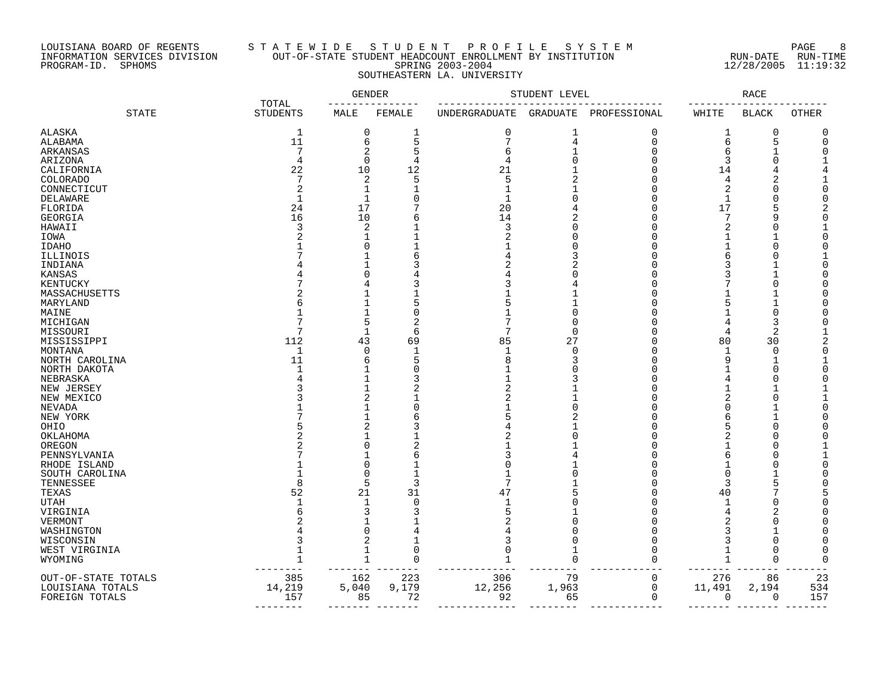LOUISIANA BOARD OF REGENTS — STATEWIDE STUDENT PROFILE SYSTEM
INFORMATION SERVICES DIVISION — OUT-OF-STATE STUDENT HEADCOUNT ENROLLMENT BY INSTITUTION — RUN-DATE 12/28/2005 RUN-TIME 11:19:32
PROGRAM-ID. SPHOMS — SPRING 2003-2004

SOUTHEASTERN LA. UNIVERSITY

| STATE | TOTAL STUDENTS | GENDER | | STUDENT LEVEL | | | RACE | | |
|---|---|---|---|---|---|---|---|---|---|
| | | MALE | FEMALE | UNDERGRADUATE | GRADUATE | PROFESSIONAL | WHITE | BLACK | OTHER |
| ALASKA | 1 | 0 | 1 | 0 | 1 | 0 | 1 | 0 | 0 |
| ALABAMA | 11 | 6 | 5 | 7 | 4 | 0 | 6 | 5 | 0 |
| ARKANSAS | 7 | 2 | 5 | 6 | 1 | 0 | 6 | 1 | 0 |
| ARIZONA | 4 | 0 | 4 | 4 | 0 | 0 | 3 | 0 | 1 |
| CALIFORNIA | 22 | 10 | 12 | 21 | 1 | 0 | 14 | 4 | 4 |
| COLORADO | 7 | 2 | 5 | 5 | 2 | 0 | 4 | 2 | 1 |
| CONNECTICUT | 2 | 1 | 1 | 1 | 1 | 0 | 2 | 0 | 0 |
| DELAWARE | 1 | 1 | 0 | 1 | 0 | 0 | 1 | 0 | 0 |
| FLORIDA | 24 | 17 | 7 | 20 | 4 | 0 | 17 | 5 | 2 |
| GEORGIA | 16 | 10 | 6 | 14 | 2 | 0 | 7 | 9 | 0 |
| HAWAII | 3 | 2 | 1 | 3 | 0 | 0 | 2 | 0 | 1 |
| IOWA | 2 | 1 | 1 | 2 | 0 | 0 | 1 | 1 | 0 |
| IDAHO | 1 | 0 | 1 | 1 | 0 | 0 | 1 | 0 | 0 |
| ILLINOIS | 7 | 1 | 6 | 4 | 3 | 0 | 6 | 0 | 1 |
| INDIANA | 4 | 1 | 3 | 2 | 2 | 0 | 3 | 1 | 0 |
| KANSAS | 4 | 0 | 4 | 4 | 0 | 0 | 3 | 1 | 0 |
| KENTUCKY | 7 | 4 | 3 | 3 | 4 | 0 | 7 | 0 | 0 |
| MASSACHUSETTS | 2 | 1 | 1 | 1 | 1 | 0 | 1 | 1 | 0 |
| MARYLAND | 6 | 1 | 5 | 5 | 1 | 0 | 5 | 1 | 0 |
| MAINE | 1 | 1 | 0 | 1 | 0 | 0 | 1 | 0 | 0 |
| MICHIGAN | 7 | 5 | 2 | 7 | 0 | 0 | 4 | 3 | 0 |
| MISSOURI | 7 | 1 | 6 | 7 | 0 | 0 | 4 | 2 | 1 |
| MISSISSIPPI | 112 | 43 | 69 | 85 | 27 | 0 | 80 | 30 | 2 |
| MONTANA | 1 | 0 | 1 | 1 | 0 | 0 | 1 | 0 | 0 |
| NORTH CAROLINA | 11 | 6 | 5 | 8 | 3 | 0 | 9 | 1 | 1 |
| NORTH DAKOTA | 1 | 1 | 0 | 1 | 0 | 0 | 1 | 0 | 0 |
| NEBRASKA | 4 | 1 | 3 | 1 | 3 | 0 | 4 | 0 | 0 |
| NEW JERSEY | 3 | 1 | 2 | 2 | 1 | 0 | 1 | 1 | 1 |
| NEW MEXICO | 3 | 2 | 1 | 2 | 1 | 0 | 2 | 0 | 1 |
| NEVADA | 1 | 1 | 0 | 1 | 0 | 0 | 0 | 1 | 0 |
| NEW YORK | 7 | 1 | 6 | 5 | 2 | 0 | 6 | 1 | 0 |
| OHIO | 5 | 2 | 3 | 4 | 1 | 0 | 5 | 0 | 0 |
| OKLAHOMA | 2 | 1 | 1 | 2 | 0 | 0 | 2 | 0 | 0 |
| OREGON | 2 | 0 | 2 | 1 | 1 | 0 | 1 | 0 | 1 |
| PENNSYLVANIA | 7 | 1 | 6 | 3 | 4 | 0 | 6 | 0 | 1 |
| RHODE ISLAND | 1 | 0 | 1 | 0 | 1 | 0 | 1 | 0 | 0 |
| SOUTH CAROLINA | 1 | 0 | 1 | 1 | 0 | 0 | 0 | 1 | 0 |
| TENNESSEE | 8 | 5 | 3 | 7 | 1 | 0 | 3 | 5 | 0 |
| TEXAS | 52 | 21 | 31 | 47 | 5 | 0 | 40 | 7 | 5 |
| UTAH | 1 | 1 | 0 | 1 | 0 | 0 | 1 | 0 | 0 |
| VIRGINIA | 6 | 3 | 3 | 5 | 1 | 0 | 4 | 2 | 0 |
| VERMONT | 2 | 1 | 1 | 2 | 0 | 0 | 2 | 0 | 0 |
| WASHINGTON | 4 | 0 | 4 | 4 | 0 | 0 | 3 | 1 | 0 |
| WISCONSIN | 3 | 2 | 1 | 3 | 0 | 0 | 3 | 0 | 0 |
| WEST VIRGINIA | 1 | 1 | 0 | 0 | 1 | 0 | 1 | 0 | 0 |
| WYOMING | 1 | 1 | 0 | 1 | 0 | 0 | 1 | 0 | 0 |
| OUT-OF-STATE TOTALS | 385 | 162 | 223 | 306 | 79 | 0 | 276 | 86 | 23 |
| LOUISIANA TOTALS | 14,219 | 5,040 | 9,179 | 12,256 | 1,963 | 0 | 11,491 | 2,194 | 534 |
| FOREIGN TOTALS | 157 | 85 | 72 | 92 | 65 | 0 | 0 | 0 | 157 |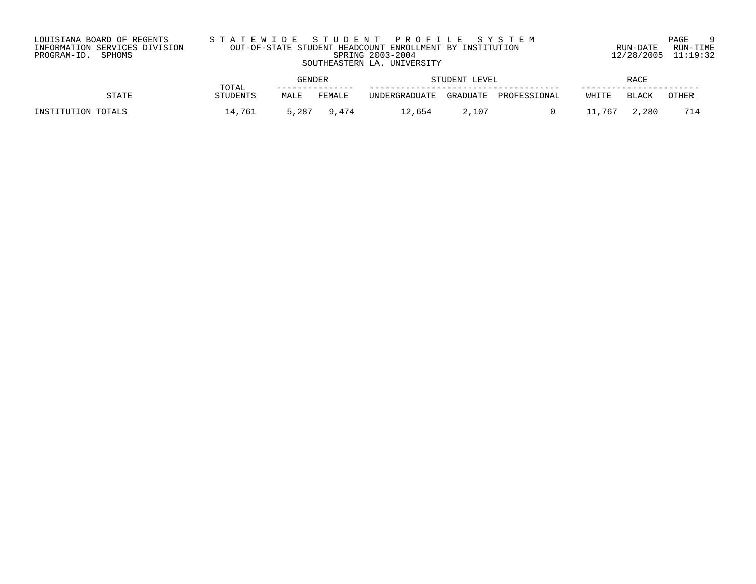LOUISIANA BOARD OF REGENTS
INFORMATION SERVICES DIVISION
PROGRAM-ID. SPHOMS

STATEWIDE STUDENT PROFILE SYSTEM
OUT-OF-STATE STUDENT HEADCOUNT ENROLLMENT BY INSTITUTION
SPRING 2003-2004
SOUTHEASTERN LA. UNIVERSITY

RUN-DATE 12/28/2005 RUN-TIME 11:19:32

| STATE | TOTAL STUDENTS | GENDER | | STUDENT LEVEL | | | RACE | | |
|---|---|---|---|---|---|---|---|---|---|
| | | MALE | FEMALE | UNDERGRADUATE | GRADUATE | PROFESSIONAL | WHITE | BLACK | OTHER |
| INSTITUTION TOTALS | 14,761 | 5,287 | 9,474 | 12,654 | 2,107 | 0 | 11,767 | 2,280 | 714 |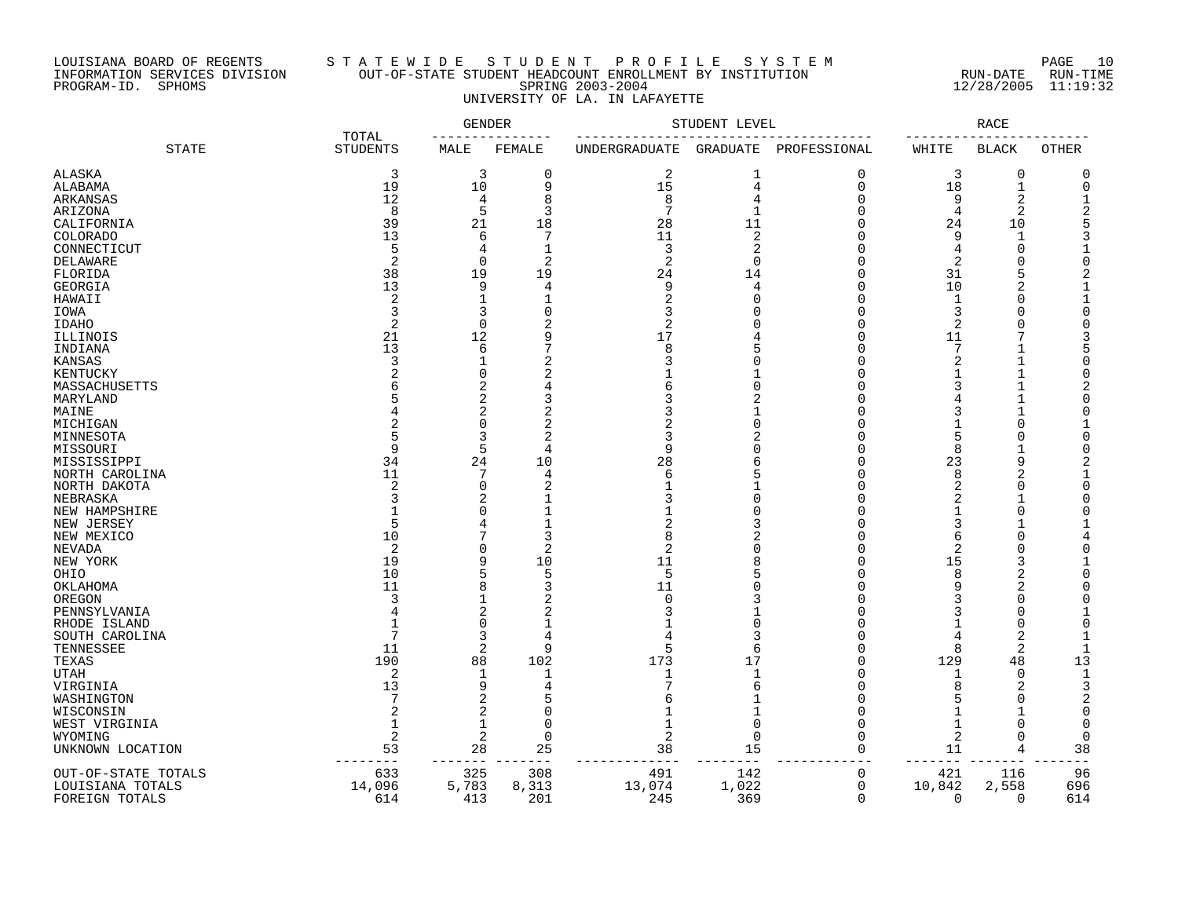LOUISIANA BOARD OF REGENTS — STATEWIDE STUDENT PROFILE SYSTEM
INFORMATION SERVICES DIVISION — OUT-OF-STATE STUDENT HEADCOUNT ENROLLMENT BY INSTITUTION
PROGRAM-ID. SPHOMS — SPRING 2003-2004 — RUN-DATE 12/28/2005 RUN-TIME 11:19:32

UNIVERSITY OF LA. IN LAFAYETTE

| STATE | TOTAL STUDENTS | GENDER | | STUDENT LEVEL | | | RACE | | |
|---|---|---|---|---|---|---|---|---|---|
| | | MALE | FEMALE | UNDERGRADUATE | GRADUATE | PROFESSIONAL | WHITE | BLACK | OTHER |
| ALASKA | 3 | 3 | 0 | 2 | 1 | 0 | 3 | 0 | 0 |
| ALABAMA | 19 | 10 | 9 | 15 | 4 | 0 | 18 | 1 | 0 |
| ARKANSAS | 12 | 4 | 8 | 8 | 4 | 0 | 9 | 2 | 1 |
| ARIZONA | 8 | 5 | 3 | 7 | 1 | 0 | 4 | 2 | 2 |
| CALIFORNIA | 39 | 21 | 18 | 28 | 11 | 0 | 24 | 10 | 5 |
| COLORADO | 13 | 6 | 7 | 11 | 2 | 0 | 9 | 1 | 3 |
| CONNECTICUT | 5 | 4 | 1 | 3 | 2 | 0 | 4 | 0 | 1 |
| DELAWARE | 2 | 0 | 2 | 2 | 0 | 0 | 2 | 0 | 0 |
| FLORIDA | 38 | 19 | 19 | 24 | 14 | 0 | 31 | 5 | 2 |
| GEORGIA | 13 | 9 | 4 | 9 | 4 | 0 | 10 | 2 | 1 |
| HAWAII | 2 | 1 | 1 | 2 | 0 | 0 | 1 | 0 | 1 |
| IOWA | 3 | 3 | 0 | 3 | 0 | 0 | 3 | 0 | 0 |
| IDAHO | 2 | 0 | 2 | 2 | 0 | 0 | 2 | 0 | 0 |
| ILLINOIS | 21 | 12 | 9 | 17 | 4 | 0 | 11 | 7 | 3 |
| INDIANA | 13 | 6 | 7 | 8 | 5 | 0 | 7 | 1 | 5 |
| KANSAS | 3 | 1 | 2 | 3 | 0 | 0 | 2 | 1 | 0 |
| KENTUCKY | 2 | 0 | 2 | 1 | 1 | 0 | 1 | 1 | 0 |
| MASSACHUSETTS | 6 | 2 | 4 | 6 | 0 | 0 | 3 | 1 | 2 |
| MARYLAND | 5 | 2 | 3 | 3 | 2 | 0 | 4 | 1 | 0 |
| MAINE | 4 | 2 | 2 | 3 | 1 | 0 | 3 | 1 | 0 |
| MICHIGAN | 2 | 0 | 2 | 2 | 0 | 0 | 1 | 0 | 1 |
| MINNESOTA | 5 | 3 | 2 | 3 | 2 | 0 | 5 | 0 | 0 |
| MISSOURI | 9 | 5 | 4 | 9 | 0 | 0 | 8 | 1 | 0 |
| MISSISSIPPI | 34 | 24 | 10 | 28 | 6 | 0 | 23 | 9 | 2 |
| NORTH CAROLINA | 11 | 7 | 4 | 6 | 5 | 0 | 8 | 2 | 1 |
| NORTH DAKOTA | 2 | 0 | 2 | 1 | 1 | 0 | 2 | 0 | 0 |
| NEBRASKA | 3 | 2 | 1 | 3 | 0 | 0 | 2 | 1 | 0 |
| NEW HAMPSHIRE | 1 | 0 | 1 | 1 | 0 | 0 | 1 | 0 | 0 |
| NEW JERSEY | 5 | 4 | 1 | 2 | 3 | 0 | 3 | 1 | 1 |
| NEW MEXICO | 10 | 7 | 3 | 8 | 2 | 0 | 6 | 0 | 4 |
| NEVADA | 2 | 0 | 2 | 2 | 0 | 0 | 2 | 0 | 0 |
| NEW YORK | 19 | 9 | 10 | 11 | 8 | 0 | 15 | 3 | 1 |
| OHIO | 10 | 5 | 5 | 5 | 5 | 0 | 8 | 2 | 0 |
| OKLAHOMA | 11 | 8 | 3 | 11 | 0 | 0 | 9 | 2 | 0 |
| OREGON | 3 | 1 | 2 | 0 | 3 | 0 | 3 | 0 | 0 |
| PENNSYLVANIA | 4 | 2 | 2 | 3 | 1 | 0 | 3 | 0 | 1 |
| RHODE ISLAND | 1 | 0 | 1 | 1 | 0 | 0 | 1 | 0 | 0 |
| SOUTH CAROLINA | 7 | 3 | 4 | 4 | 3 | 0 | 4 | 2 | 1 |
| TENNESSEE | 11 | 2 | 9 | 5 | 6 | 0 | 8 | 2 | 1 |
| TEXAS | 190 | 88 | 102 | 173 | 17 | 0 | 129 | 48 | 13 |
| UTAH | 2 | 1 | 1 | 1 | 1 | 0 | 1 | 0 | 1 |
| VIRGINIA | 13 | 9 | 4 | 7 | 6 | 0 | 8 | 2 | 3 |
| WASHINGTON | 7 | 2 | 5 | 6 | 1 | 0 | 5 | 0 | 2 |
| WISCONSIN | 2 | 2 | 0 | 1 | 1 | 0 | 1 | 1 | 0 |
| WEST VIRGINIA | 1 | 1 | 0 | 1 | 0 | 0 | 1 | 0 | 0 |
| WYOMING | 2 | 2 | 0 | 2 | 0 | 0 | 2 | 0 | 0 |
| UNKNOWN LOCATION | 53 | 28 | 25 | 38 | 15 | 0 | 11 | 4 | 38 |
| OUT-OF-STATE TOTALS | 633 | 325 | 308 | 491 | 142 | 0 | 421 | 116 | 96 |
| LOUISIANA TOTALS | 14,096 | 5,783 | 8,313 | 13,074 | 1,022 | 0 | 10,842 | 2,558 | 696 |
| FOREIGN TOTALS | 614 | 413 | 201 | 245 | 369 | 0 | 0 | 0 | 614 |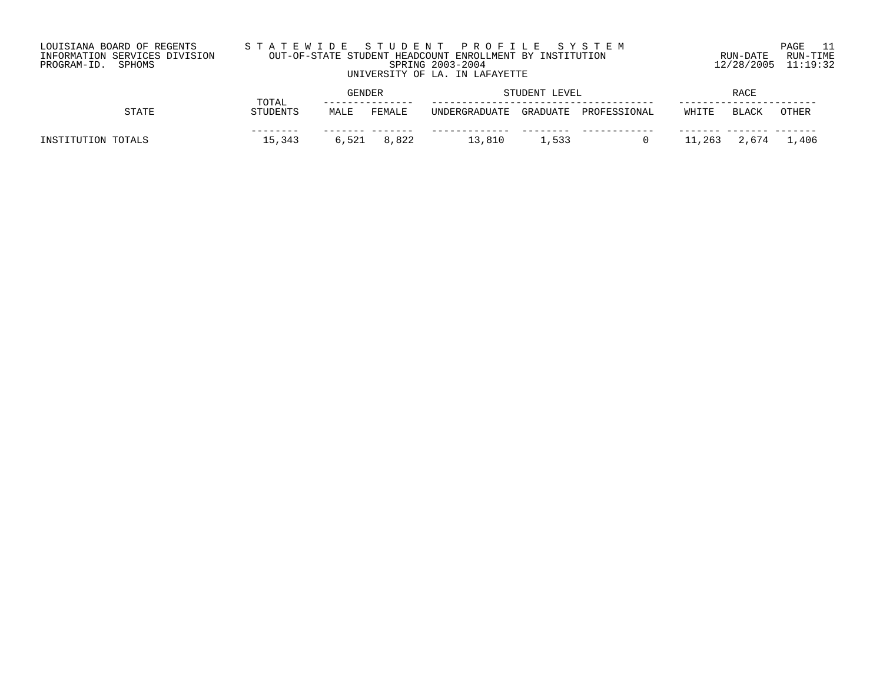LOUISIANA BOARD OF REGENTS
INFORMATION SERVICES DIVISION
PROGRAM-ID. SPHOMS

S T A T E W I D E   S T U D E N T   P R O F I L E   S Y S T E M
OUT-OF-STATE STUDENT HEADCOUNT ENROLLMENT BY INSTITUTION
SPRING 2003-2004
UNIVERSITY OF LA. IN LAFAYETTE

RUN-DATE 12/28/2005   RUN-TIME 11:19:32

| STATE | TOTAL STUDENTS | GENDER | | STUDENT LEVEL | | | RACE | | |
|---|---|---|---|---|---|---|---|---|---|
| | | MALE | FEMALE | UNDERGRADUATE | GRADUATE | PROFESSIONAL | WHITE | BLACK | OTHER |
| INSTITUTION TOTALS | 15,343 | 6,521 | 8,822 | 13,810 | 1,533 | 0 | 11,263 | 2,674 | 1,406 |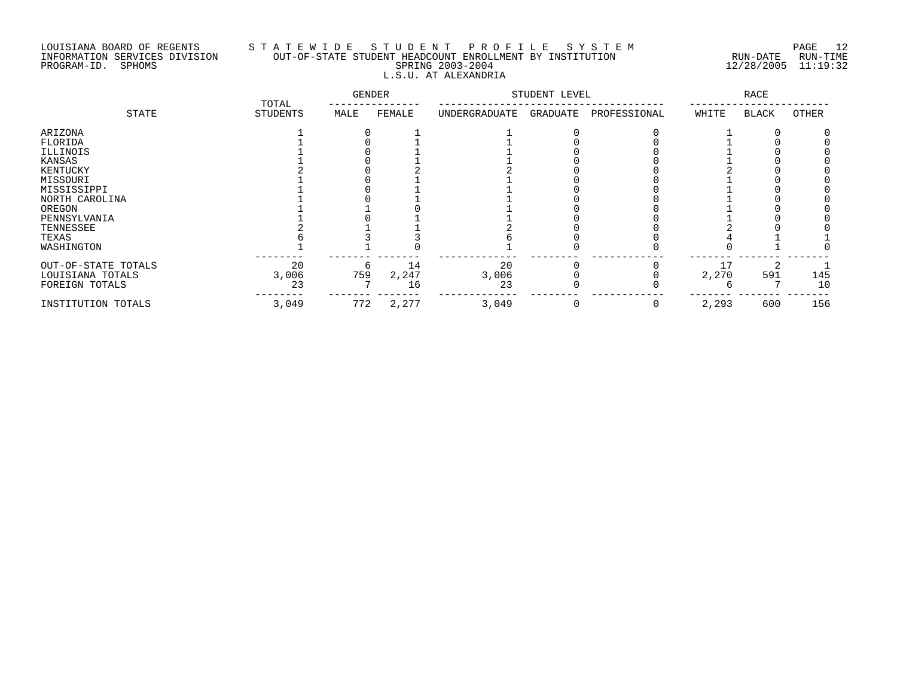LOUISIANA BOARD OF REGENTS
INFORMATION SERVICES DIVISION
PROGRAM-ID. SPHOMS

# STATEWIDE STUDENT PROFILE SYSTEM
## OUT-OF-STATE STUDENT HEADCOUNT ENROLLMENT BY INSTITUTION
### SPRING 2003-2004
### L.S.U. AT ALEXANDRIA

RUN-DATE 12/28/2005 RUN-TIME 11:19:32

| STATE | TOTAL STUDENTS | GENDER | | STUDENT LEVEL | | | RACE | | |
|---|---|---|---|---|---|---|---|---|---|
| | | MALE | FEMALE | UNDERGRADUATE | GRADUATE | PROFESSIONAL | WHITE | BLACK | OTHER |
| ARIZONA | 1 | 0 | 1 | 1 | 0 | 0 | 1 | 0 | 0 |
| FLORIDA | 1 | 0 | 1 | 1 | 0 | 0 | 1 | 0 | 0 |
| ILLINOIS | 1 | 0 | 1 | 1 | 0 | 0 | 1 | 0 | 0 |
| KANSAS | 1 | 0 | 1 | 1 | 0 | 0 | 1 | 0 | 0 |
| KENTUCKY | 2 | 0 | 2 | 2 | 0 | 0 | 2 | 0 | 0 |
| MISSOURI | 1 | 0 | 1 | 1 | 0 | 0 | 1 | 0 | 0 |
| MISSISSIPPI | 1 | 0 | 1 | 1 | 0 | 0 | 1 | 0 | 0 |
| NORTH CAROLINA | 1 | 0 | 1 | 1 | 0 | 0 | 1 | 0 | 0 |
| OREGON | 1 | 1 | 0 | 1 | 0 | 0 | 1 | 0 | 0 |
| PENNSYLVANIA | 1 | 0 | 1 | 1 | 0 | 0 | 1 | 0 | 0 |
| TENNESSEE | 2 | 1 | 1 | 2 | 0 | 0 | 2 | 0 | 0 |
| TEXAS | 6 | 3 | 3 | 6 | 0 | 0 | 4 | 1 | 1 |
| WASHINGTON | 1 | 1 | 0 | 1 | 0 | 0 | 0 | 1 | 0 |
| OUT-OF-STATE TOTALS | 20 | 6 | 14 | 20 | 0 | 0 | 17 | 2 | 1 |
| LOUISIANA TOTALS | 3,006 | 759 | 2,247 | 3,006 | 0 | 0 | 2,270 | 591 | 145 |
| FOREIGN TOTALS | 23 | 7 | 16 | 23 | 0 | 0 | 6 | 7 | 10 |
| INSTITUTION TOTALS | 3,049 | 772 | 2,277 | 3,049 | 0 | 0 | 2,293 | 600 | 156 |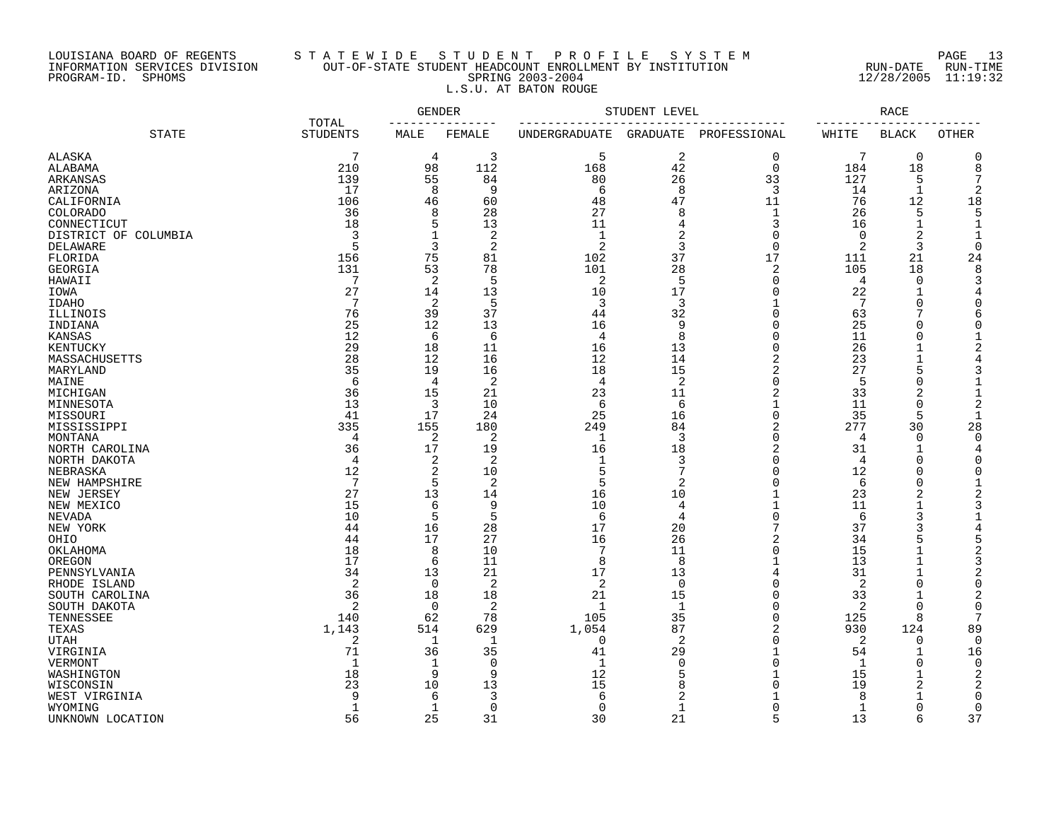LOUISIANA BOARD OF REGENTS
INFORMATION SERVICES DIVISION
PROGRAM-ID. SPHOMS

# STATEWIDE STUDENT PROFILE SYSTEM

## OUT-OF-STATE STUDENT HEADCOUNT ENROLLMENT BY INSTITUTION

### SPRING 2003-2004

### L.S.U. AT BATON ROUGE

RUN-DATE 12/28/2005 RUN-TIME 11:19:32

| STATE | TOTAL STUDENTS | GENDER | | STUDENT LEVEL | | | RACE | | |
|---|---|---|---|---|---|---|---|---|---|
| | | MALE | FEMALE | UNDERGRADUATE | GRADUATE | PROFESSIONAL | WHITE | BLACK | OTHER |
| ALASKA | 7 | 4 | 3 | 5 | 2 | 0 | 7 | 0 | 0 |
| ALABAMA | 210 | 98 | 112 | 168 | 42 | 0 | 184 | 18 | 8 |
| ARKANSAS | 139 | 55 | 84 | 80 | 26 | 33 | 127 | 5 | 7 |
| ARIZONA | 17 | 8 | 9 | 6 | 8 | 3 | 14 | 1 | 2 |
| CALIFORNIA | 106 | 46 | 60 | 48 | 47 | 11 | 76 | 12 | 18 |
| COLORADO | 36 | 8 | 28 | 27 | 8 | 1 | 26 | 5 | 5 |
| CONNECTICUT | 18 | 5 | 13 | 11 | 4 | 3 | 16 | 1 | 1 |
| DISTRICT OF COLUMBIA | 3 | 1 | 2 | 1 | 2 | 0 | 0 | 2 | 1 |
| DELAWARE | 5 | 3 | 2 | 2 | 3 | 0 | 2 | 3 | 0 |
| FLORIDA | 156 | 75 | 81 | 102 | 37 | 17 | 111 | 21 | 24 |
| GEORGIA | 131 | 53 | 78 | 101 | 28 | 2 | 105 | 18 | 8 |
| HAWAII | 7 | 2 | 5 | 2 | 5 | 0 | 4 | 0 | 3 |
| IOWA | 27 | 14 | 13 | 10 | 17 | 0 | 22 | 1 | 4 |
| IDAHO | 7 | 2 | 5 | 3 | 3 | 1 | 7 | 0 | 0 |
| ILLINOIS | 76 | 39 | 37 | 44 | 32 | 0 | 63 | 7 | 6 |
| INDIANA | 25 | 12 | 13 | 16 | 9 | 0 | 25 | 0 | 0 |
| KANSAS | 12 | 6 | 6 | 4 | 8 | 0 | 11 | 0 | 1 |
| KENTUCKY | 29 | 18 | 11 | 16 | 13 | 0 | 26 | 1 | 2 |
| MASSACHUSETTS | 28 | 12 | 16 | 12 | 14 | 2 | 23 | 1 | 4 |
| MARYLAND | 35 | 19 | 16 | 18 | 15 | 2 | 27 | 5 | 3 |
| MAINE | 6 | 4 | 2 | 4 | 2 | 0 | 5 | 0 | 1 |
| MICHIGAN | 36 | 15 | 21 | 23 | 11 | 2 | 33 | 2 | 1 |
| MINNESOTA | 13 | 3 | 10 | 6 | 6 | 1 | 11 | 0 | 2 |
| MISSOURI | 41 | 17 | 24 | 25 | 16 | 0 | 35 | 5 | 1 |
| MISSISSIPPI | 335 | 155 | 180 | 249 | 84 | 2 | 277 | 30 | 28 |
| MONTANA | 4 | 2 | 2 | 1 | 3 | 0 | 4 | 0 | 0 |
| NORTH CAROLINA | 36 | 17 | 19 | 16 | 18 | 2 | 31 | 1 | 4 |
| NORTH DAKOTA | 4 | 2 | 2 | 1 | 3 | 0 | 4 | 0 | 0 |
| NEBRASKA | 12 | 2 | 10 | 5 | 7 | 0 | 12 | 0 | 0 |
| NEW HAMPSHIRE | 7 | 5 | 2 | 5 | 2 | 0 | 6 | 0 | 1 |
| NEW JERSEY | 27 | 13 | 14 | 16 | 10 | 1 | 23 | 2 | 2 |
| NEW MEXICO | 15 | 6 | 9 | 10 | 4 | 1 | 11 | 1 | 3 |
| NEVADA | 10 | 5 | 5 | 6 | 4 | 0 | 6 | 3 | 1 |
| NEW YORK | 44 | 16 | 28 | 17 | 20 | 7 | 37 | 3 | 4 |
| OHIO | 44 | 17 | 27 | 16 | 26 | 2 | 34 | 5 | 5 |
| OKLAHOMA | 18 | 8 | 10 | 7 | 11 | 0 | 15 | 1 | 2 |
| OREGON | 17 | 6 | 11 | 8 | 8 | 1 | 13 | 1 | 3 |
| PENNSYLVANIA | 34 | 13 | 21 | 17 | 13 | 4 | 31 | 1 | 2 |
| RHODE ISLAND | 2 | 0 | 2 | 2 | 0 | 0 | 2 | 0 | 0 |
| SOUTH CAROLINA | 36 | 18 | 18 | 21 | 15 | 0 | 33 | 1 | 2 |
| SOUTH DAKOTA | 2 | 0 | 2 | 1 | 1 | 0 | 2 | 0 | 0 |
| TENNESSEE | 140 | 62 | 78 | 105 | 35 | 0 | 125 | 8 | 7 |
| TEXAS | 1,143 | 514 | 629 | 1,054 | 87 | 2 | 930 | 124 | 89 |
| UTAH | 2 | 1 | 1 | 0 | 2 | 0 | 2 | 0 | 0 |
| VIRGINIA | 71 | 36 | 35 | 41 | 29 | 1 | 54 | 1 | 16 |
| VERMONT | 1 | 1 | 0 | 1 | 0 | 0 | 1 | 0 | 0 |
| WASHINGTON | 18 | 9 | 9 | 12 | 5 | 1 | 15 | 1 | 2 |
| WISCONSIN | 23 | 10 | 13 | 15 | 8 | 0 | 19 | 2 | 2 |
| WEST VIRGINIA | 9 | 6 | 3 | 6 | 2 | 1 | 8 | 1 | 0 |
| WYOMING | 1 | 1 | 0 | 0 | 1 | 0 | 1 | 0 | 0 |
| UNKNOWN LOCATION | 56 | 25 | 31 | 30 | 21 | 5 | 13 | 6 | 37 |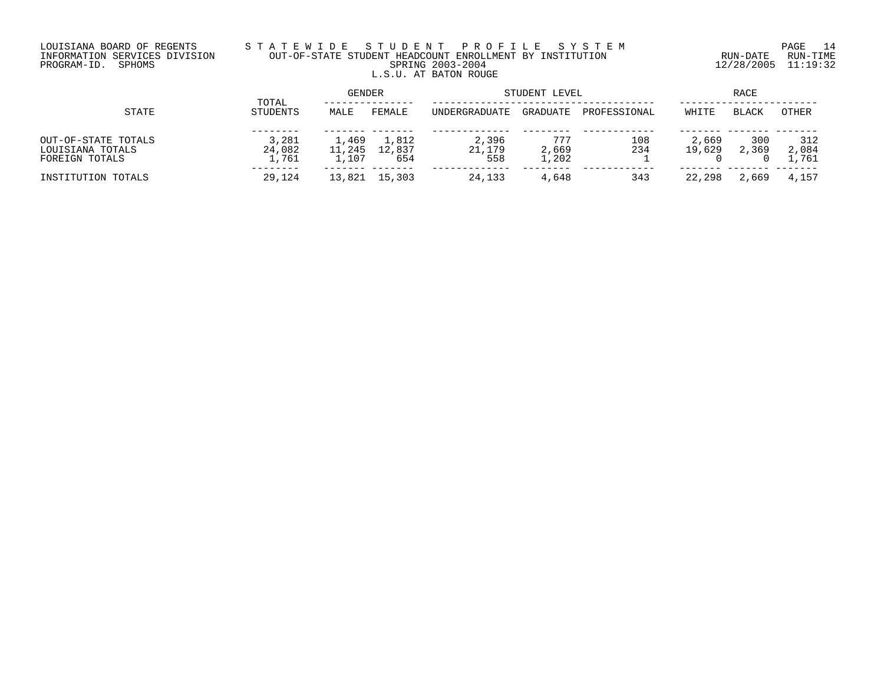LOUISIANA BOARD OF REGENTS
INFORMATION SERVICES DIVISION
PROGRAM-ID. SPHOMS

# STATEWIDE STUDENT PROFILE SYSTEM

## OUT-OF-STATE STUDENT HEADCOUNT ENROLLMENT BY INSTITUTION

### SPRING 2003-2004

### L.S.U. AT BATON ROUGE

RUN-DATE 12/28/2005 RUN-TIME 11:19:32

| STATE | TOTAL STUDENTS | GENDER | | STUDENT LEVEL | | | RACE | | |
|---|---|---|---|---|---|---|---|---|---|
| | | MALE | FEMALE | UNDERGRADUATE | GRADUATE | PROFESSIONAL | WHITE | BLACK | OTHER |
| OUT-OF-STATE TOTALS | 3,281 | 1,469 | 1,812 | 2,396 | 777 | 108 | 2,669 | 300 | 312 |
| LOUISIANA TOTALS | 24,082 | 11,245 | 12,837 | 21,179 | 2,669 | 234 | 19,629 | 2,369 | 2,084 |
| FOREIGN TOTALS | 1,761 | 1,107 | 654 | 558 | 1,202 | 1 | 0 | 0 | 1,761 |
| INSTITUTION TOTALS | 29,124 | 13,821 | 15,303 | 24,133 | 4,648 | 343 | 22,298 | 2,669 | 4,157 |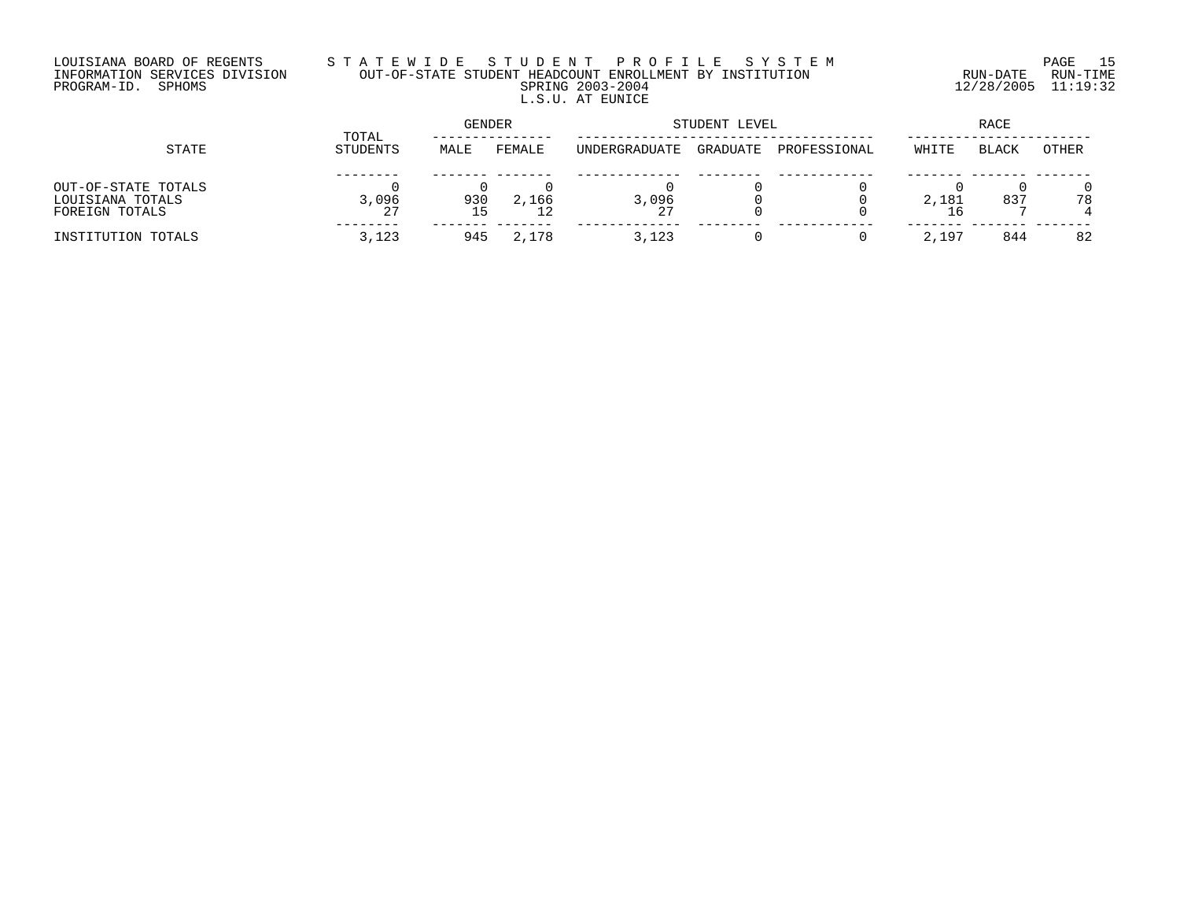LOUISIANA BOARD OF REGENTS
INFORMATION SERVICES DIVISION
PROGRAM-ID. SPHOMS

# STATEWIDE STUDENT PROFILE SYSTEM
## OUT-OF-STATE STUDENT HEADCOUNT ENROLLMENT BY INSTITUTION
### SPRING 2003-2004
### L.S.U. AT EUNICE

RUN-DATE 12/28/2005 RUN-TIME 11:19:32

| STATE | TOTAL STUDENTS | GENDER | | STUDENT LEVEL | | | RACE | | |
|---|---|---|---|---|---|---|---|---|---|
| | | MALE | FEMALE | UNDERGRADUATE | GRADUATE | PROFESSIONAL | WHITE | BLACK | OTHER |
| OUT-OF-STATE TOTALS | 0 | 0 | 0 | 0 | 0 | 0 | 0 | 0 | 0 |
| LOUISIANA TOTALS | 3,096 | 930 | 2,166 | 3,096 | 0 | 0 | 2,181 | 837 | 78 |
| FOREIGN TOTALS | 27 | 15 | 12 | 27 | 0 | 0 | 16 | 7 | 4 |
| INSTITUTION TOTALS | 3,123 | 945 | 2,178 | 3,123 | 0 | 0 | 2,197 | 844 | 82 |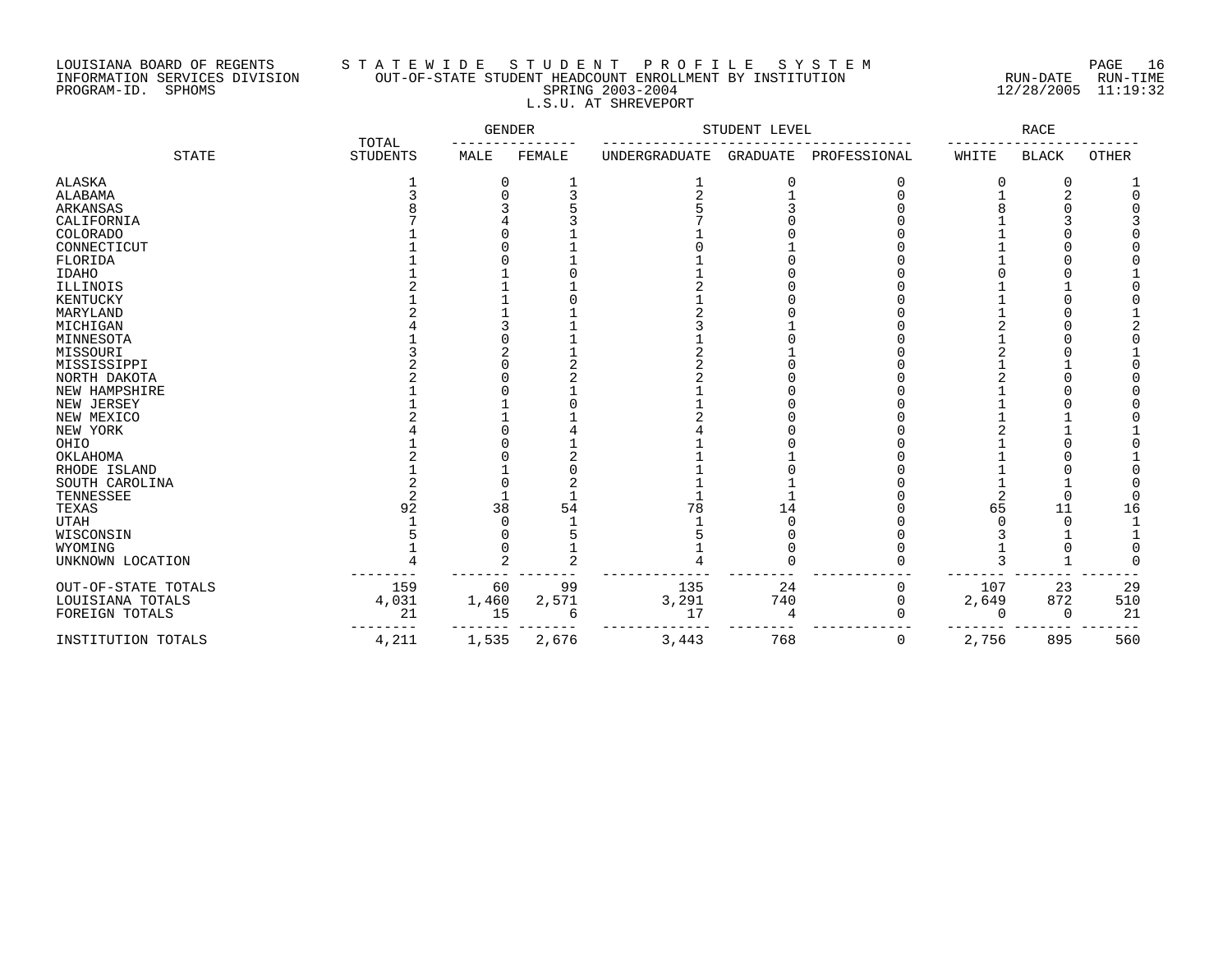LOUISIANA BOARD OF REGENTS
INFORMATION SERVICES DIVISION
PROGRAM-ID. SPHOMS

# STATEWIDE STUDENT PROFILE SYSTEM

## OUT-OF-STATE STUDENT HEADCOUNT ENROLLMENT BY INSTITUTION

SPRING 2003-2004

L.S.U. AT SHREVEPORT

RUN-DATE 12/28/2005 RUN-TIME 11:19:32

| STATE | TOTAL STUDENTS | GENDER | | STUDENT LEVEL | | | RACE | | |
|---|---|---|---|---|---|---|---|---|---|
| | | MALE | FEMALE | UNDERGRADUATE | GRADUATE | PROFESSIONAL | WHITE | BLACK | OTHER |
| ALASKA | 1 | 0 | 1 | 1 | 0 | 0 | 0 | 0 | 1 |
| ALABAMA | 3 | 0 | 3 | 2 | 1 | 0 | 1 | 2 | 0 |
| ARKANSAS | 8 | 3 | 5 | 5 | 3 | 0 | 8 | 0 | 0 |
| CALIFORNIA | 7 | 4 | 3 | 7 | 0 | 0 | 1 | 3 | 3 |
| COLORADO | 1 | 0 | 1 | 1 | 0 | 0 | 1 | 0 | 0 |
| CONNECTICUT | 1 | 0 | 1 | 0 | 1 | 0 | 1 | 0 | 0 |
| FLORIDA | 1 | 0 | 1 | 1 | 0 | 0 | 1 | 0 | 0 |
| IDAHO | 1 | 1 | 0 | 1 | 0 | 0 | 0 | 0 | 1 |
| ILLINOIS | 2 | 1 | 1 | 2 | 0 | 0 | 1 | 1 | 0 |
| KENTUCKY | 1 | 1 | 0 | 1 | 0 | 0 | 1 | 0 | 0 |
| MARYLAND | 2 | 1 | 1 | 2 | 0 | 0 | 1 | 0 | 1 |
| MICHIGAN | 4 | 3 | 1 | 3 | 1 | 0 | 2 | 0 | 2 |
| MINNESOTA | 1 | 0 | 1 | 1 | 0 | 0 | 1 | 0 | 0 |
| MISSOURI | 3 | 2 | 1 | 2 | 1 | 0 | 2 | 0 | 1 |
| MISSISSIPPI | 2 | 0 | 2 | 2 | 0 | 0 | 1 | 1 | 0 |
| NORTH DAKOTA | 2 | 0 | 2 | 2 | 0 | 0 | 2 | 0 | 0 |
| NEW HAMPSHIRE | 1 | 0 | 1 | 1 | 0 | 0 | 1 | 0 | 0 |
| NEW JERSEY | 1 | 1 | 0 | 1 | 0 | 0 | 1 | 0 | 0 |
| NEW MEXICO | 2 | 1 | 1 | 2 | 0 | 0 | 1 | 1 | 0 |
| NEW YORK | 4 | 0 | 4 | 4 | 0 | 0 | 2 | 1 | 1 |
| OHIO | 1 | 0 | 1 | 1 | 0 | 0 | 1 | 0 | 0 |
| OKLAHOMA | 2 | 0 | 2 | 1 | 1 | 0 | 1 | 0 | 1 |
| RHODE ISLAND | 1 | 1 | 0 | 1 | 0 | 0 | 1 | 0 | 0 |
| SOUTH CAROLINA | 2 | 0 | 2 | 1 | 1 | 0 | 1 | 1 | 0 |
| TENNESSEE | 2 | 1 | 1 | 1 | 1 | 0 | 2 | 0 | 0 |
| TEXAS | 92 | 38 | 54 | 78 | 14 | 0 | 65 | 11 | 16 |
| UTAH | 1 | 0 | 1 | 1 | 0 | 0 | 0 | 0 | 1 |
| WISCONSIN | 5 | 0 | 5 | 5 | 0 | 0 | 3 | 1 | 1 |
| WYOMING | 1 | 0 | 1 | 1 | 0 | 0 | 1 | 0 | 0 |
| UNKNOWN LOCATION | 4 | 2 | 2 | 4 | 0 | 0 | 3 | 1 | 0 |
| OUT-OF-STATE TOTALS | 159 | 60 | 99 | 135 | 24 | 0 | 107 | 23 | 29 |
| LOUISIANA TOTALS | 4,031 | 1,460 | 2,571 | 3,291 | 740 | 0 | 2,649 | 872 | 510 |
| FOREIGN TOTALS | 21 | 15 | 6 | 17 | 4 | 0 | 0 | 0 | 21 |
| INSTITUTION TOTALS | 4,211 | 1,535 | 2,676 | 3,443 | 768 | 0 | 2,756 | 895 | 560 |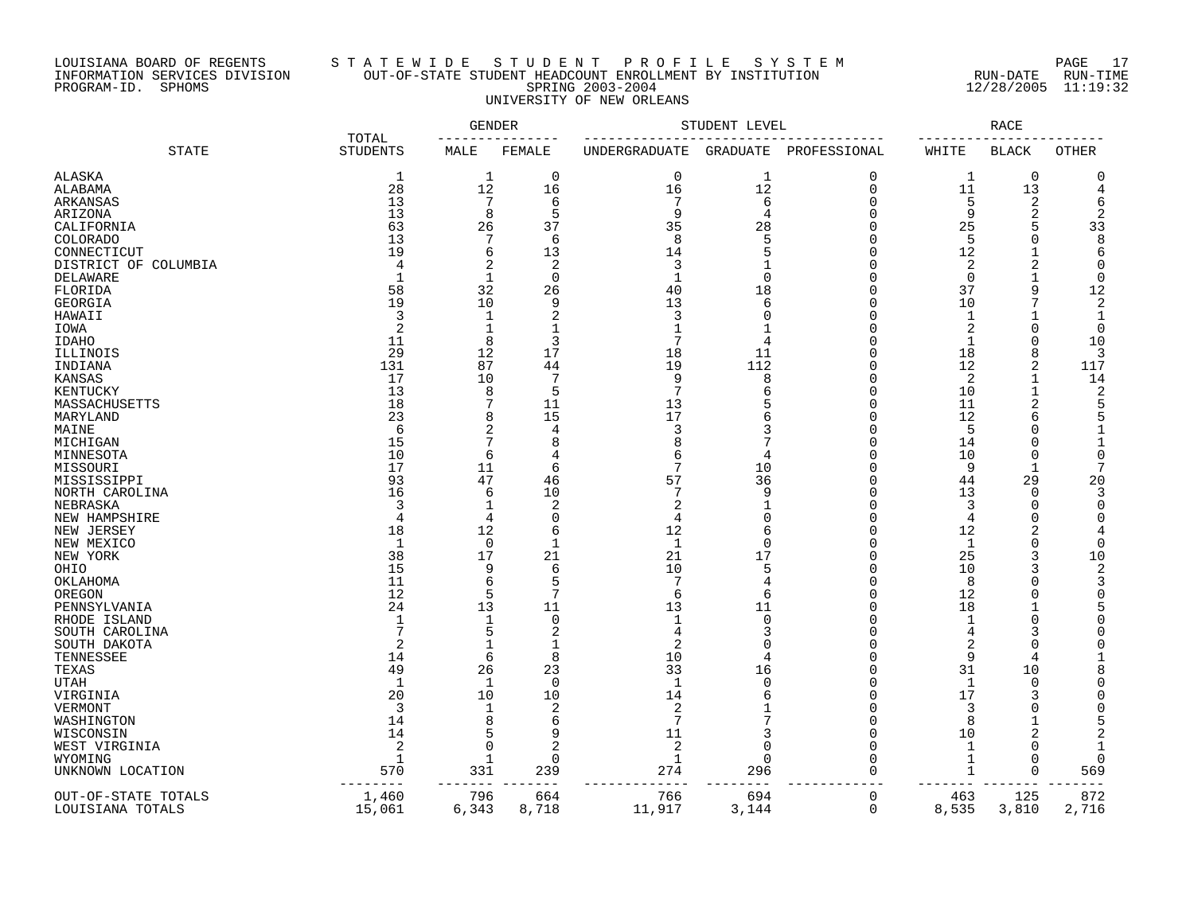LOUISIANA BOARD OF REGENTS
INFORMATION SERVICES DIVISION
PROGRAM-ID. SPHOMS

STATEWIDE STUDENT PROFILE SYSTEM
OUT-OF-STATE STUDENT HEADCOUNT ENROLLMENT BY INSTITUTION
SPRING 2003-2004
UNIVERSITY OF NEW ORLEANS

RUN-DATE 12/28/2005 RUN-TIME 11:19:32

| STATE | TOTAL STUDENTS | GENDER | | STUDENT LEVEL | | | RACE | | |
|---|---|---|---|---|---|---|---|---|---|
| | | MALE | FEMALE | UNDERGRADUATE | GRADUATE | PROFESSIONAL | WHITE | BLACK | OTHER |
| ALASKA | 1 | 1 | 0 | 0 | 1 | 0 | 1 | 0 | 0 |
| ALABAMA | 28 | 12 | 16 | 16 | 12 | 0 | 11 | 13 | 4 |
| ARKANSAS | 13 | 7 | 6 | 7 | 6 | 0 | 5 | 2 | 6 |
| ARIZONA | 13 | 8 | 5 | 9 | 4 | 0 | 9 | 2 | 2 |
| CALIFORNIA | 63 | 26 | 37 | 35 | 28 | 0 | 25 | 5 | 33 |
| COLORADO | 13 | 7 | 6 | 8 | 5 | 0 | 5 | 0 | 8 |
| CONNECTICUT | 19 | 6 | 13 | 14 | 5 | 0 | 12 | 1 | 6 |
| DISTRICT OF COLUMBIA | 4 | 2 | 2 | 3 | 1 | 0 | 2 | 2 | 0 |
| DELAWARE | 1 | 1 | 0 | 1 | 0 | 0 | 0 | 1 | 0 |
| FLORIDA | 58 | 32 | 26 | 40 | 18 | 0 | 37 | 9 | 12 |
| GEORGIA | 19 | 10 | 9 | 13 | 6 | 0 | 10 | 7 | 2 |
| HAWAII | 3 | 1 | 2 | 3 | 0 | 0 | 1 | 1 | 1 |
| IOWA | 2 | 1 | 1 | 1 | 1 | 0 | 2 | 0 | 0 |
| IDAHO | 11 | 8 | 3 | 7 | 4 | 0 | 1 | 0 | 10 |
| ILLINOIS | 29 | 12 | 17 | 18 | 11 | 0 | 18 | 8 | 3 |
| INDIANA | 131 | 87 | 44 | 19 | 112 | 0 | 12 | 2 | 117 |
| KANSAS | 17 | 10 | 7 | 9 | 8 | 0 | 2 | 1 | 14 |
| KENTUCKY | 13 | 8 | 5 | 7 | 6 | 0 | 10 | 1 | 2 |
| MASSACHUSETTS | 18 | 7 | 11 | 13 | 5 | 0 | 11 | 2 | 5 |
| MARYLAND | 23 | 8 | 15 | 17 | 6 | 0 | 12 | 6 | 5 |
| MAINE | 6 | 2 | 4 | 3 | 3 | 0 | 5 | 0 | 1 |
| MICHIGAN | 15 | 7 | 8 | 8 | 7 | 0 | 14 | 0 | 1 |
| MINNESOTA | 10 | 6 | 4 | 6 | 4 | 0 | 10 | 0 | 0 |
| MISSOURI | 17 | 11 | 6 | 7 | 10 | 0 | 9 | 1 | 7 |
| MISSISSIPPI | 93 | 47 | 46 | 57 | 36 | 0 | 44 | 29 | 20 |
| NORTH CAROLINA | 16 | 6 | 10 | 7 | 9 | 0 | 13 | 0 | 3 |
| NEBRASKA | 3 | 1 | 2 | 2 | 1 | 0 | 3 | 0 | 0 |
| NEW HAMPSHIRE | 4 | 4 | 0 | 4 | 0 | 0 | 4 | 0 | 0 |
| NEW JERSEY | 18 | 12 | 6 | 12 | 6 | 0 | 12 | 2 | 4 |
| NEW MEXICO | 1 | 0 | 1 | 1 | 0 | 0 | 1 | 0 | 0 |
| NEW YORK | 38 | 17 | 21 | 21 | 17 | 0 | 25 | 3 | 10 |
| OHIO | 15 | 9 | 6 | 10 | 5 | 0 | 10 | 3 | 2 |
| OKLAHOMA | 11 | 6 | 5 | 7 | 4 | 0 | 8 | 0 | 3 |
| OREGON | 12 | 5 | 7 | 6 | 6 | 0 | 12 | 0 | 0 |
| PENNSYLVANIA | 24 | 13 | 11 | 13 | 11 | 0 | 18 | 1 | 5 |
| RHODE ISLAND | 1 | 1 | 0 | 1 | 0 | 0 | 1 | 0 | 0 |
| SOUTH CAROLINA | 7 | 5 | 2 | 4 | 3 | 0 | 4 | 3 | 0 |
| SOUTH DAKOTA | 2 | 1 | 1 | 2 | 0 | 0 | 2 | 0 | 0 |
| TENNESSEE | 14 | 6 | 8 | 10 | 4 | 0 | 9 | 4 | 1 |
| TEXAS | 49 | 26 | 23 | 33 | 16 | 0 | 31 | 10 | 8 |
| UTAH | 1 | 1 | 0 | 1 | 0 | 0 | 1 | 0 | 0 |
| VIRGINIA | 20 | 10 | 10 | 14 | 6 | 0 | 17 | 3 | 0 |
| VERMONT | 3 | 1 | 2 | 2 | 1 | 0 | 3 | 0 | 0 |
| WASHINGTON | 14 | 8 | 6 | 7 | 7 | 0 | 8 | 1 | 5 |
| WISCONSIN | 14 | 5 | 9 | 11 | 3 | 0 | 10 | 2 | 2 |
| WEST VIRGINIA | 2 | 0 | 2 | 2 | 0 | 0 | 1 | 0 | 1 |
| WYOMING | 1 | 1 | 0 | 1 | 0 | 0 | 1 | 0 | 0 |
| UNKNOWN LOCATION | 570 | 331 | 239 | 274 | 296 | 0 | 1 | 0 | 569 |
| OUT-OF-STATE TOTALS | 1,460 | 796 | 664 | 766 | 694 | 0 | 463 | 125 | 872 |
| LOUISIANA TOTALS | 15,061 | 6,343 | 8,718 | 11,917 | 3,144 | 0 | 8,535 | 3,810 | 2,716 |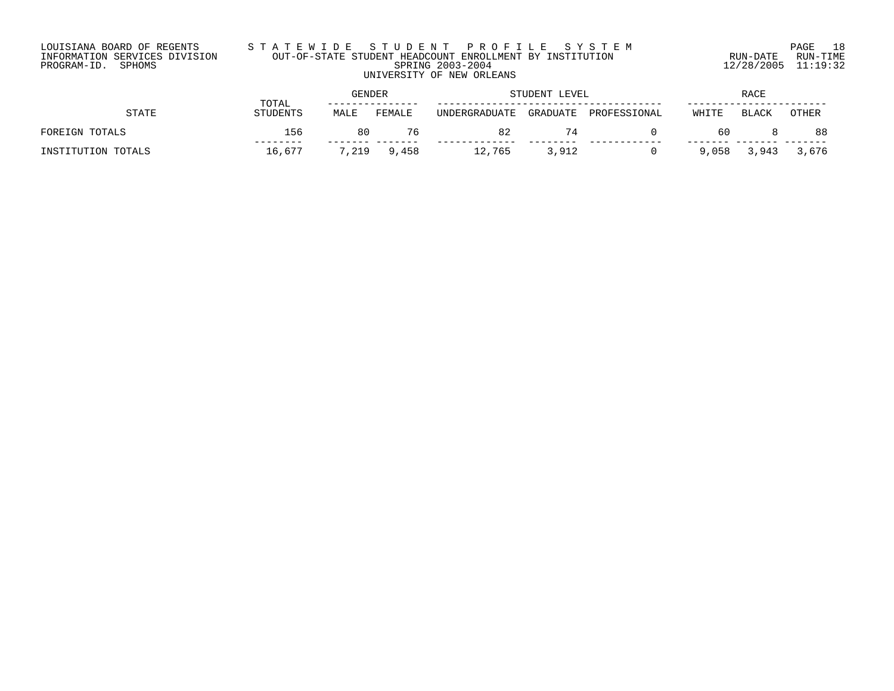LOUISIANA BOARD OF REGENTS
INFORMATION SERVICES DIVISION
PROGRAM-ID. SPHOMS

# STATEWIDE STUDENT PROFILE SYSTEM

## OUT-OF-STATE STUDENT HEADCOUNT ENROLLMENT BY INSTITUTION

### SPRING 2003-2004

### UNIVERSITY OF NEW ORLEANS

RUN-DATE 12/28/2005 RUN-TIME 11:19:32

| STATE | TOTAL STUDENTS | GENDER | | STUDENT LEVEL | | | RACE | | |
|---|---|---|---|---|---|---|---|---|---|
| | | MALE | FEMALE | UNDERGRADUATE | GRADUATE | PROFESSIONAL | WHITE | BLACK | OTHER |
| FOREIGN TOTALS | 156 | 80 | 76 | 82 | 74 | 0 | 60 | 8 | 88 |
| INSTITUTION TOTALS | 16,677 | 7,219 | 9,458 | 12,765 | 3,912 | 0 | 9,058 | 3,943 | 3,676 |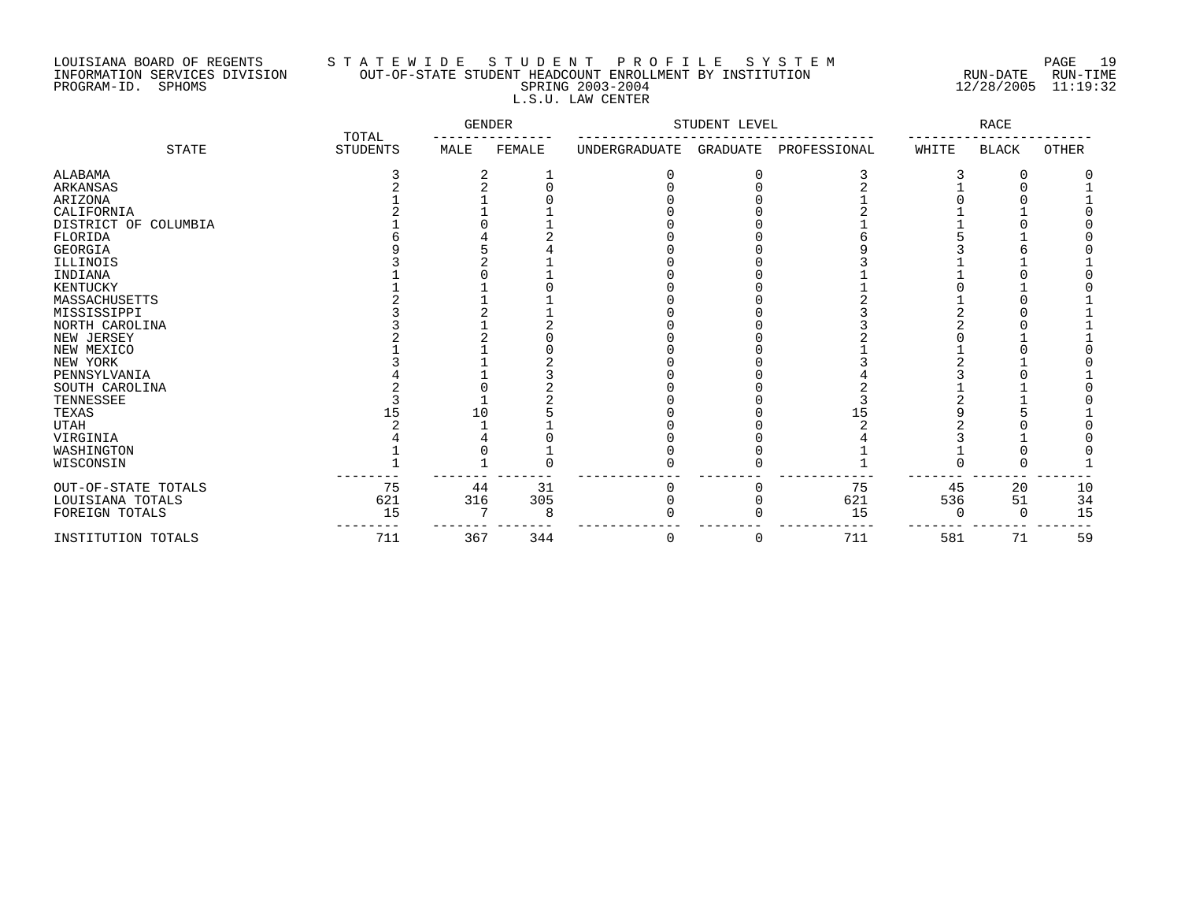LOUISIANA BOARD OF REGENTS
INFORMATION SERVICES DIVISION
PROGRAM-ID. SPHOMS

# STATEWIDE STUDENT PROFILE SYSTEM

## OUT-OF-STATE STUDENT HEADCOUNT ENROLLMENT BY INSTITUTION

SPRING 2003-2004

L.S.U. LAW CENTER

RUN-DATE 12/28/2005 RUN-TIME 11:19:32

| STATE | TOTAL STUDENTS | GENDER | | STUDENT LEVEL | | | RACE | | |
|---|---|---|---|---|---|---|---|---|---|
| | | MALE | FEMALE | UNDERGRADUATE | GRADUATE | PROFESSIONAL | WHITE | BLACK | OTHER |
| ALABAMA | 3 | 2 | 1 | 0 | 0 | 3 | 3 | 0 | 0 |
| ARKANSAS | 2 | 2 | 0 | 0 | 0 | 2 | 1 | 0 | 1 |
| ARIZONA | 1 | 1 | 0 | 0 | 0 | 1 | 0 | 0 | 1 |
| CALIFORNIA | 2 | 1 | 1 | 0 | 0 | 2 | 1 | 1 | 0 |
| DISTRICT OF COLUMBIA | 1 | 0 | 1 | 0 | 0 | 1 | 1 | 0 | 0 |
| FLORIDA | 6 | 4 | 2 | 0 | 0 | 6 | 5 | 1 | 0 |
| GEORGIA | 9 | 5 | 4 | 0 | 0 | 9 | 3 | 6 | 0 |
| ILLINOIS | 3 | 2 | 1 | 0 | 0 | 3 | 1 | 1 | 1 |
| INDIANA | 1 | 0 | 1 | 0 | 0 | 1 | 1 | 0 | 0 |
| KENTUCKY | 1 | 1 | 0 | 0 | 0 | 1 | 0 | 1 | 0 |
| MASSACHUSETTS | 2 | 1 | 1 | 0 | 0 | 2 | 1 | 0 | 1 |
| MISSISSIPPI | 3 | 2 | 1 | 0 | 0 | 3 | 2 | 0 | 1 |
| NORTH CAROLINA | 3 | 1 | 2 | 0 | 0 | 3 | 2 | 0 | 1 |
| NEW JERSEY | 2 | 2 | 0 | 0 | 0 | 2 | 0 | 1 | 1 |
| NEW MEXICO | 1 | 1 | 0 | 0 | 0 | 1 | 1 | 0 | 0 |
| NEW YORK | 3 | 1 | 2 | 0 | 0 | 3 | 2 | 1 | 0 |
| PENNSYLVANIA | 4 | 1 | 3 | 0 | 0 | 4 | 3 | 0 | 1 |
| SOUTH CAROLINA | 2 | 0 | 2 | 0 | 0 | 2 | 1 | 1 | 0 |
| TENNESSEE | 3 | 1 | 2 | 0 | 0 | 3 | 2 | 1 | 0 |
| TEXAS | 15 | 10 | 5 | 0 | 0 | 15 | 9 | 5 | 1 |
| UTAH | 2 | 1 | 1 | 0 | 0 | 2 | 2 | 0 | 0 |
| VIRGINIA | 4 | 4 | 0 | 0 | 0 | 4 | 3 | 1 | 0 |
| WASHINGTON | 1 | 0 | 1 | 0 | 0 | 1 | 1 | 0 | 0 |
| WISCONSIN | 1 | 1 | 0 | 0 | 0 | 1 | 0 | 0 | 1 |
| OUT-OF-STATE TOTALS | 75 | 44 | 31 | 0 | 0 | 75 | 45 | 20 | 10 |
| LOUISIANA TOTALS | 621 | 316 | 305 | 0 | 0 | 621 | 536 | 51 | 34 |
| FOREIGN TOTALS | 15 | 7 | 8 | 0 | 0 | 15 | 0 | 0 | 15 |
| INSTITUTION TOTALS | 711 | 367 | 344 | 0 | 0 | 711 | 581 | 71 | 59 |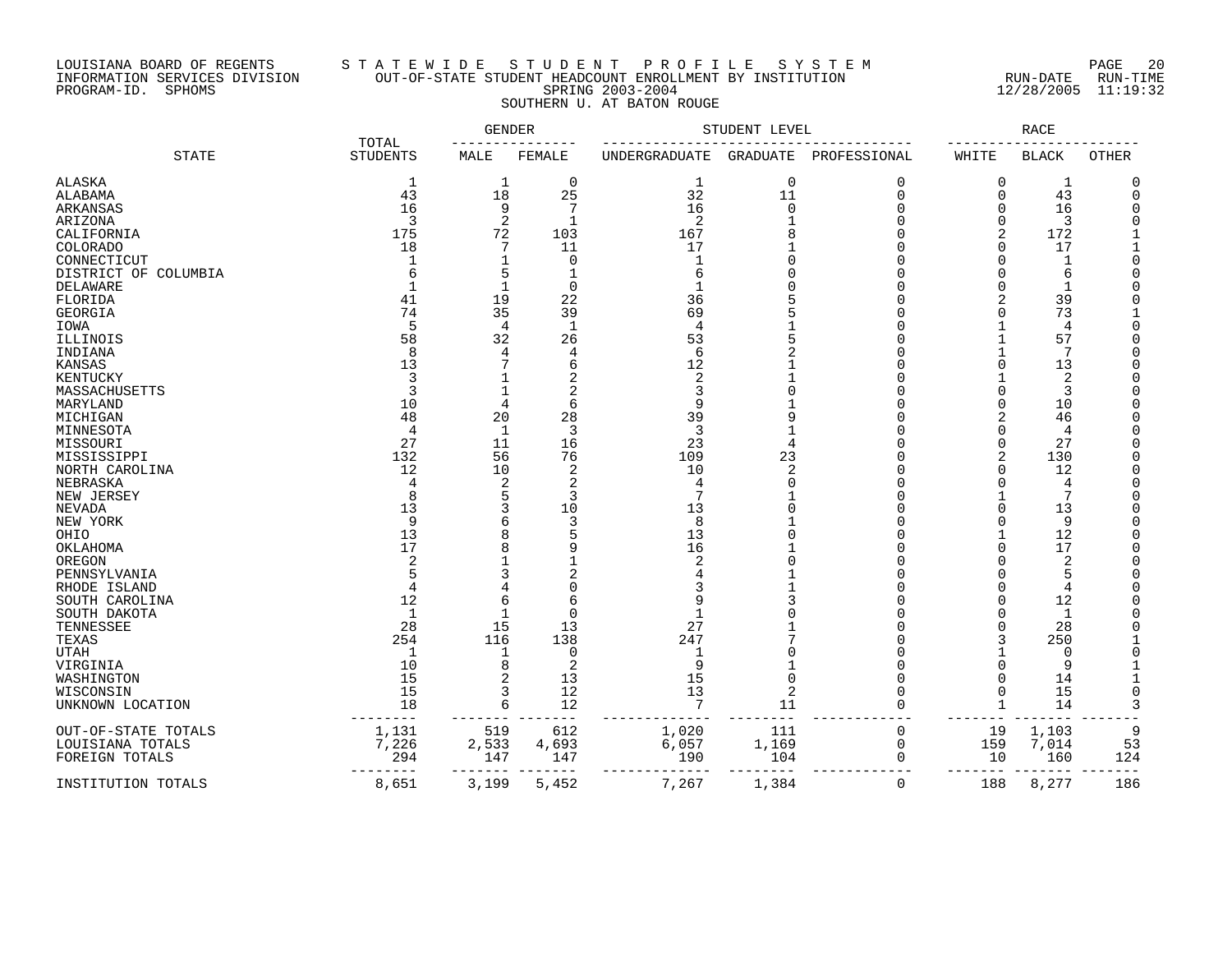LOUISIANA BOARD OF REGENTS
INFORMATION SERVICES DIVISION
PROGRAM-ID. SPHOMS

# STATEWIDE STUDENT PROFILE SYSTEM

## OUT-OF-STATE STUDENT HEADCOUNT ENROLLMENT BY INSTITUTION
SPRING 2003-2004
SOUTHERN U. AT BATON ROUGE

RUN-DATE 12/28/2005 RUN-TIME 11:19:32

| STATE | TOTAL STUDENTS | GENDER | | STUDENT LEVEL | | | RACE | | |
|---|---|---|---|---|---|---|---|---|---|
| | | MALE | FEMALE | UNDERGRADUATE | GRADUATE | PROFESSIONAL | WHITE | BLACK | OTHER |
| ALASKA | 1 | 1 | 0 | 1 | 0 | 0 | 0 | 1 | 0 |
| ALABAMA | 43 | 18 | 25 | 32 | 11 | 0 | 0 | 43 | 0 |
| ARKANSAS | 16 | 9 | 7 | 16 | 0 | 0 | 0 | 16 | 0 |
| ARIZONA | 3 | 2 | 1 | 2 | 1 | 0 | 0 | 3 | 0 |
| CALIFORNIA | 175 | 72 | 103 | 167 | 8 | 0 | 2 | 172 | 1 |
| COLORADO | 18 | 7 | 11 | 17 | 1 | 0 | 0 | 17 | 1 |
| CONNECTICUT | 1 | 1 | 0 | 1 | 0 | 0 | 0 | 1 | 0 |
| DISTRICT OF COLUMBIA | 6 | 5 | 1 | 6 | 0 | 0 | 0 | 6 | 0 |
| DELAWARE | 1 | 1 | 0 | 1 | 0 | 0 | 0 | 1 | 0 |
| FLORIDA | 41 | 19 | 22 | 36 | 5 | 0 | 2 | 39 | 0 |
| GEORGIA | 74 | 35 | 39 | 69 | 5 | 0 | 0 | 73 | 1 |
| IOWA | 5 | 4 | 1 | 4 | 1 | 0 | 1 | 4 | 0 |
| ILLINOIS | 58 | 32 | 26 | 53 | 5 | 0 | 1 | 57 | 0 |
| INDIANA | 8 | 4 | 4 | 6 | 2 | 0 | 1 | 7 | 0 |
| KANSAS | 13 | 7 | 6 | 12 | 1 | 0 | 0 | 13 | 0 |
| KENTUCKY | 3 | 1 | 2 | 2 | 1 | 0 | 1 | 2 | 0 |
| MASSACHUSETTS | 3 | 1 | 2 | 3 | 0 | 0 | 0 | 3 | 0 |
| MARYLAND | 10 | 4 | 6 | 9 | 1 | 0 | 0 | 10 | 0 |
| MICHIGAN | 48 | 20 | 28 | 39 | 9 | 0 | 2 | 46 | 0 |
| MINNESOTA | 4 | 1 | 3 | 3 | 1 | 0 | 0 | 4 | 0 |
| MISSOURI | 27 | 11 | 16 | 23 | 4 | 0 | 0 | 27 | 0 |
| MISSISSIPPI | 132 | 56 | 76 | 109 | 23 | 0 | 2 | 130 | 0 |
| NORTH CAROLINA | 12 | 10 | 2 | 10 | 2 | 0 | 0 | 12 | 0 |
| NEBRASKA | 4 | 2 | 2 | 4 | 0 | 0 | 0 | 4 | 0 |
| NEW JERSEY | 8 | 5 | 3 | 7 | 1 | 0 | 1 | 7 | 0 |
| NEVADA | 13 | 3 | 10 | 13 | 0 | 0 | 0 | 13 | 0 |
| NEW YORK | 9 | 6 | 3 | 8 | 1 | 0 | 0 | 9 | 0 |
| OHIO | 13 | 8 | 5 | 13 | 0 | 0 | 1 | 12 | 0 |
| OKLAHOMA | 17 | 8 | 9 | 16 | 1 | 0 | 0 | 17 | 0 |
| OREGON | 2 | 1 | 1 | 2 | 0 | 0 | 0 | 2 | 0 |
| PENNSYLVANIA | 5 | 3 | 2 | 4 | 1 | 0 | 0 | 5 | 0 |
| RHODE ISLAND | 4 | 4 | 0 | 3 | 1 | 0 | 0 | 4 | 0 |
| SOUTH CAROLINA | 12 | 6 | 6 | 9 | 3 | 0 | 0 | 12 | 0 |
| SOUTH DAKOTA | 1 | 1 | 0 | 1 | 0 | 0 | 0 | 1 | 0 |
| TENNESSEE | 28 | 15 | 13 | 27 | 1 | 0 | 0 | 28 | 0 |
| TEXAS | 254 | 116 | 138 | 247 | 7 | 0 | 3 | 250 | 1 |
| UTAH | 1 | 1 | 0 | 1 | 0 | 0 | 1 | 0 | 0 |
| VIRGINIA | 10 | 8 | 2 | 9 | 1 | 0 | 0 | 9 | 1 |
| WASHINGTON | 15 | 2 | 13 | 15 | 0 | 0 | 0 | 14 | 1 |
| WISCONSIN | 15 | 3 | 12 | 13 | 2 | 0 | 0 | 15 | 0 |
| UNKNOWN LOCATION | 18 | 6 | 12 | 7 | 11 | 0 | 1 | 14 | 3 |
| OUT-OF-STATE TOTALS | 1,131 | 519 | 612 | 1,020 | 111 | 0 | 19 | 1,103 | 9 |
| LOUISIANA TOTALS | 7,226 | 2,533 | 4,693 | 6,057 | 1,169 | 0 | 159 | 7,014 | 53 |
| FOREIGN TOTALS | 294 | 147 | 147 | 190 | 104 | 0 | 10 | 160 | 124 |
| INSTITUTION TOTALS | 8,651 | 3,199 | 5,452 | 7,267 | 1,384 | 0 | 188 | 8,277 | 186 |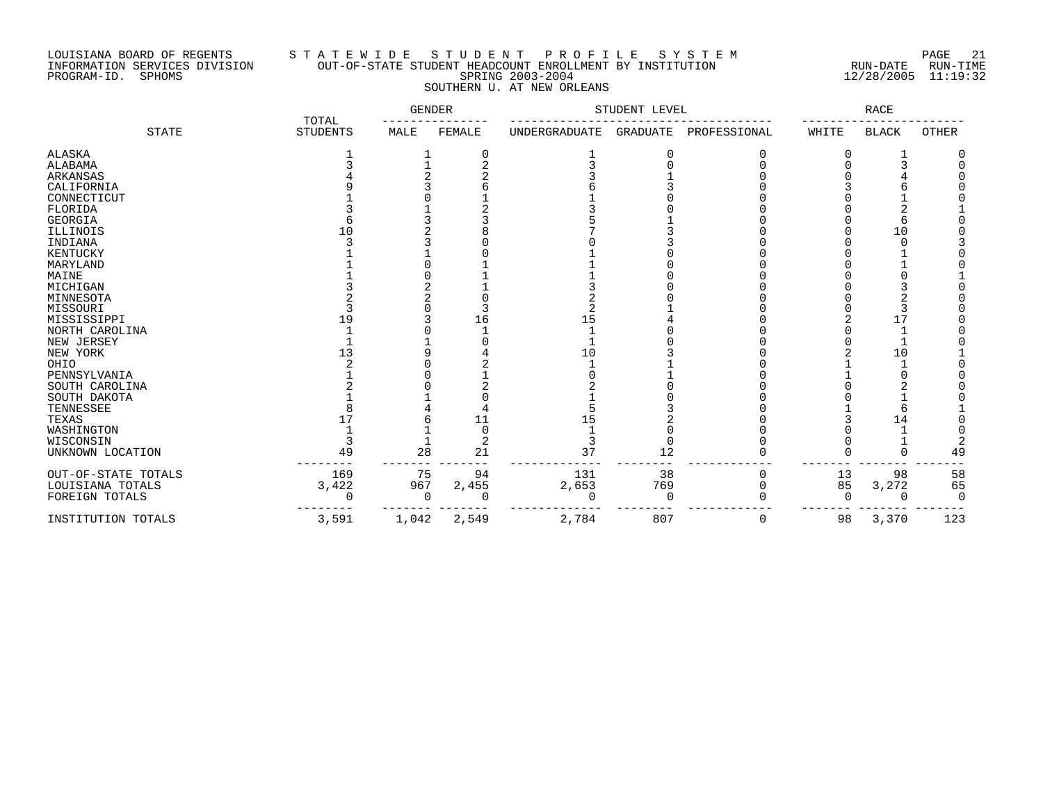LOUISIANA BOARD OF REGENTS
INFORMATION SERVICES DIVISION
PROGRAM-ID. SPHOMS

STATEWIDE STUDENT PROFILE SYSTEM
OUT-OF-STATE STUDENT HEADCOUNT ENROLLMENT BY INSTITUTION
SPRING 2003-2004
SOUTHERN U. AT NEW ORLEANS

RUN-DATE 12/28/2005 RUN-TIME 11:19:32

| STATE | TOTAL STUDENTS | GENDER | | STUDENT LEVEL | | | RACE | | |
|---|---|---|---|---|---|---|---|---|---|
| | | MALE | FEMALE | UNDERGRADUATE | GRADUATE | PROFESSIONAL | WHITE | BLACK | OTHER |
| ALASKA | 1 | 1 | 0 | 1 | 0 | 0 | 0 | 1 | 0 |
| ALABAMA | 3 | 1 | 2 | 3 | 0 | 0 | 0 | 3 | 0 |
| ARKANSAS | 4 | 2 | 2 | 3 | 1 | 0 | 0 | 4 | 0 |
| CALIFORNIA | 9 | 3 | 6 | 6 | 3 | 0 | 3 | 6 | 0 |
| CONNECTICUT | 1 | 0 | 1 | 1 | 0 | 0 | 0 | 1 | 0 |
| FLORIDA | 3 | 1 | 2 | 3 | 0 | 0 | 0 | 2 | 1 |
| GEORGIA | 6 | 3 | 3 | 5 | 1 | 0 | 0 | 6 | 0 |
| ILLINOIS | 10 | 2 | 8 | 7 | 3 | 0 | 0 | 10 | 0 |
| INDIANA | 3 | 3 | 0 | 0 | 3 | 0 | 0 | 0 | 3 |
| KENTUCKY | 1 | 1 | 0 | 1 | 0 | 0 | 0 | 1 | 0 |
| MARYLAND | 1 | 0 | 1 | 1 | 0 | 0 | 0 | 1 | 0 |
| MAINE | 1 | 0 | 1 | 1 | 0 | 0 | 0 | 0 | 1 |
| MICHIGAN | 3 | 2 | 1 | 3 | 0 | 0 | 0 | 3 | 0 |
| MINNESOTA | 2 | 2 | 0 | 2 | 0 | 0 | 0 | 2 | 0 |
| MISSOURI | 3 | 0 | 3 | 2 | 1 | 0 | 0 | 3 | 0 |
| MISSISSIPPI | 19 | 3 | 16 | 15 | 4 | 0 | 2 | 17 | 0 |
| NORTH CAROLINA | 1 | 0 | 1 | 1 | 0 | 0 | 0 | 1 | 0 |
| NEW JERSEY | 1 | 1 | 0 | 1 | 0 | 0 | 0 | 1 | 0 |
| NEW YORK | 13 | 9 | 4 | 10 | 3 | 0 | 2 | 10 | 1 |
| OHIO | 2 | 0 | 2 | 1 | 1 | 0 | 1 | 1 | 0 |
| PENNSYLVANIA | 1 | 0 | 1 | 0 | 1 | 0 | 1 | 0 | 0 |
| SOUTH CAROLINA | 2 | 0 | 2 | 2 | 0 | 0 | 0 | 2 | 0 |
| SOUTH DAKOTA | 1 | 1 | 0 | 1 | 0 | 0 | 0 | 1 | 0 |
| TENNESSEE | 8 | 4 | 4 | 5 | 3 | 0 | 1 | 6 | 1 |
| TEXAS | 17 | 6 | 11 | 15 | 2 | 0 | 3 | 14 | 0 |
| WASHINGTON | 1 | 1 | 0 | 1 | 0 | 0 | 0 | 1 | 0 |
| WISCONSIN | 3 | 1 | 2 | 3 | 0 | 0 | 0 | 1 | 2 |
| UNKNOWN LOCATION | 49 | 28 | 21 | 37 | 12 | 0 | 0 | 0 | 49 |
| OUT-OF-STATE TOTALS | 169 | 75 | 94 | 131 | 38 | 0 | 13 | 98 | 58 |
| LOUISIANA TOTALS | 3,422 | 967 | 2,455 | 2,653 | 769 | 0 | 85 | 3,272 | 65 |
| FOREIGN TOTALS | 0 | 0 | 0 | 0 | 0 | 0 | 0 | 0 | 0 |
| INSTITUTION TOTALS | 3,591 | 1,042 | 2,549 | 2,784 | 807 | 0 | 98 | 3,370 | 123 |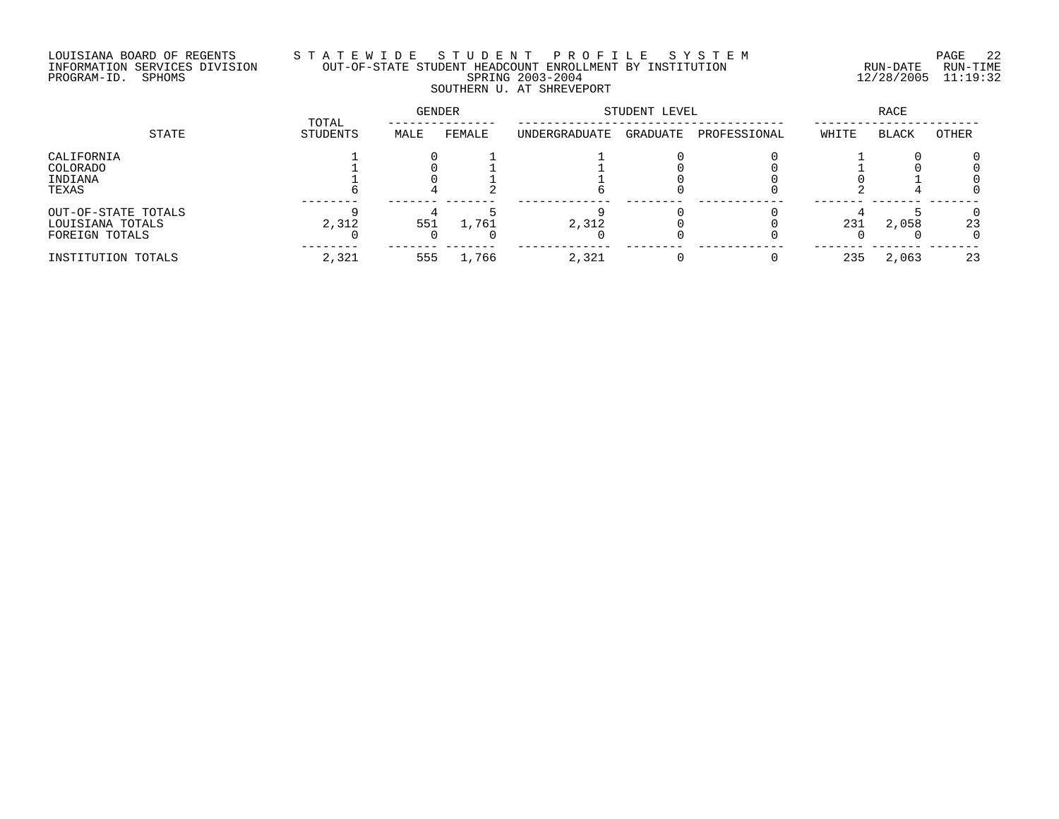LOUISIANA BOARD OF REGENTS
INFORMATION SERVICES DIVISION
PROGRAM-ID. SPHOMS

# STATEWIDE STUDENT PROFILE SYSTEM

## OUT-OF-STATE STUDENT HEADCOUNT ENROLLMENT BY INSTITUTION

SPRING 2003-2004

### SOUTHERN U. AT SHREVEPORT

RUN-DATE 12/28/2005 RUN-TIME 11:19:32

| STATE | TOTAL STUDENTS | GENDER | | STUDENT LEVEL | | | RACE | | |
|---|---|---|---|---|---|---|---|---|---|
| | | MALE | FEMALE | UNDERGRADUATE | GRADUATE | PROFESSIONAL | WHITE | BLACK | OTHER |
| CALIFORNIA | 1 | 0 | 1 | 1 | 0 | 0 | 1 | 0 | 0 |
| COLORADO | 1 | 0 | 1 | 1 | 0 | 0 | 1 | 0 | 0 |
| INDIANA | 1 | 0 | 1 | 1 | 0 | 0 | 0 | 1 | 0 |
| TEXAS | 6 | 4 | 2 | 6 | 0 | 0 | 2 | 4 | 0 |
| OUT-OF-STATE TOTALS | 9 | 4 | 5 | 9 | 0 | 0 | 4 | 5 | 0 |
| LOUISIANA TOTALS | 2,312 | 551 | 1,761 | 2,312 | 0 | 0 | 231 | 2,058 | 23 |
| FOREIGN TOTALS | 0 | 0 | 0 | 0 | 0 | 0 | 0 | 0 | 0 |
| INSTITUTION TOTALS | 2,321 | 555 | 1,766 | 2,321 | 0 | 0 | 235 | 2,063 | 23 |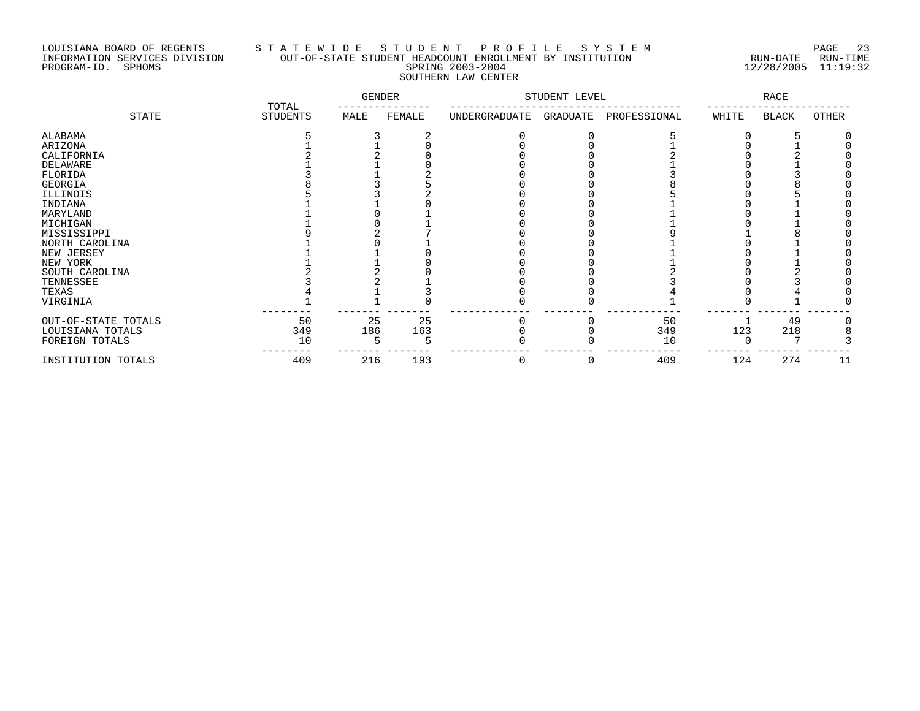LOUISIANA BOARD OF REGENTS
INFORMATION SERVICES DIVISION
PROGRAM-ID. SPHOMS

STATEWIDE STUDENT PROFILE SYSTEM
OUT-OF-STATE STUDENT HEADCOUNT ENROLLMENT BY INSTITUTION
SPRING 2003-2004
SOUTHERN LAW CENTER

RUN-DATE 12/28/2005 RUN-TIME 11:19:32

| STATE | TOTAL STUDENTS | GENDER | | STUDENT LEVEL | | | RACE | | |
|---|---|---|---|---|---|---|---|---|---|
| | | MALE | FEMALE | UNDERGRADUATE | GRADUATE | PROFESSIONAL | WHITE | BLACK | OTHER |
| ALABAMA | 5 | 3 | 2 | 0 | 0 | 5 | 0 | 5 | 0 |
| ARIZONA | 1 | 1 | 0 | 0 | 0 | 1 | 0 | 1 | 0 |
| CALIFORNIA | 2 | 2 | 0 | 0 | 0 | 2 | 0 | 2 | 0 |
| DELAWARE | 1 | 1 | 0 | 0 | 0 | 1 | 0 | 1 | 0 |
| FLORIDA | 3 | 1 | 2 | 0 | 0 | 3 | 0 | 3 | 0 |
| GEORGIA | 8 | 3 | 5 | 0 | 0 | 8 | 0 | 8 | 0 |
| ILLINOIS | 5 | 3 | 2 | 0 | 0 | 5 | 0 | 5 | 0 |
| INDIANA | 1 | 1 | 0 | 0 | 0 | 1 | 0 | 1 | 0 |
| MARYLAND | 1 | 0 | 1 | 0 | 0 | 1 | 0 | 1 | 0 |
| MICHIGAN | 1 | 0 | 1 | 0 | 0 | 1 | 0 | 1 | 0 |
| MISSISSIPPI | 9 | 2 | 7 | 0 | 0 | 9 | 1 | 8 | 0 |
| NORTH CAROLINA | 1 | 0 | 1 | 0 | 0 | 1 | 0 | 1 | 0 |
| NEW JERSEY | 1 | 1 | 0 | 0 | 0 | 1 | 0 | 1 | 0 |
| NEW YORK | 1 | 1 | 0 | 0 | 0 | 1 | 0 | 1 | 0 |
| SOUTH CAROLINA | 2 | 2 | 0 | 0 | 0 | 2 | 0 | 2 | 0 |
| TENNESSEE | 3 | 2 | 1 | 0 | 0 | 3 | 0 | 3 | 0 |
| TEXAS | 4 | 1 | 3 | 0 | 0 | 4 | 0 | 4 | 0 |
| VIRGINIA | 1 | 1 | 0 | 0 | 0 | 1 | 0 | 1 | 0 |
| OUT-OF-STATE TOTALS | 50 | 25 | 25 | 0 | 0 | 50 | 1 | 49 | 0 |
| LOUISIANA TOTALS | 349 | 186 | 163 | 0 | 0 | 349 | 123 | 218 | 8 |
| FOREIGN TOTALS | 10 | 5 | 5 | 0 | 0 | 10 | 0 | 7 | 3 |
| INSTITUTION TOTALS | 409 | 216 | 193 | 0 | 0 | 409 | 124 | 274 | 11 |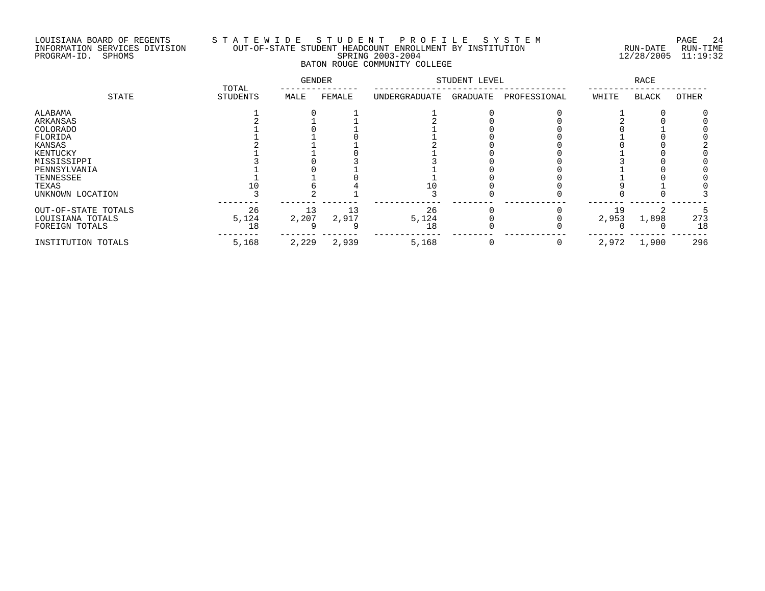LOUISIANA BOARD OF REGENTS — S T A T E W I D E   S T U D E N T   P R O F I L E   S Y S T E M

INFORMATION SERVICES DIVISION — OUT-OF-STATE STUDENT HEADCOUNT ENROLLMENT BY INSTITUTION — RUN-DATE 12/28/2005 RUN-TIME 11:19:32

PROGRAM-ID. SPHOMS — SPRING 2003-2004

BATON ROUGE COMMUNITY COLLEGE

| STATE | TOTAL STUDENTS | GENDER | | STUDENT LEVEL | | | RACE | | |
|---|---|---|---|---|---|---|---|---|---|
| | | MALE | FEMALE | UNDERGRADUATE | GRADUATE | PROFESSIONAL | WHITE | BLACK | OTHER |
| ALABAMA | 1 | 0 | 1 | 1 | 0 | 0 | 1 | 0 | 0 |
| ARKANSAS | 2 | 1 | 1 | 2 | 0 | 0 | 2 | 0 | 0 |
| COLORADO | 1 | 0 | 1 | 1 | 0 | 0 | 0 | 1 | 0 |
| FLORIDA | 1 | 1 | 0 | 1 | 0 | 0 | 1 | 0 | 0 |
| KANSAS | 2 | 1 | 1 | 2 | 0 | 0 | 0 | 0 | 2 |
| KENTUCKY | 1 | 1 | 0 | 1 | 0 | 0 | 1 | 0 | 0 |
| MISSISSIPPI | 3 | 0 | 3 | 3 | 0 | 0 | 3 | 0 | 0 |
| PENNSYLVANIA | 1 | 0 | 1 | 1 | 0 | 0 | 1 | 0 | 0 |
| TENNESSEE | 1 | 1 | 0 | 1 | 0 | 0 | 1 | 0 | 0 |
| TEXAS | 10 | 6 | 4 | 10 | 0 | 0 | 9 | 1 | 0 |
| UNKNOWN LOCATION | 3 | 2 | 1 | 3 | 0 | 0 | 0 | 0 | 3 |
| OUT-OF-STATE TOTALS | 26 | 13 | 13 | 26 | 0 | 0 | 19 | 2 | 5 |
| LOUISIANA TOTALS | 5,124 | 2,207 | 2,917 | 5,124 | 0 | 0 | 2,953 | 1,898 | 273 |
| FOREIGN TOTALS | 18 | 9 | 9 | 18 | 0 | 0 | 0 | 0 | 18 |
| INSTITUTION TOTALS | 5,168 | 2,229 | 2,939 | 5,168 | 0 | 0 | 2,972 | 1,900 | 296 |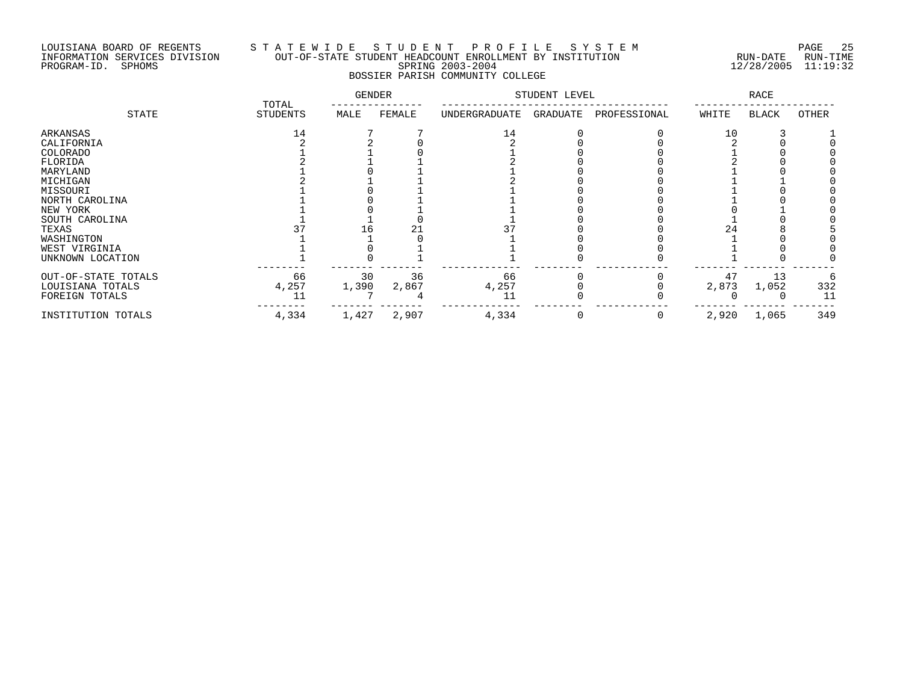LOUISIANA BOARD OF REGENTS — STATEWIDE STUDENT PROFILE SYSTEM
INFORMATION SERVICES DIVISION — OUT-OF-STATE STUDENT HEADCOUNT ENROLLMENT BY INSTITUTION
PROGRAM-ID. SPHOMS — SPRING 2003-2004 — RUN-DATE 12/28/2005 RUN-TIME 11:19:32

## BOSSIER PARISH COMMUNITY COLLEGE

| STATE | TOTAL STUDENTS | GENDER | | STUDENT LEVEL | | | RACE | | |
|---|---|---|---|---|---|---|---|---|---|
| | | MALE | FEMALE | UNDERGRADUATE | GRADUATE | PROFESSIONAL | WHITE | BLACK | OTHER |
| ARKANSAS | 14 | 7 | 7 | 14 | 0 | 0 | 10 | 3 | 1 |
| CALIFORNIA | 2 | 2 | 0 | 2 | 0 | 0 | 2 | 0 | 0 |
| COLORADO | 1 | 1 | 0 | 1 | 0 | 0 | 1 | 0 | 0 |
| FLORIDA | 2 | 1 | 1 | 2 | 0 | 0 | 2 | 0 | 0 |
| MARYLAND | 1 | 0 | 1 | 1 | 0 | 0 | 1 | 0 | 0 |
| MICHIGAN | 2 | 1 | 1 | 2 | 0 | 0 | 1 | 1 | 0 |
| MISSOURI | 1 | 0 | 1 | 1 | 0 | 0 | 1 | 0 | 0 |
| NORTH CAROLINA | 1 | 0 | 1 | 1 | 0 | 0 | 1 | 0 | 0 |
| NEW YORK | 1 | 0 | 1 | 1 | 0 | 0 | 0 | 1 | 0 |
| SOUTH CAROLINA | 1 | 1 | 0 | 1 | 0 | 0 | 1 | 0 | 0 |
| TEXAS | 37 | 16 | 21 | 37 | 0 | 0 | 24 | 8 | 5 |
| WASHINGTON | 1 | 1 | 0 | 1 | 0 | 0 | 1 | 0 | 0 |
| WEST VIRGINIA | 1 | 0 | 1 | 1 | 0 | 0 | 1 | 0 | 0 |
| UNKNOWN LOCATION | 1 | 0 | 1 | 1 | 0 | 0 | 1 | 0 | 0 |
| OUT-OF-STATE TOTALS | 66 | 30 | 36 | 66 | 0 | 0 | 47 | 13 | 6 |
| LOUISIANA TOTALS | 4,257 | 1,390 | 2,867 | 4,257 | 0 | 0 | 2,873 | 1,052 | 332 |
| FOREIGN TOTALS | 11 | 7 | 4 | 11 | 0 | 0 | 0 | 0 | 11 |
| INSTITUTION TOTALS | 4,334 | 1,427 | 2,907 | 4,334 | 0 | 0 | 2,920 | 1,065 | 349 |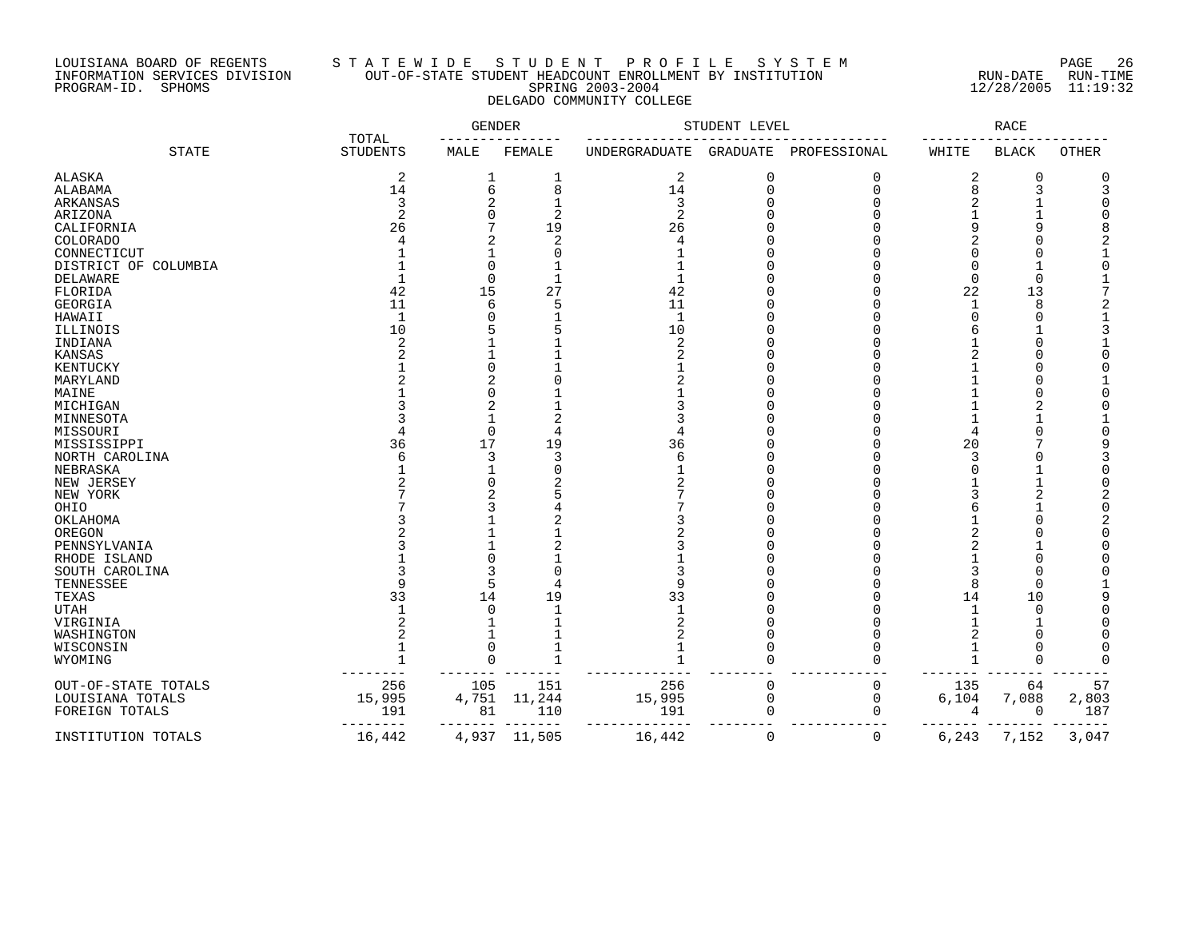LOUISIANA BOARD OF REGENTS
INFORMATION SERVICES DIVISION
PROGRAM-ID. SPHOMS

# STATEWIDE STUDENT PROFILE SYSTEM
## OUT-OF-STATE STUDENT HEADCOUNT ENROLLMENT BY INSTITUTION
## SPRING 2003-2004
## DELGADO COMMUNITY COLLEGE

RUN-DATE 12/28/2005 RUN-TIME 11:19:32

| STATE | TOTAL STUDENTS | GENDER | | STUDENT LEVEL | | | RACE | | |
|---|---|---|---|---|---|---|---|---|---|
| | | MALE | FEMALE | UNDERGRADUATE | GRADUATE | PROFESSIONAL | WHITE | BLACK | OTHER |
| ALASKA | 2 | 1 | 1 | 2 | 0 | 0 | 2 | 0 | 0 |
| ALABAMA | 14 | 6 | 8 | 14 | 0 | 0 | 8 | 3 | 3 |
| ARKANSAS | 3 | 2 | 1 | 3 | 0 | 0 | 2 | 1 | 0 |
| ARIZONA | 2 | 0 | 2 | 2 | 0 | 0 | 1 | 1 | 0 |
| CALIFORNIA | 26 | 7 | 19 | 26 | 0 | 0 | 9 | 9 | 8 |
| COLORADO | 4 | 2 | 2 | 4 | 0 | 0 | 2 | 0 | 2 |
| CONNECTICUT | 1 | 1 | 0 | 1 | 0 | 0 | 0 | 0 | 1 |
| DISTRICT OF COLUMBIA | 1 | 0 | 1 | 1 | 0 | 0 | 0 | 1 | 0 |
| DELAWARE | 1 | 0 | 1 | 1 | 0 | 0 | 0 | 0 | 1 |
| FLORIDA | 42 | 15 | 27 | 42 | 0 | 0 | 22 | 13 | 7 |
| GEORGIA | 11 | 6 | 5 | 11 | 0 | 0 | 1 | 8 | 2 |
| HAWAII | 1 | 0 | 1 | 1 | 0 | 0 | 0 | 0 | 1 |
| ILLINOIS | 10 | 5 | 5 | 10 | 0 | 0 | 6 | 1 | 3 |
| INDIANA | 2 | 1 | 1 | 2 | 0 | 0 | 1 | 0 | 1 |
| KANSAS | 2 | 1 | 1 | 2 | 0 | 0 | 2 | 0 | 0 |
| KENTUCKY | 1 | 0 | 1 | 1 | 0 | 0 | 1 | 0 | 0 |
| MARYLAND | 2 | 2 | 0 | 2 | 0 | 0 | 1 | 0 | 1 |
| MAINE | 1 | 0 | 1 | 1 | 0 | 0 | 1 | 0 | 0 |
| MICHIGAN | 3 | 2 | 1 | 3 | 0 | 0 | 1 | 2 | 0 |
| MINNESOTA | 3 | 1 | 2 | 3 | 0 | 0 | 1 | 1 | 1 |
| MISSOURI | 4 | 0 | 4 | 4 | 0 | 0 | 4 | 0 | 0 |
| MISSISSIPPI | 36 | 17 | 19 | 36 | 0 | 0 | 20 | 7 | 9 |
| NORTH CAROLINA | 6 | 3 | 3 | 6 | 0 | 0 | 3 | 0 | 3 |
| NEBRASKA | 1 | 1 | 0 | 1 | 0 | 0 | 0 | 1 | 0 |
| NEW JERSEY | 2 | 0 | 2 | 2 | 0 | 0 | 1 | 1 | 0 |
| NEW YORK | 7 | 2 | 5 | 7 | 0 | 0 | 3 | 2 | 2 |
| OHIO | 7 | 3 | 4 | 7 | 0 | 0 | 6 | 1 | 0 |
| OKLAHOMA | 3 | 1 | 2 | 3 | 0 | 0 | 1 | 0 | 2 |
| OREGON | 2 | 1 | 1 | 2 | 0 | 0 | 2 | 0 | 0 |
| PENNSYLVANIA | 3 | 1 | 2 | 3 | 0 | 0 | 2 | 1 | 0 |
| RHODE ISLAND | 1 | 0 | 1 | 1 | 0 | 0 | 1 | 0 | 0 |
| SOUTH CAROLINA | 3 | 3 | 0 | 3 | 0 | 0 | 3 | 0 | 0 |
| TENNESSEE | 9 | 5 | 4 | 9 | 0 | 0 | 8 | 0 | 1 |
| TEXAS | 33 | 14 | 19 | 33 | 0 | 0 | 14 | 10 | 9 |
| UTAH | 1 | 0 | 1 | 1 | 0 | 0 | 1 | 0 | 0 |
| VIRGINIA | 2 | 1 | 1 | 2 | 0 | 0 | 1 | 1 | 0 |
| WASHINGTON | 2 | 1 | 1 | 2 | 0 | 0 | 2 | 0 | 0 |
| WISCONSIN | 1 | 0 | 1 | 1 | 0 | 0 | 1 | 0 | 0 |
| WYOMING | 1 | 0 | 1 | 1 | 0 | 0 | 1 | 0 | 0 |
| OUT-OF-STATE TOTALS | 256 | 105 | 151 | 256 | 0 | 0 | 135 | 64 | 57 |
| LOUISIANA TOTALS | 15,995 | 4,751 | 11,244 | 15,995 | 0 | 0 | 6,104 | 7,088 | 2,803 |
| FOREIGN TOTALS | 191 | 81 | 110 | 191 | 0 | 0 | 4 | 0 | 187 |
| INSTITUTION TOTALS | 16,442 | 4,937 | 11,505 | 16,442 | 0 | 0 | 6,243 | 7,152 | 3,047 |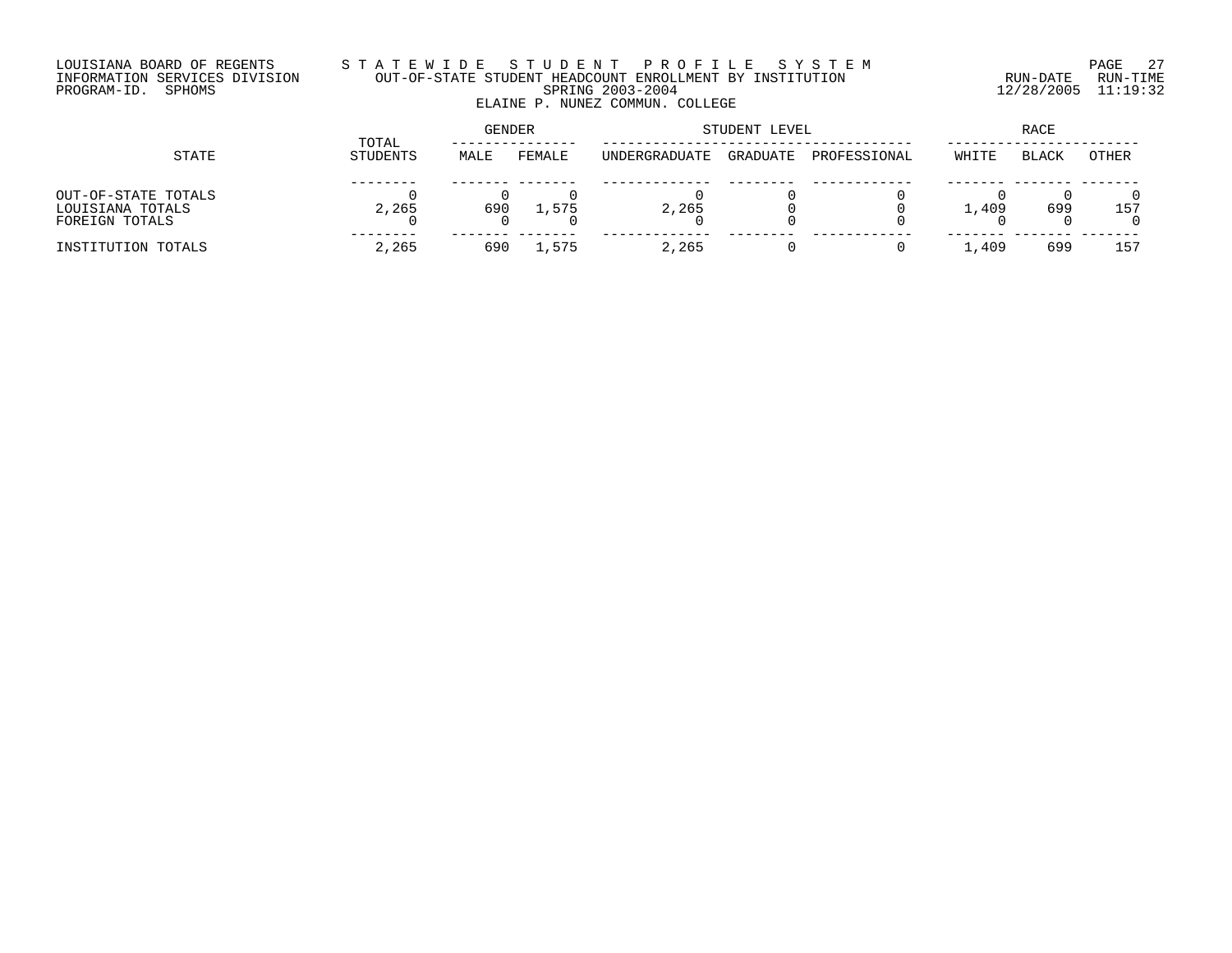LOUISIANA BOARD OF REGENTS
INFORMATION SERVICES DIVISION
PROGRAM-ID. SPHOMS

# STATEWIDE STUDENT PROFILE SYSTEM
## OUT-OF-STATE STUDENT HEADCOUNT ENROLLMENT BY INSTITUTION
### SPRING 2003-2004
### ELAINE P. NUNEZ COMMUN. COLLEGE

RUN-DATE 12/28/2005 RUN-TIME 11:19:32

| STATE | TOTAL STUDENTS | GENDER | | STUDENT LEVEL | | | RACE | | |
|---|---|---|---|---|---|---|---|---|---|
| | | MALE | FEMALE | UNDERGRADUATE | GRADUATE | PROFESSIONAL | WHITE | BLACK | OTHER |
| OUT-OF-STATE TOTALS | 0 | 0 | 0 | 0 | 0 | 0 | 0 | 0 | 0 |
| LOUISIANA TOTALS | 2,265 | 690 | 1,575 | 2,265 | 0 | 0 | 1,409 | 699 | 157 |
| FOREIGN TOTALS | 0 | 0 | 0 | 0 | 0 | 0 | 0 | 0 | 0 |
| INSTITUTION TOTALS | 2,265 | 690 | 1,575 | 2,265 | 0 | 0 | 1,409 | 699 | 157 |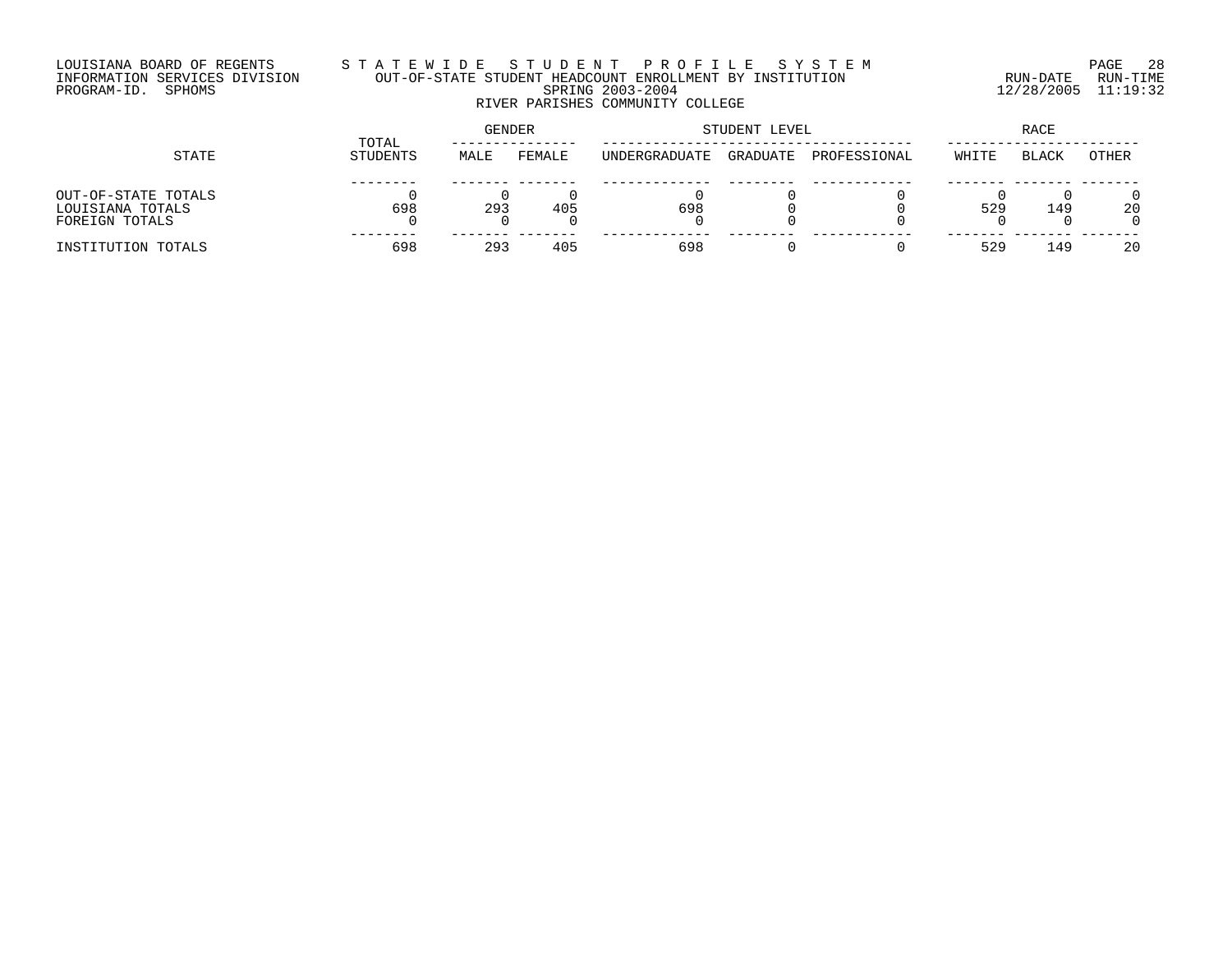LOUISIANA BOARD OF REGENTS
INFORMATION SERVICES DIVISION
PROGRAM-ID. SPHOMS

# STATEWIDE STUDENT PROFILE SYSTEM

## OUT-OF-STATE STUDENT HEADCOUNT ENROLLMENT BY INSTITUTION

### SPRING 2003-2004

### RIVER PARISHES COMMUNITY COLLEGE

RUN-DATE 12/28/2005 RUN-TIME 11:19:32

| STATE | TOTAL STUDENTS | GENDER | | STUDENT LEVEL | | | RACE | | |
|---|---|---|---|---|---|---|---|---|---|
| | | MALE | FEMALE | UNDERGRADUATE | GRADUATE | PROFESSIONAL | WHITE | BLACK | OTHER |
| OUT-OF-STATE TOTALS | 0 | 0 | 0 | 0 | 0 | 0 | 0 | 0 | 0 |
| LOUISIANA TOTALS | 698 | 293 | 405 | 698 | 0 | 0 | 529 | 149 | 20 |
| FOREIGN TOTALS | 0 | 0 | 0 | 0 | 0 | 0 | 0 | 0 | 0 |
| INSTITUTION TOTALS | 698 | 293 | 405 | 698 | 0 | 0 | 529 | 149 | 20 |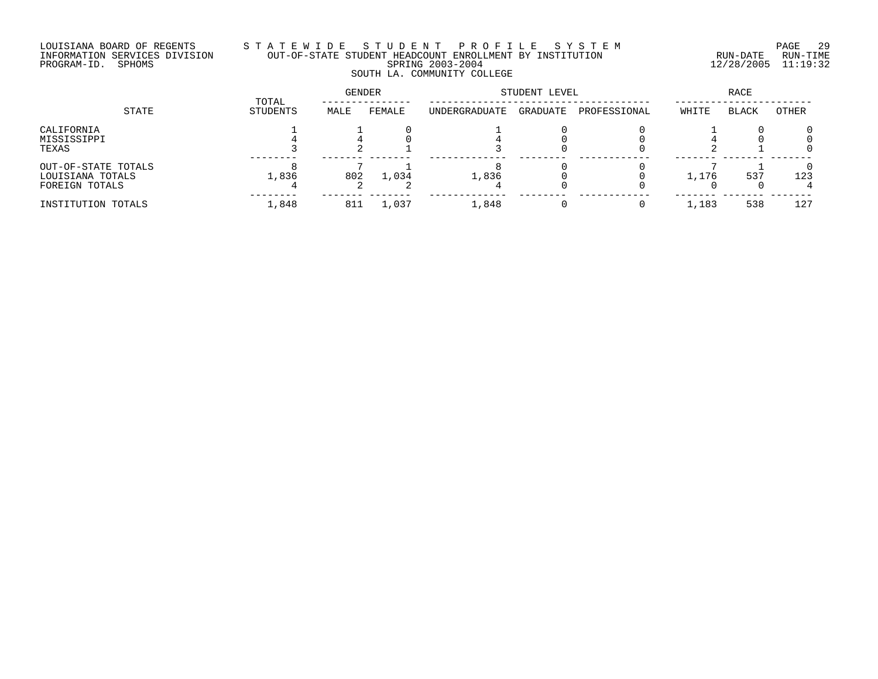LOUISIANA BOARD OF REGENTS
INFORMATION SERVICES DIVISION
PROGRAM-ID. SPHOMS

# STATEWIDE STUDENT PROFILE SYSTEM

## OUT-OF-STATE STUDENT HEADCOUNT ENROLLMENT BY INSTITUTION

SPRING 2003-2004

### SOUTH LA. COMMUNITY COLLEGE

RUN-DATE 12/28/2005 RUN-TIME 11:19:32

| STATE | TOTAL STUDENTS | GENDER | | STUDENT LEVEL | | | RACE | | |
|---|---|---|---|---|---|---|---|---|---|
| | | MALE | FEMALE | UNDERGRADUATE | GRADUATE | PROFESSIONAL | WHITE | BLACK | OTHER |
| CALIFORNIA | 1 | 1 | 0 | 1 | 0 | 0 | 1 | 0 | 0 |
| MISSISSIPPI | 4 | 4 | 0 | 4 | 0 | 0 | 4 | 0 | 0 |
| TEXAS | 3 | 2 | 1 | 3 | 0 | 0 | 2 | 1 | 0 |
| OUT-OF-STATE TOTALS | 8 | 7 | 1 | 8 | 0 | 0 | 7 | 1 | 0 |
| LOUISIANA TOTALS | 1,836 | 802 | 1,034 | 1,836 | 0 | 0 | 1,176 | 537 | 123 |
| FOREIGN TOTALS | 4 | 2 | 2 | 4 | 0 | 0 | 0 | 0 | 4 |
| INSTITUTION TOTALS | 1,848 | 811 | 1,037 | 1,848 | 0 | 0 | 1,183 | 538 | 127 |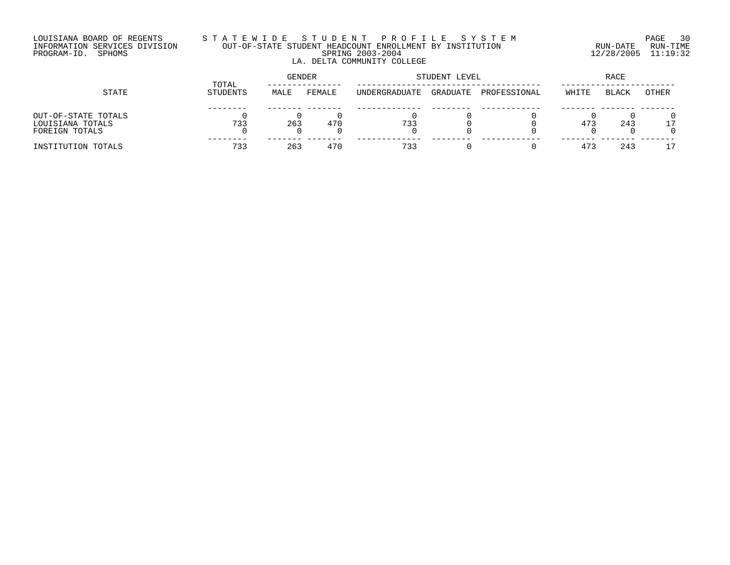LOUISIANA BOARD OF REGENTS
INFORMATION SERVICES DIVISION
PROGRAM-ID. SPHOMS

# STATEWIDE STUDENT PROFILE SYSTEM

## OUT-OF-STATE STUDENT HEADCOUNT ENROLLMENT BY INSTITUTION

SPRING 2003-2004

LA. DELTA COMMUNITY COLLEGE

RUN-DATE 12/28/2005 RUN-TIME 11:19:32

| STATE | TOTAL STUDENTS | GENDER | | STUDENT LEVEL | | | RACE | | |
|---|---|---|---|---|---|---|---|---|---|
| | | MALE | FEMALE | UNDERGRADUATE | GRADUATE | PROFESSIONAL | WHITE | BLACK | OTHER |
| OUT-OF-STATE TOTALS | 0 | 0 | 0 | 0 | 0 | 0 | 0 | 0 | 0 |
| LOUISIANA TOTALS | 733 | 263 | 470 | 733 | 0 | 0 | 473 | 243 | 17 |
| FOREIGN TOTALS | 0 | 0 | 0 | 0 | 0 | 0 | 0 | 0 | 0 |
| INSTITUTION TOTALS | 733 | 263 | 470 | 733 | 0 | 0 | 473 | 243 | 17 |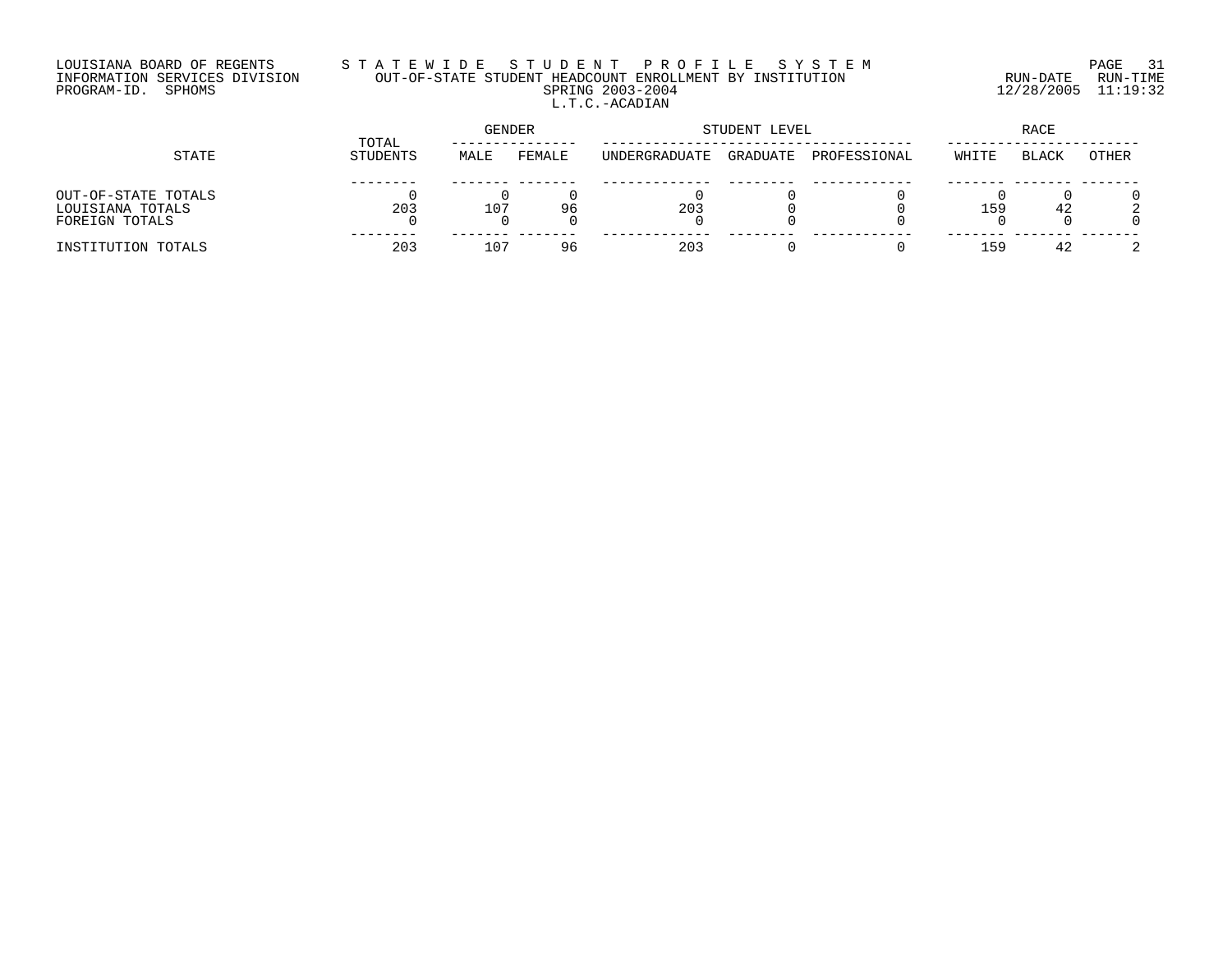LOUISIANA BOARD OF REGENTS
INFORMATION SERVICES DIVISION
PROGRAM-ID. SPHOMS

# STATEWIDE STUDENT PROFILE SYSTEM

## OUT-OF-STATE STUDENT HEADCOUNT ENROLLMENT BY INSTITUTION

SPRING 2003-2004

L.T.C.-ACADIAN

RUN-DATE 12/28/2005 RUN-TIME 11:19:32

| STATE | TOTAL STUDENTS | GENDER | | STUDENT LEVEL | | | RACE | | |
|---|---|---|---|---|---|---|---|---|---|
| | | MALE | FEMALE | UNDERGRADUATE | GRADUATE | PROFESSIONAL | WHITE | BLACK | OTHER |
| OUT-OF-STATE TOTALS | 0 | 0 | 0 | 0 | 0 | 0 | 0 | 0 | 0 |
| LOUISIANA TOTALS | 203 | 107 | 96 | 203 | 0 | 0 | 159 | 42 | 2 |
| FOREIGN TOTALS | 0 | 0 | 0 | 0 | 0 | 0 | 0 | 0 | 0 |
| INSTITUTION TOTALS | 203 | 107 | 96 | 203 | 0 | 0 | 159 | 42 | 2 |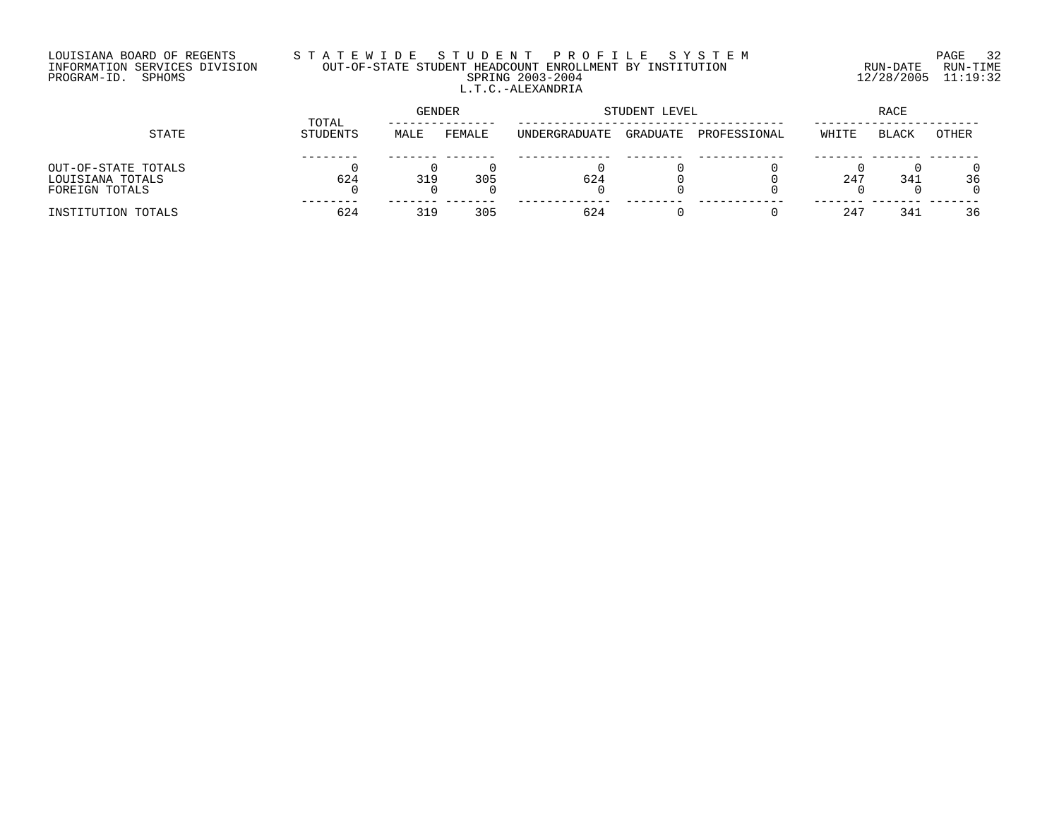LOUISIANA BOARD OF REGENTS
INFORMATION SERVICES DIVISION
PROGRAM-ID. SPHOMS

# STATEWIDE STUDENT PROFILE SYSTEM
## OUT-OF-STATE STUDENT HEADCOUNT ENROLLMENT BY INSTITUTION
### SPRING 2003-2004
### L.T.C.-ALEXANDRIA

RUN-DATE 12/28/2005 RUN-TIME 11:19:32

| STATE | TOTAL STUDENTS | GENDER | | STUDENT LEVEL | | | RACE | | |
|---|---|---|---|---|---|---|---|---|---|
| | | MALE | FEMALE | UNDERGRADUATE | GRADUATE | PROFESSIONAL | WHITE | BLACK | OTHER |
| OUT-OF-STATE TOTALS | 0 | 0 | 0 | 0 | 0 | 0 | 0 | 0 | 0 |
| LOUISIANA TOTALS | 624 | 319 | 305 | 624 | 0 | 0 | 247 | 341 | 36 |
| FOREIGN TOTALS | 0 | 0 | 0 | 0 | 0 | 0 | 0 | 0 | 0 |
| INSTITUTION TOTALS | 624 | 319 | 305 | 624 | 0 | 0 | 247 | 341 | 36 |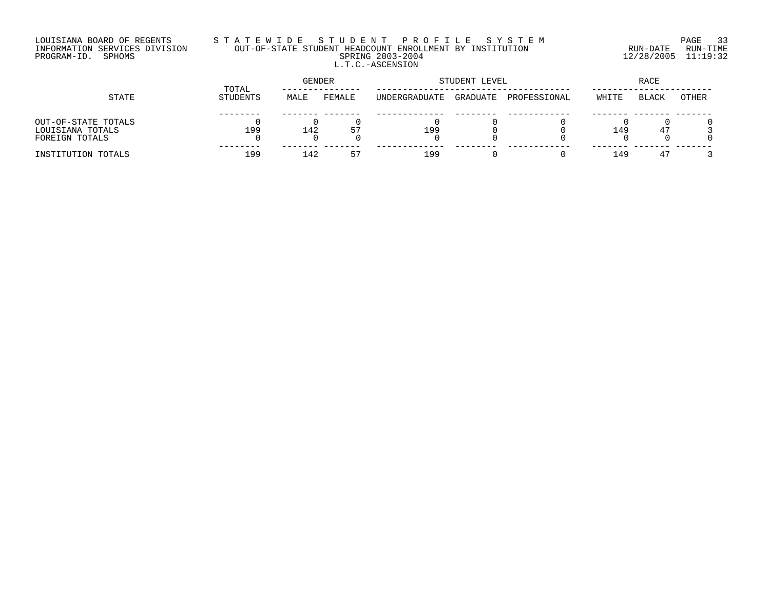LOUISIANA BOARD OF REGENTS
INFORMATION SERVICES DIVISION
PROGRAM-ID. SPHOMS

# STATEWIDE STUDENT PROFILE SYSTEM

## OUT-OF-STATE STUDENT HEADCOUNT ENROLLMENT BY INSTITUTION
SPRING 2003-2004
L.T.C.-ASCENSION

RUN-DATE 12/28/2005 RUN-TIME 11:19:32

| STATE | TOTAL STUDENTS | GENDER | | STUDENT LEVEL | | | RACE | | |
|---|---|---|---|---|---|---|---|---|---|
| | | MALE | FEMALE | UNDERGRADUATE | GRADUATE | PROFESSIONAL | WHITE | BLACK | OTHER |
| OUT-OF-STATE TOTALS | 0 | 0 | 0 | 0 | 0 | 0 | 0 | 0 | 0 |
| LOUISIANA TOTALS | 199 | 142 | 57 | 199 | 0 | 0 | 149 | 47 | 3 |
| FOREIGN TOTALS | 0 | 0 | 0 | 0 | 0 | 0 | 0 | 0 | 0 |
| INSTITUTION TOTALS | 199 | 142 | 57 | 199 | 0 | 0 | 149 | 47 | 3 |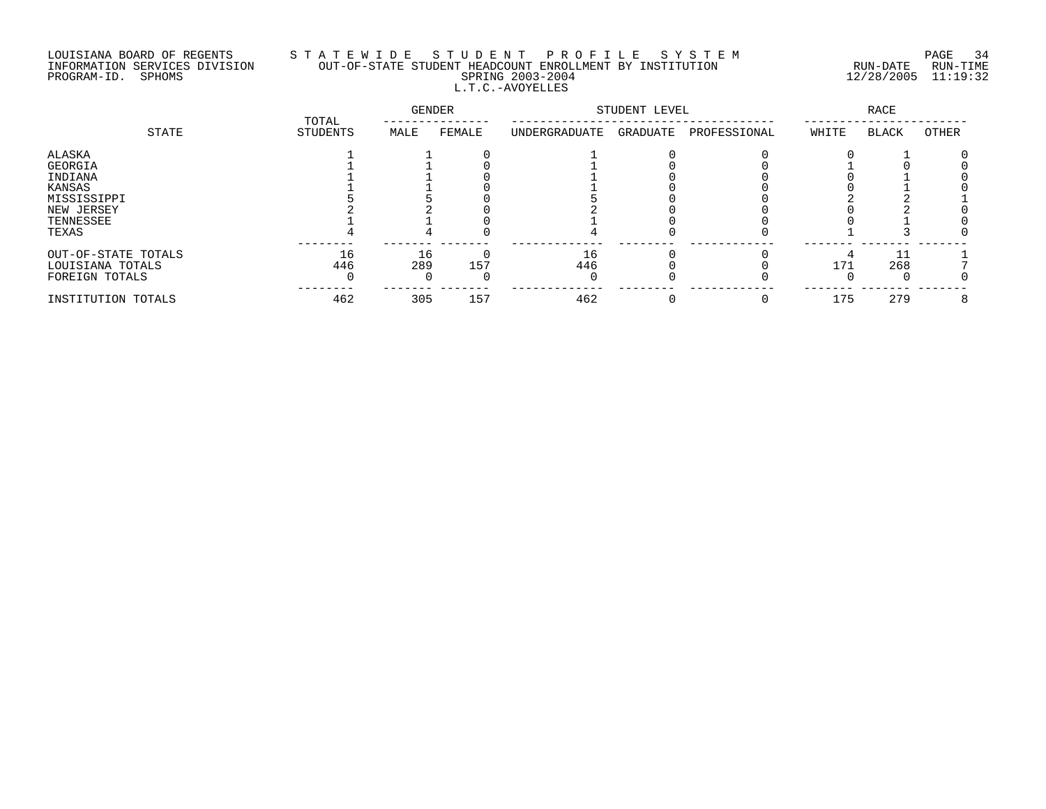LOUISIANA BOARD OF REGENTS — STATEWIDE STUDENT PROFILE SYSTEM
INFORMATION SERVICES DIVISION — OUT-OF-STATE STUDENT HEADCOUNT ENROLLMENT BY INSTITUTION
PROGRAM-ID. SPHOMS — SPRING 2003-2004 — RUN-DATE 12/28/2005 RUN-TIME 11:19:32

L.T.C.-AVOYELLES

| STATE | TOTAL STUDENTS | GENDER | | STUDENT LEVEL | | | RACE | | |
|---|---|---|---|---|---|---|---|---|---|
| | | MALE | FEMALE | UNDERGRADUATE | GRADUATE | PROFESSIONAL | WHITE | BLACK | OTHER |
| ALASKA | 1 | 1 | 0 | 1 | 0 | 0 | 0 | 1 | 0 |
| GEORGIA | 1 | 1 | 0 | 1 | 0 | 0 | 1 | 0 | 0 |
| INDIANA | 1 | 1 | 0 | 1 | 0 | 0 | 0 | 1 | 0 |
| KANSAS | 1 | 1 | 0 | 1 | 0 | 0 | 0 | 1 | 0 |
| MISSISSIPPI | 5 | 5 | 0 | 5 | 0 | 0 | 2 | 2 | 1 |
| NEW JERSEY | 2 | 2 | 0 | 2 | 0 | 0 | 0 | 2 | 0 |
| TENNESSEE | 1 | 1 | 0 | 1 | 0 | 0 | 0 | 1 | 0 |
| TEXAS | 4 | 4 | 0 | 4 | 0 | 0 | 1 | 3 | 0 |
| OUT-OF-STATE TOTALS | 16 | 16 | 0 | 16 | 0 | 0 | 4 | 11 | 1 |
| LOUISIANA TOTALS | 446 | 289 | 157 | 446 | 0 | 0 | 171 | 268 | 7 |
| FOREIGN TOTALS | 0 | 0 | 0 | 0 | 0 | 0 | 0 | 0 | 0 |
| INSTITUTION TOTALS | 462 | 305 | 157 | 462 | 0 | 0 | 175 | 279 | 8 |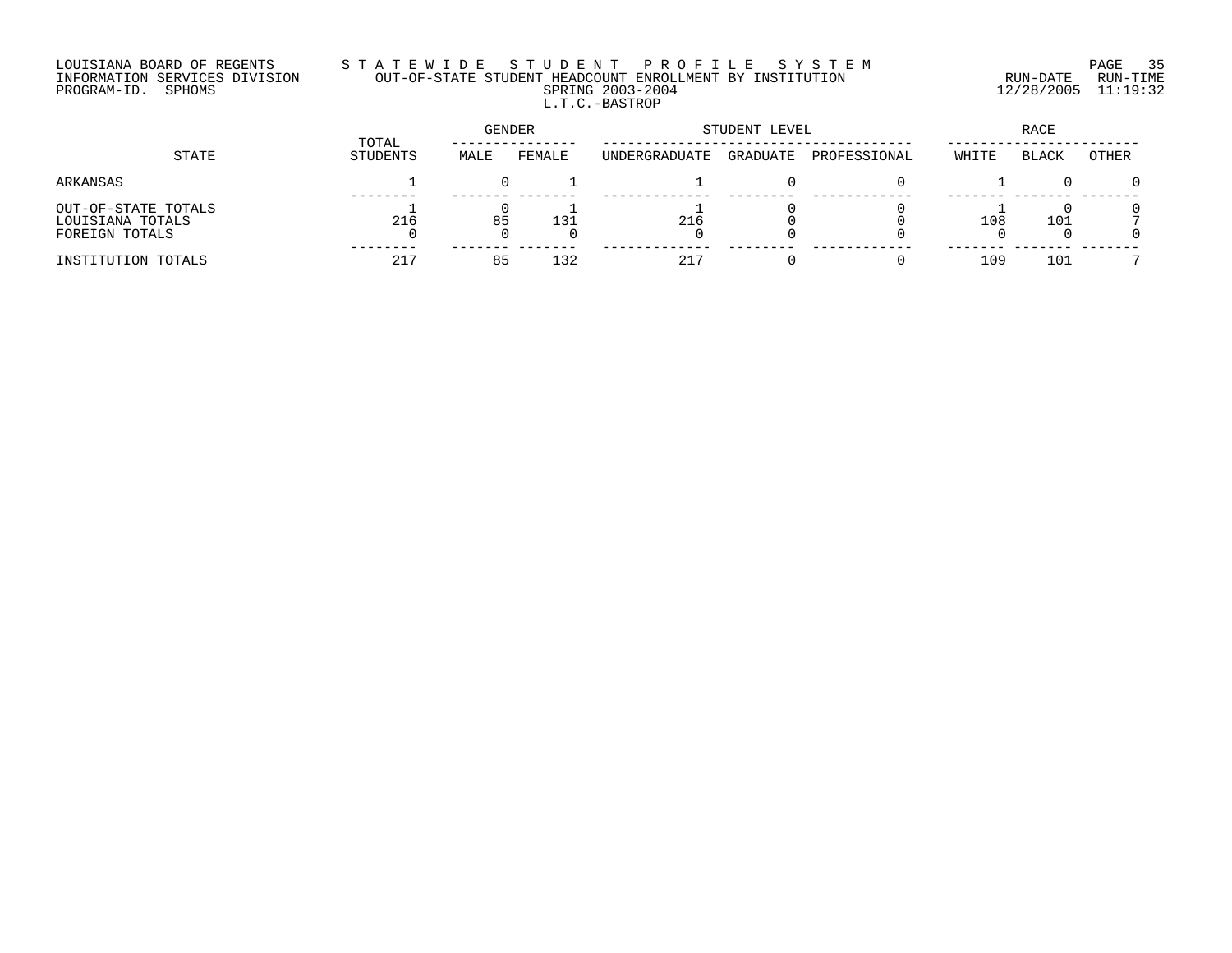LOUISIANA BOARD OF REGENTS
INFORMATION SERVICES DIVISION
PROGRAM-ID. SPHOMS

# STATEWIDE STUDENT PROFILE SYSTEM

## OUT-OF-STATE STUDENT HEADCOUNT ENROLLMENT BY INSTITUTION

SPRING 2003-2004

L.T.C.-BASTROP

RUN-DATE 12/28/2005 RUN-TIME 11:19:32

| STATE | TOTAL STUDENTS | GENDER | | STUDENT LEVEL | | | RACE | | |
|---|---|---|---|---|---|---|---|---|---|
| | | MALE | FEMALE | UNDERGRADUATE | GRADUATE | PROFESSIONAL | WHITE | BLACK | OTHER |
| ARKANSAS | 1 | 0 | 1 | 1 | 0 | 0 | 1 | 0 | 0 |
| OUT-OF-STATE TOTALS | 1 | 0 | 1 | 1 | 0 | 0 | 1 | 0 | 0 |
| LOUISIANA TOTALS | 216 | 85 | 131 | 216 | 0 | 0 | 108 | 101 | 7 |
| FOREIGN TOTALS | 0 | 0 | 0 | 0 | 0 | 0 | 0 | 0 | 0 |
| INSTITUTION TOTALS | 217 | 85 | 132 | 217 | 0 | 0 | 109 | 101 | 7 |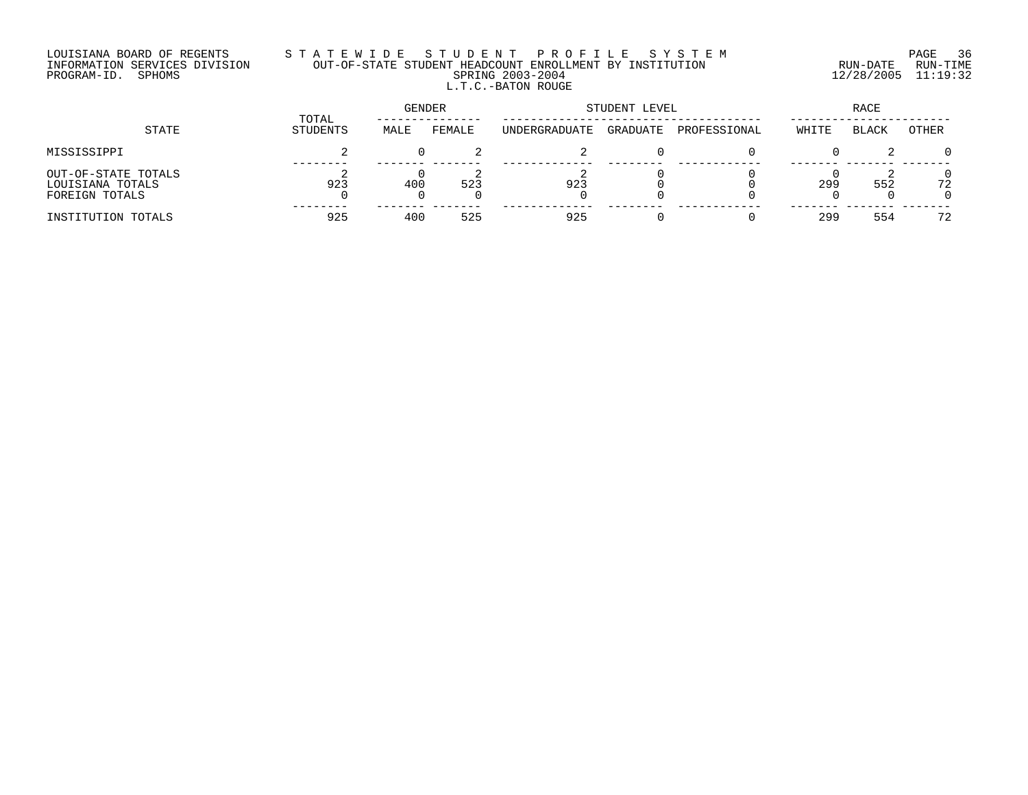LOUISIANA BOARD OF REGENTS
INFORMATION SERVICES DIVISION
PROGRAM-ID. SPHOMS

# STATEWIDE STUDENT PROFILE SYSTEM

## OUT-OF-STATE STUDENT HEADCOUNT ENROLLMENT BY INSTITUTION

SPRING 2003-2004

L.T.C.-BATON ROUGE

RUN-DATE 12/28/2005 RUN-TIME 11:19:32

| STATE | TOTAL STUDENTS | GENDER | | STUDENT LEVEL | | | RACE | | |
|---|---|---|---|---|---|---|---|---|---|
| | | MALE | FEMALE | UNDERGRADUATE | GRADUATE | PROFESSIONAL | WHITE | BLACK | OTHER |
| MISSISSIPPI | 2 | 0 | 2 | 2 | 0 | 0 | 0 | 2 | 0 |
| OUT-OF-STATE TOTALS | 2 | 0 | 2 | 2 | 0 | 0 | 0 | 2 | 0 |
| LOUISIANA TOTALS | 923 | 400 | 523 | 923 | 0 | 0 | 299 | 552 | 72 |
| FOREIGN TOTALS | 0 | 0 | 0 | 0 | 0 | 0 | 0 | 0 | 0 |
| INSTITUTION TOTALS | 925 | 400 | 525 | 925 | 0 | 0 | 299 | 554 | 72 |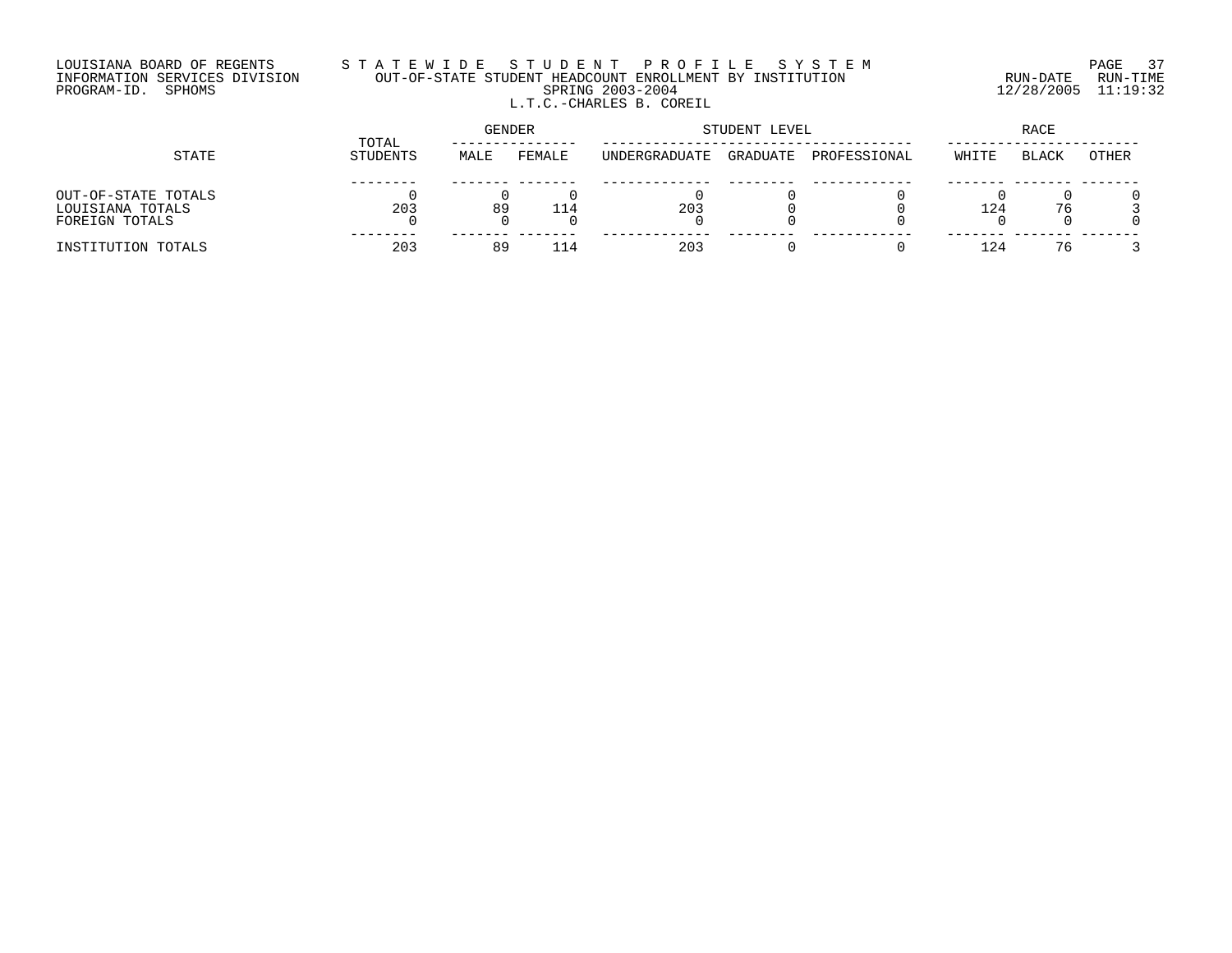LOUISIANA BOARD OF REGENTS
INFORMATION SERVICES DIVISION
PROGRAM-ID. SPHOMS

# STATEWIDE STUDENT PROFILE SYSTEM

OUT-OF-STATE STUDENT HEADCOUNT ENROLLMENT BY INSTITUTION
SPRING 2003-2004
L.T.C.-CHARLES B. COREIL

RUN-DATE 12/28/2005 RUN-TIME 11:19:32

| STATE | TOTAL STUDENTS | GENDER | | STUDENT LEVEL | | | RACE | | |
|---|---|---|---|---|---|---|---|---|---|
| | | MALE | FEMALE | UNDERGRADUATE | GRADUATE | PROFESSIONAL | WHITE | BLACK | OTHER |
| OUT-OF-STATE TOTALS | 0 | 0 | 0 | 0 | 0 | 0 | 0 | 0 | 0 |
| LOUISIANA TOTALS | 203 | 89 | 114 | 203 | 0 | 0 | 124 | 76 | 3 |
| FOREIGN TOTALS | 0 | 0 | 0 | 0 | 0 | 0 | 0 | 0 | 0 |
| INSTITUTION TOTALS | 203 | 89 | 114 | 203 | 0 | 0 | 124 | 76 | 3 |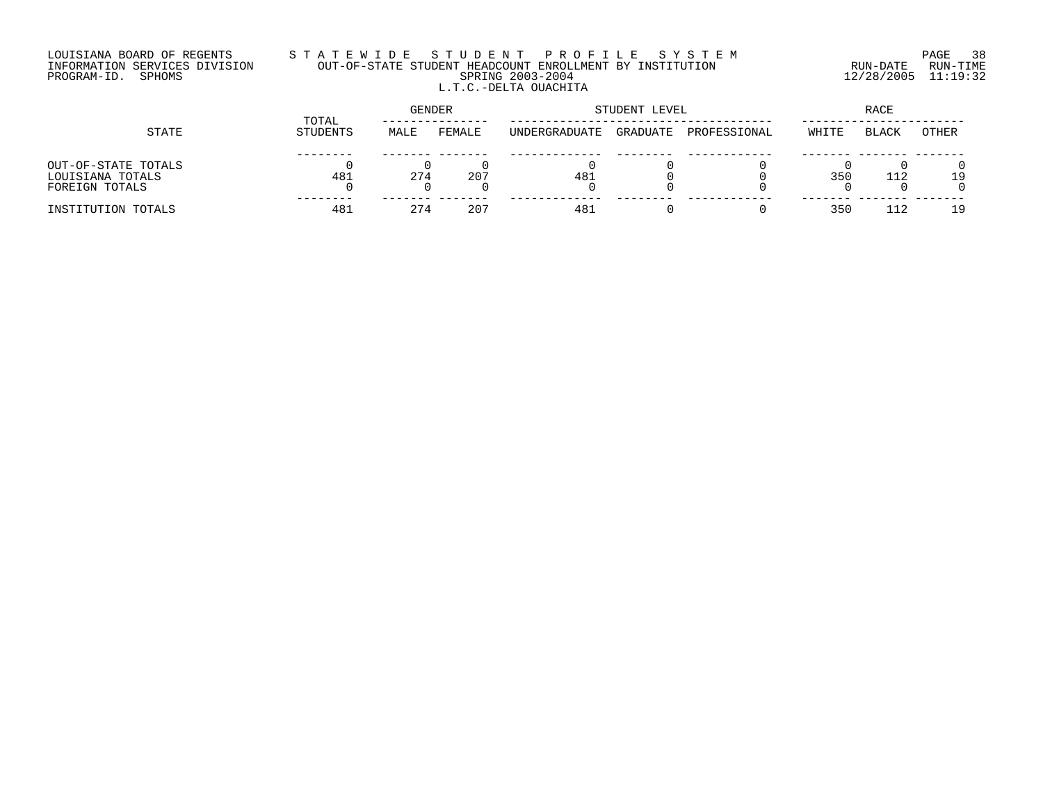LOUISIANA BOARD OF REGENTS
INFORMATION SERVICES DIVISION
PROGRAM-ID. SPHOMS

# STATEWIDE STUDENT PROFILE SYSTEM

## OUT-OF-STATE STUDENT HEADCOUNT ENROLLMENT BY INSTITUTION

SPRING 2003-2004

### L.T.C.-DELTA OUACHITA

RUN-DATE 12/28/2005 RUN-TIME 11:19:32

| STATE | TOTAL STUDENTS | GENDER | | STUDENT LEVEL | | | RACE | | |
|---|---|---|---|---|---|---|---|---|---|
| | | MALE | FEMALE | UNDERGRADUATE | GRADUATE | PROFESSIONAL | WHITE | BLACK | OTHER |
| OUT-OF-STATE TOTALS | 0 | 0 | 0 | 0 | 0 | 0 | 0 | 0 | 0 |
| LOUISIANA TOTALS | 481 | 274 | 207 | 481 | 0 | 0 | 350 | 112 | 19 |
| FOREIGN TOTALS | 0 | 0 | 0 | 0 | 0 | 0 | 0 | 0 | 0 |
| INSTITUTION TOTALS | 481 | 274 | 207 | 481 | 0 | 0 | 350 | 112 | 19 |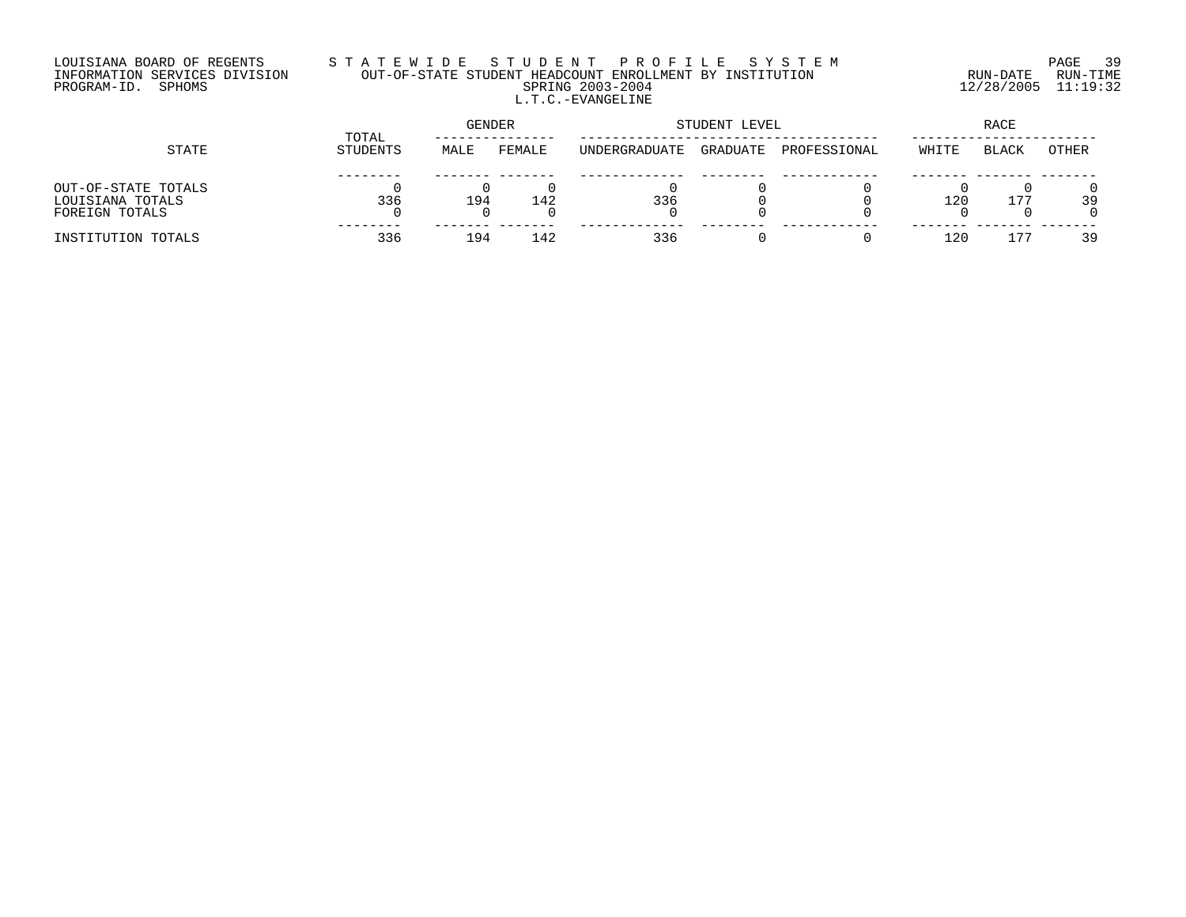LOUISIANA BOARD OF REGENTS
INFORMATION SERVICES DIVISION
PROGRAM-ID. SPHOMS

# STATEWIDE STUDENT PROFILE SYSTEM

## OUT-OF-STATE STUDENT HEADCOUNT ENROLLMENT BY INSTITUTION

SPRING 2003-2004

L.T.C.-EVANGELINE

RUN-DATE 12/28/2005 RUN-TIME 11:19:32

| STATE | TOTAL STUDENTS | GENDER | | STUDENT LEVEL | | | RACE | | |
|---|---|---|---|---|---|---|---|---|---|
| | | MALE | FEMALE | UNDERGRADUATE | GRADUATE | PROFESSIONAL | WHITE | BLACK | OTHER |
| OUT-OF-STATE TOTALS | 0 | 0 | 0 | 0 | 0 | 0 | 0 | 0 | 0 |
| LOUISIANA TOTALS | 336 | 194 | 142 | 336 | 0 | 0 | 120 | 177 | 39 |
| FOREIGN TOTALS | 0 | 0 | 0 | 0 | 0 | 0 | 0 | 0 | 0 |
| INSTITUTION TOTALS | 336 | 194 | 142 | 336 | 0 | 0 | 120 | 177 | 39 |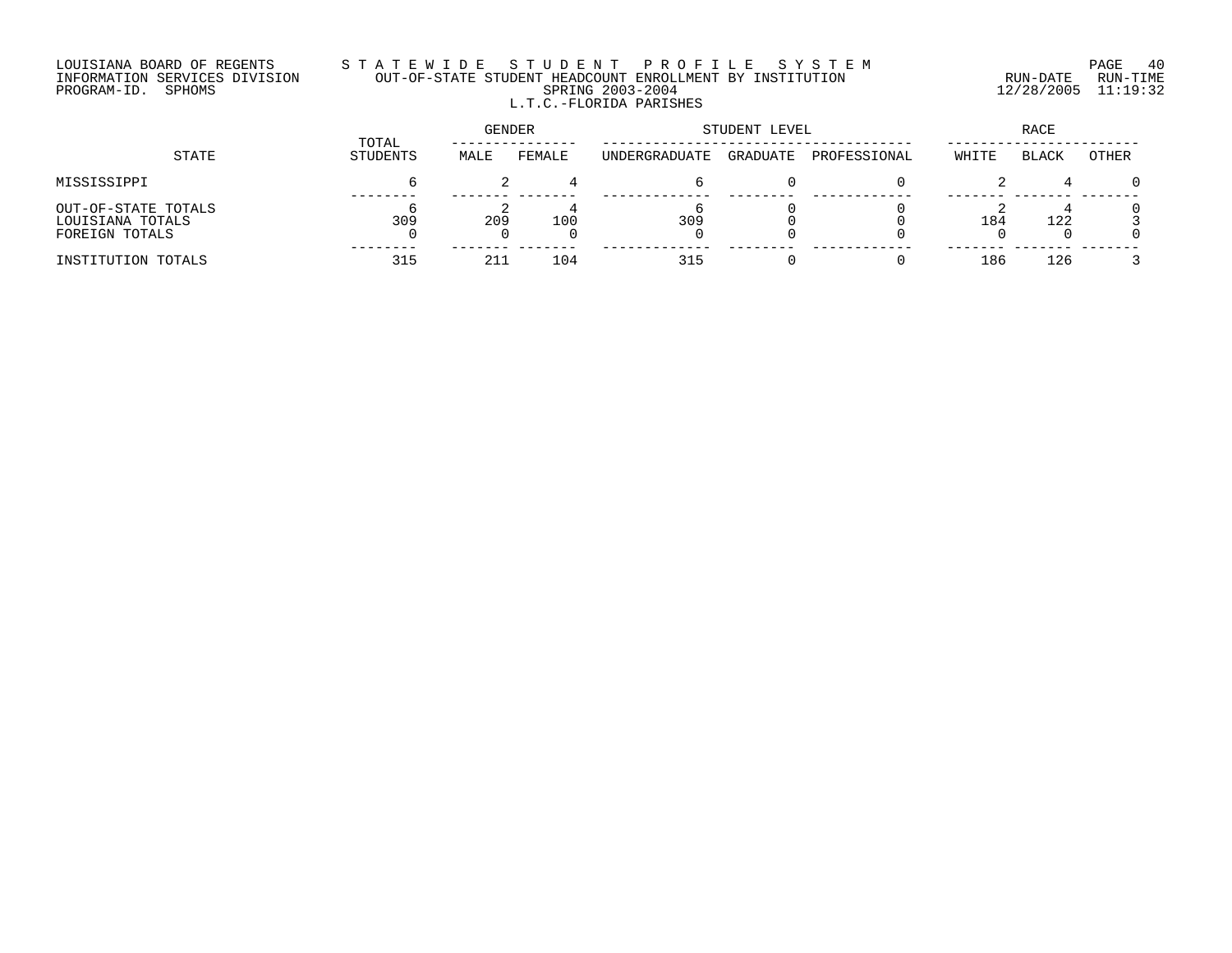LOUISIANA BOARD OF REGENTS
INFORMATION SERVICES DIVISION
PROGRAM-ID. SPHOMS

STATEWIDE STUDENT PROFILE SYSTEM
OUT-OF-STATE STUDENT HEADCOUNT ENROLLMENT BY INSTITUTION
SPRING 2003-2004
L.T.C.-FLORIDA PARISHES

RUN-DATE 12/28/2005 RUN-TIME 11:19:32

| STATE | TOTAL STUDENTS | GENDER | | STUDENT LEVEL | | | RACE | | |
|---|---|---|---|---|---|---|---|---|---|
| | | MALE | FEMALE | UNDERGRADUATE | GRADUATE | PROFESSIONAL | WHITE | BLACK | OTHER |
| MISSISSIPPI | 6 | 2 | 4 | 6 | 0 | 0 | 2 | 4 | 0 |
| OUT-OF-STATE TOTALS | 6 | 2 | 4 | 6 | 0 | 0 | 2 | 4 | 0 |
| LOUISIANA TOTALS | 309 | 209 | 100 | 309 | 0 | 0 | 184 | 122 | 3 |
| FOREIGN TOTALS | 0 | 0 | 0 | 0 | 0 | 0 | 0 | 0 | 0 |
| INSTITUTION TOTALS | 315 | 211 | 104 | 315 | 0 | 0 | 186 | 126 | 3 |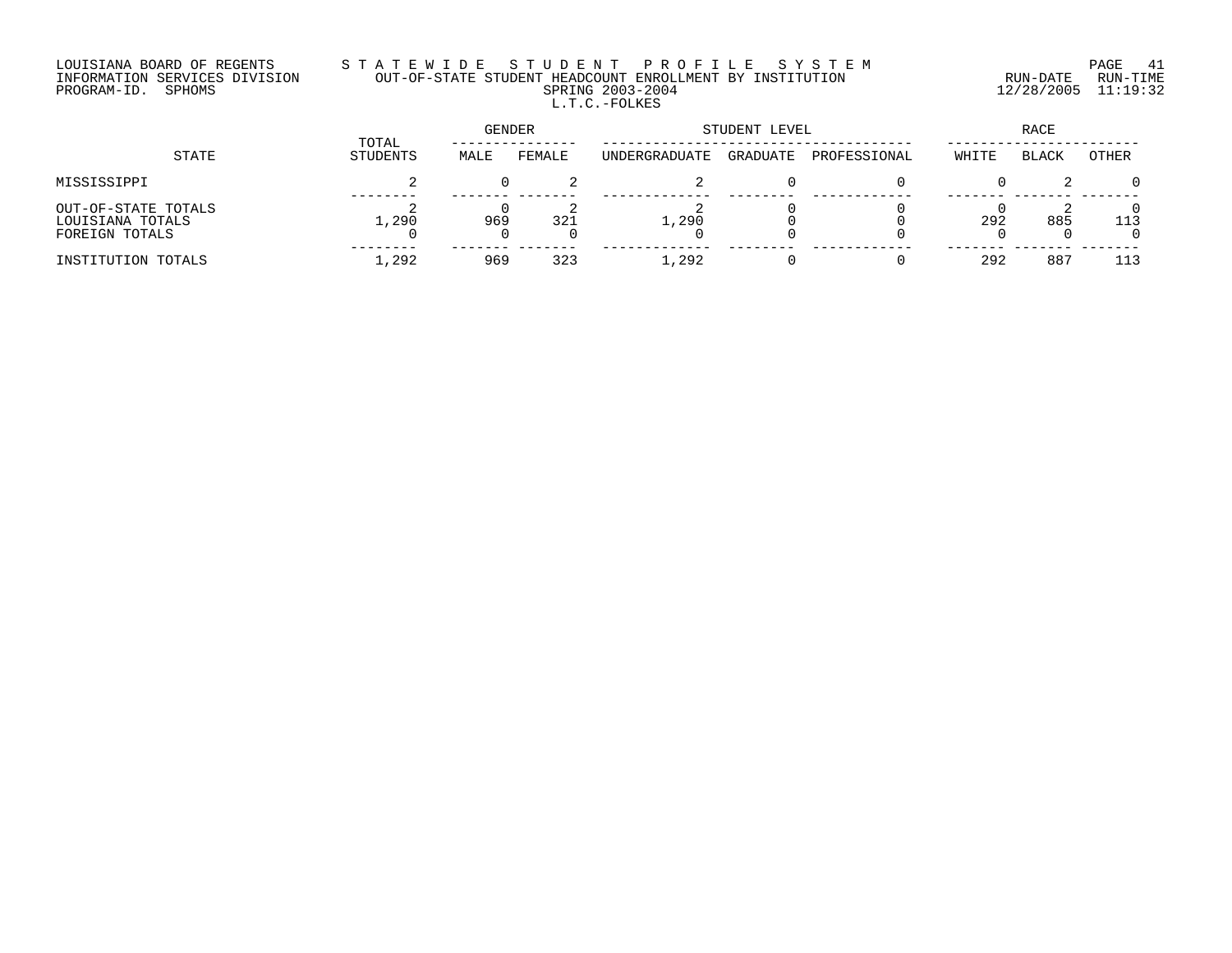LOUISIANA BOARD OF REGENTS
INFORMATION SERVICES DIVISION
PROGRAM-ID. SPHOMS

STATEWIDE STUDENT PROFILE SYSTEM
OUT-OF-STATE STUDENT HEADCOUNT ENROLLMENT BY INSTITUTION
SPRING 2003-2004
L.T.C.-FOLKES

RUN-DATE 12/28/2005 RUN-TIME 11:19:32

| STATE | TOTAL STUDENTS | GENDER | | STUDENT LEVEL | | | RACE | | |
|---|---|---|---|---|---|---|---|---|---|
| | | MALE | FEMALE | UNDERGRADUATE | GRADUATE | PROFESSIONAL | WHITE | BLACK | OTHER |
| MISSISSIPPI | 2 | 0 | 2 | 2 | 0 | 0 | 0 | 2 | 0 |
| OUT-OF-STATE TOTALS | 2 | 0 | 2 | 2 | 0 | 0 | 0 | 2 | 0 |
| LOUISIANA TOTALS | 1,290 | 969 | 321 | 1,290 | 0 | 0 | 292 | 885 | 113 |
| FOREIGN TOTALS | 0 | 0 | 0 | 0 | 0 | 0 | 0 | 0 | 0 |
| INSTITUTION TOTALS | 1,292 | 969 | 323 | 1,292 | 0 | 0 | 292 | 887 | 113 |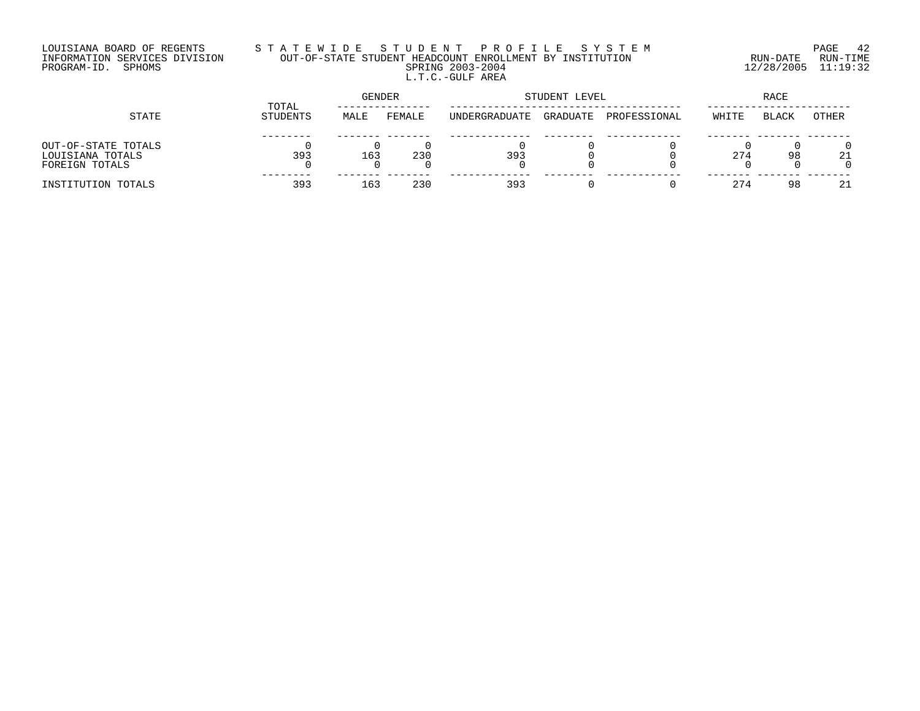LOUISIANA BOARD OF REGENTS
INFORMATION SERVICES DIVISION
PROGRAM-ID. SPHOMS

S T A T E W I D E   S T U D E N T   P R O F I L E   S Y S T E M
OUT-OF-STATE STUDENT HEADCOUNT ENROLLMENT BY INSTITUTION
SPRING 2003-2004
L.T.C.-GULF AREA

RUN-DATE 12/28/2005 RUN-TIME 11:19:32

| STATE | TOTAL STUDENTS | GENDER | | STUDENT LEVEL | | | RACE | | |
|---|---|---|---|---|---|---|---|---|---|
| | | MALE | FEMALE | UNDERGRADUATE | GRADUATE | PROFESSIONAL | WHITE | BLACK | OTHER |
| OUT-OF-STATE TOTALS | 0 | 0 | 0 | 0 | 0 | 0 | 0 | 0 | 0 |
| LOUISIANA TOTALS | 393 | 163 | 230 | 393 | 0 | 0 | 274 | 98 | 21 |
| FOREIGN TOTALS | 0 | 0 | 0 | 0 | 0 | 0 | 0 | 0 | 0 |
| INSTITUTION TOTALS | 393 | 163 | 230 | 393 | 0 | 0 | 274 | 98 | 21 |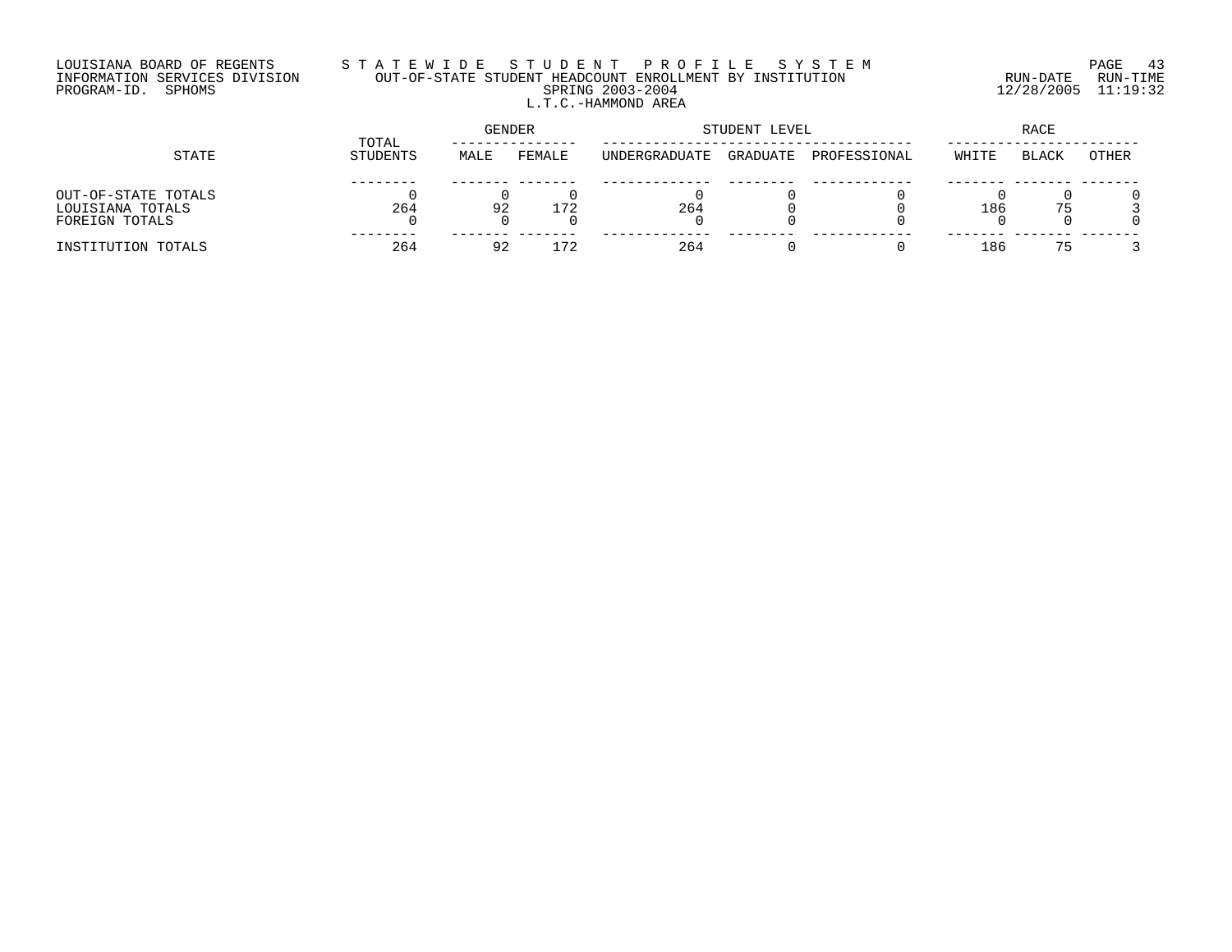LOUISIANA BOARD OF REGENTS
INFORMATION SERVICES DIVISION
PROGRAM-ID. SPHOMS

# STATEWIDE STUDENT PROFILE SYSTEM
## OUT-OF-STATE STUDENT HEADCOUNT ENROLLMENT BY INSTITUTION
### SPRING 2003-2004
### L.T.C.-HAMMOND AREA

RUN-DATE 12/28/2005 RUN-TIME 11:19:32

| STATE | TOTAL STUDENTS | GENDER | | STUDENT LEVEL | | | RACE | | |
|---|---|---|---|---|---|---|---|---|---|
| | | MALE | FEMALE | UNDERGRADUATE | GRADUATE | PROFESSIONAL | WHITE | BLACK | OTHER |
| OUT-OF-STATE TOTALS | 0 | 0 | 0 | 0 | 0 | 0 | 0 | 0 | 0 |
| LOUISIANA TOTALS | 264 | 92 | 172 | 264 | 0 | 0 | 186 | 75 | 3 |
| FOREIGN TOTALS | 0 | 0 | 0 | 0 | 0 | 0 | 0 | 0 | 0 |
| INSTITUTION TOTALS | 264 | 92 | 172 | 264 | 0 | 0 | 186 | 75 | 3 |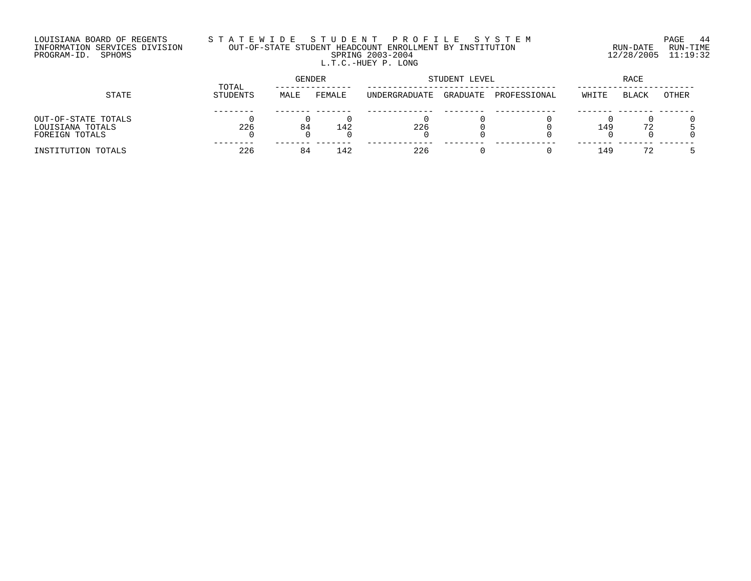LOUISIANA BOARD OF REGENTS
INFORMATION SERVICES DIVISION
PROGRAM-ID. SPHOMS

# STATEWIDE STUDENT PROFILE SYSTEM

## OUT-OF-STATE STUDENT HEADCOUNT ENROLLMENT BY INSTITUTION

SPRING 2003-2004

L.T.C.-HUEY P. LONG

RUN-DATE 12/28/2005 RUN-TIME 11:19:32

| STATE | TOTAL STUDENTS | GENDER | | STUDENT LEVEL | | | RACE | | |
|---|---|---|---|---|---|---|---|---|---|
| | | MALE | FEMALE | UNDERGRADUATE | GRADUATE | PROFESSIONAL | WHITE | BLACK | OTHER |
| OUT-OF-STATE TOTALS | 0 | 0 | 0 | 0 | 0 | 0 | 0 | 0 | 0 |
| LOUISIANA TOTALS | 226 | 84 | 142 | 226 | 0 | 0 | 149 | 72 | 5 |
| FOREIGN TOTALS | 0 | 0 | 0 | 0 | 0 | 0 | 0 | 0 | 0 |
| INSTITUTION TOTALS | 226 | 84 | 142 | 226 | 0 | 0 | 149 | 72 | 5 |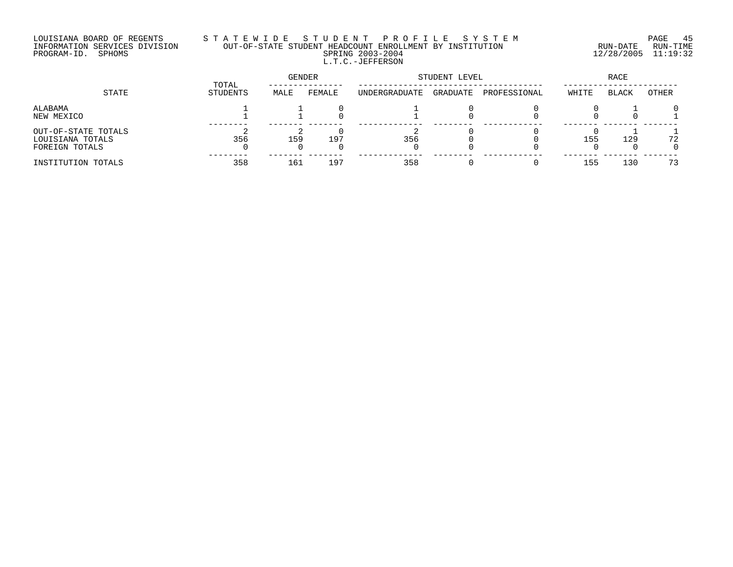LOUISIANA BOARD OF REGENTS
INFORMATION SERVICES DIVISION
PROGRAM-ID. SPHOMS

# STATEWIDE STUDENT PROFILE SYSTEM

OUT-OF-STATE STUDENT HEADCOUNT ENROLLMENT BY INSTITUTION
SPRING 2003-2004
L.T.C.-JEFFERSON

RUN-DATE 12/28/2005 RUN-TIME 11:19:32

| STATE | TOTAL STUDENTS | GENDER | | STUDENT LEVEL | | | RACE | | |
|---|---|---|---|---|---|---|---|---|---|
| | | MALE | FEMALE | UNDERGRADUATE | GRADUATE | PROFESSIONAL | WHITE | BLACK | OTHER |
| ALABAMA | 1 | 1 | 0 | 1 | 0 | 0 | 0 | 1 | 0 |
| NEW MEXICO | 1 | 1 | 0 | 1 | 0 | 0 | 0 | 0 | 1 |
| OUT-OF-STATE TOTALS | 2 | 2 | 0 | 2 | 0 | 0 | 0 | 1 | 1 |
| LOUISIANA TOTALS | 356 | 159 | 197 | 356 | 0 | 0 | 155 | 129 | 72 |
| FOREIGN TOTALS | 0 | 0 | 0 | 0 | 0 | 0 | 0 | 0 | 0 |
| INSTITUTION TOTALS | 358 | 161 | 197 | 358 | 0 | 0 | 155 | 130 | 73 |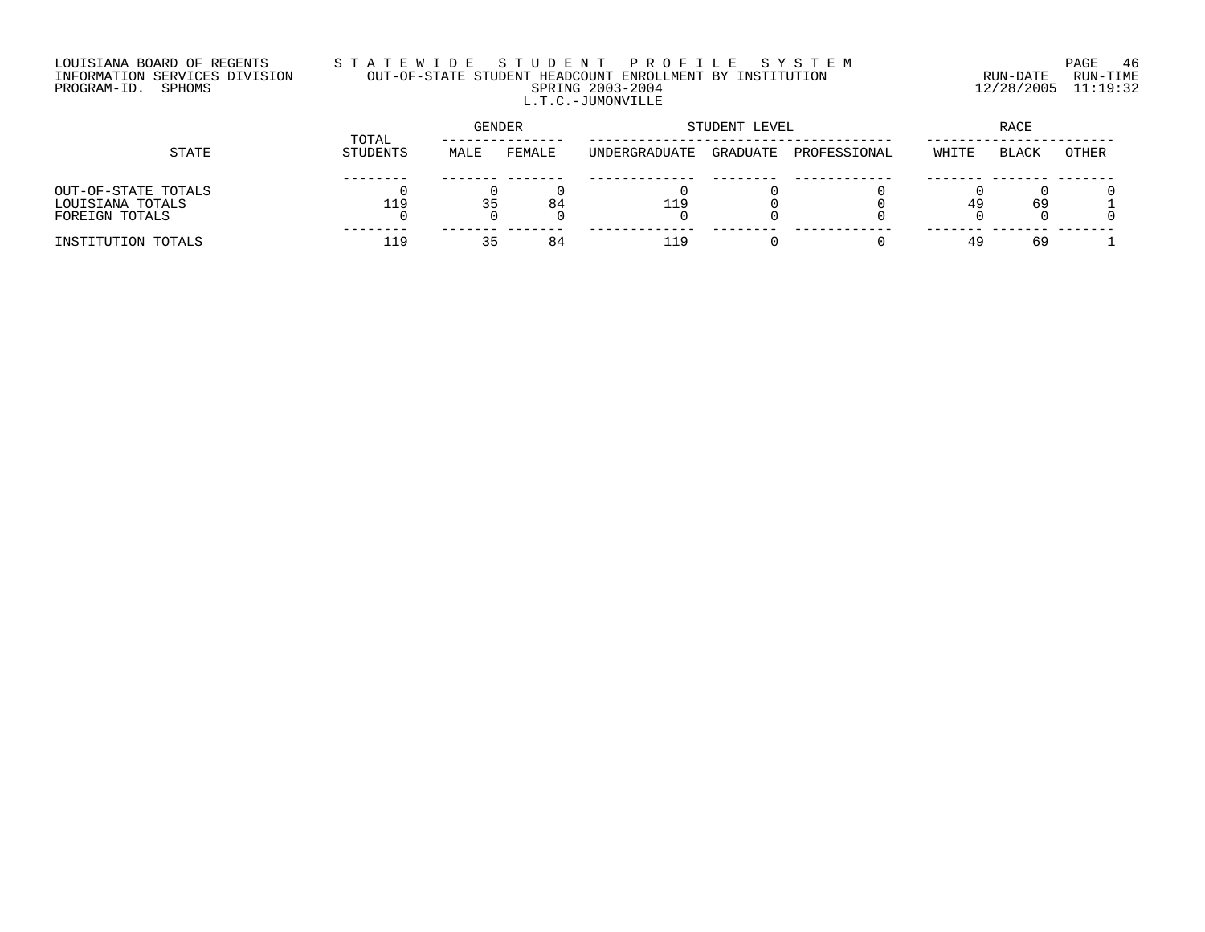LOUISIANA BOARD OF REGENTS
INFORMATION SERVICES DIVISION
PROGRAM-ID. SPHOMS

# S T A T E W I D E   S T U D E N T   P R O F I L E   S Y S T E M

OUT-OF-STATE STUDENT HEADCOUNT ENROLLMENT BY INSTITUTION
SPRING 2003-2004
L.T.C.-JUMONVILLE

RUN-DATE 12/28/2005 RUN-TIME 11:19:32

| STATE | TOTAL STUDENTS | GENDER | | STUDENT LEVEL | | | RACE | | |
|---|---|---|---|---|---|---|---|---|---|
| | | MALE | FEMALE | UNDERGRADUATE | GRADUATE | PROFESSIONAL | WHITE | BLACK | OTHER |
| OUT-OF-STATE TOTALS | 0 | 0 | 0 | 0 | 0 | 0 | 0 | 0 | 0 |
| LOUISIANA TOTALS | 119 | 35 | 84 | 119 | 0 | 0 | 49 | 69 | 1 |
| FOREIGN TOTALS | 0 | 0 | 0 | 0 | 0 | 0 | 0 | 0 | 0 |
| INSTITUTION TOTALS | 119 | 35 | 84 | 119 | 0 | 0 | 49 | 69 | 1 |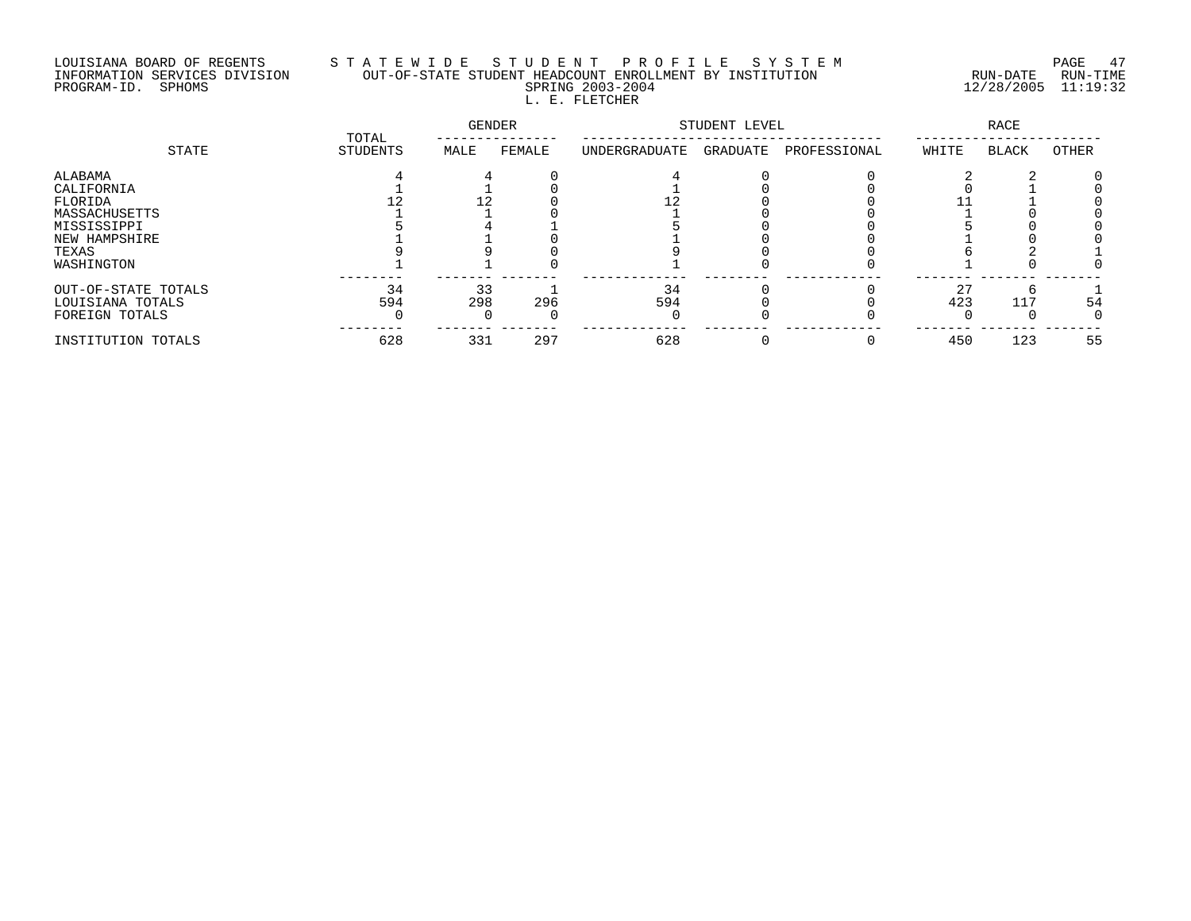LOUISIANA BOARD OF REGENTS
INFORMATION SERVICES DIVISION
PROGRAM-ID. SPHOMS

# STATEWIDE STUDENT PROFILE SYSTEM
## OUT-OF-STATE STUDENT HEADCOUNT ENROLLMENT BY INSTITUTION
### SPRING 2003-2004
### L. E. FLETCHER

RUN-DATE 12/28/2005 RUN-TIME 11:19:32

| STATE | TOTAL STUDENTS | GENDER | | STUDENT LEVEL | | | RACE | | |
|---|---|---|---|---|---|---|---|---|---|
| | | MALE | FEMALE | UNDERGRADUATE | GRADUATE | PROFESSIONAL | WHITE | BLACK | OTHER |
| ALABAMA | 4 | 4 | 0 | 4 | 0 | 0 | 2 | 2 | 0 |
| CALIFORNIA | 1 | 1 | 0 | 1 | 0 | 0 | 0 | 1 | 0 |
| FLORIDA | 12 | 12 | 0 | 12 | 0 | 0 | 11 | 1 | 0 |
| MASSACHUSETTS | 1 | 1 | 0 | 1 | 0 | 0 | 1 | 0 | 0 |
| MISSISSIPPI | 5 | 4 | 1 | 5 | 0 | 0 | 5 | 0 | 0 |
| NEW HAMPSHIRE | 1 | 1 | 0 | 1 | 0 | 0 | 1 | 0 | 0 |
| TEXAS | 9 | 9 | 0 | 9 | 0 | 0 | 6 | 2 | 1 |
| WASHINGTON | 1 | 1 | 0 | 1 | 0 | 0 | 1 | 0 | 0 |
| OUT-OF-STATE TOTALS | 34 | 33 | 1 | 34 | 0 | 0 | 27 | 6 | 1 |
| LOUISIANA TOTALS | 594 | 298 | 296 | 594 | 0 | 0 | 423 | 117 | 54 |
| FOREIGN TOTALS | 0 | 0 | 0 | 0 | 0 | 0 | 0 | 0 | 0 |
| INSTITUTION TOTALS | 628 | 331 | 297 | 628 | 0 | 0 | 450 | 123 | 55 |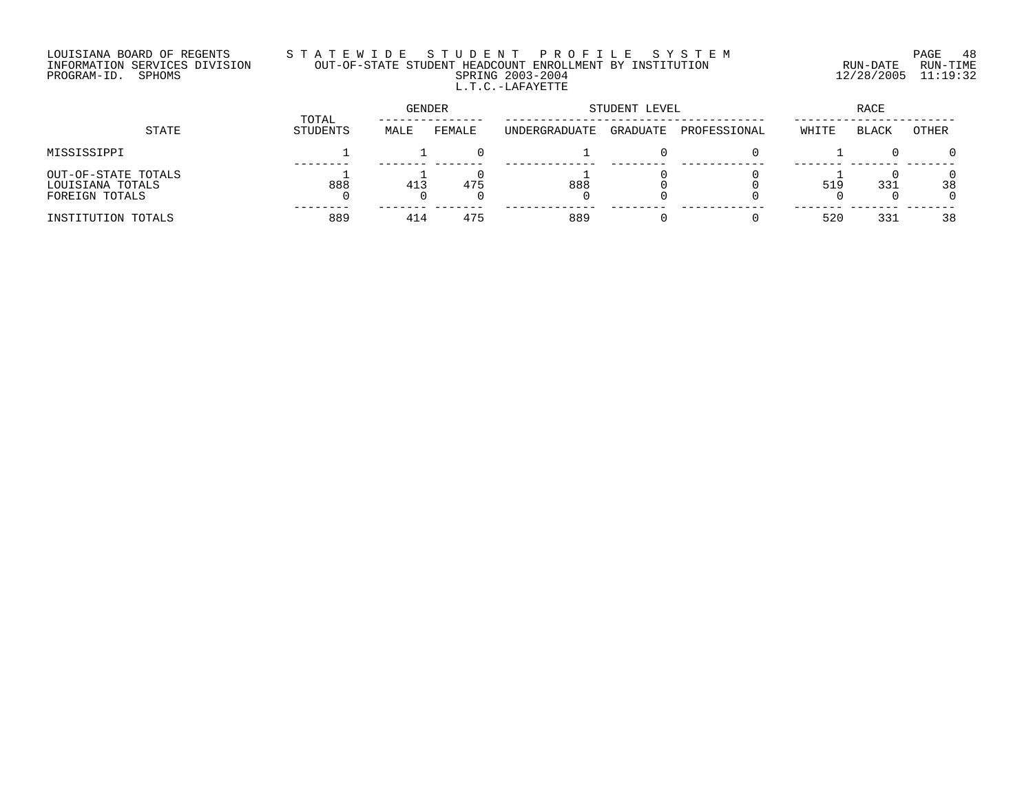LOUISIANA BOARD OF REGENTS
INFORMATION SERVICES DIVISION
PROGRAM-ID. SPHOMS

# STATEWIDE STUDENT PROFILE SYSTEM

OUT-OF-STATE STUDENT HEADCOUNT ENROLLMENT BY INSTITUTION
SPRING 2003-2004
L.T.C.-LAFAYETTE

RUN-DATE 12/28/2005 RUN-TIME 11:19:32

| STATE | TOTAL STUDENTS | GENDER | | STUDENT LEVEL | | | RACE | | |
|---|---|---|---|---|---|---|---|---|---|
| | | MALE | FEMALE | UNDERGRADUATE | GRADUATE | PROFESSIONAL | WHITE | BLACK | OTHER |
| MISSISSIPPI | 1 | 1 | 0 | 1 | 0 | 0 | 1 | 0 | 0 |
| OUT-OF-STATE TOTALS | 1 | 1 | 0 | 1 | 0 | 0 | 1 | 0 | 0 |
| LOUISIANA TOTALS | 888 | 413 | 475 | 888 | 0 | 0 | 519 | 331 | 38 |
| FOREIGN TOTALS | 0 | 0 | 0 | 0 | 0 | 0 | 0 | 0 | 0 |
| INSTITUTION TOTALS | 889 | 414 | 475 | 889 | 0 | 0 | 520 | 331 | 38 |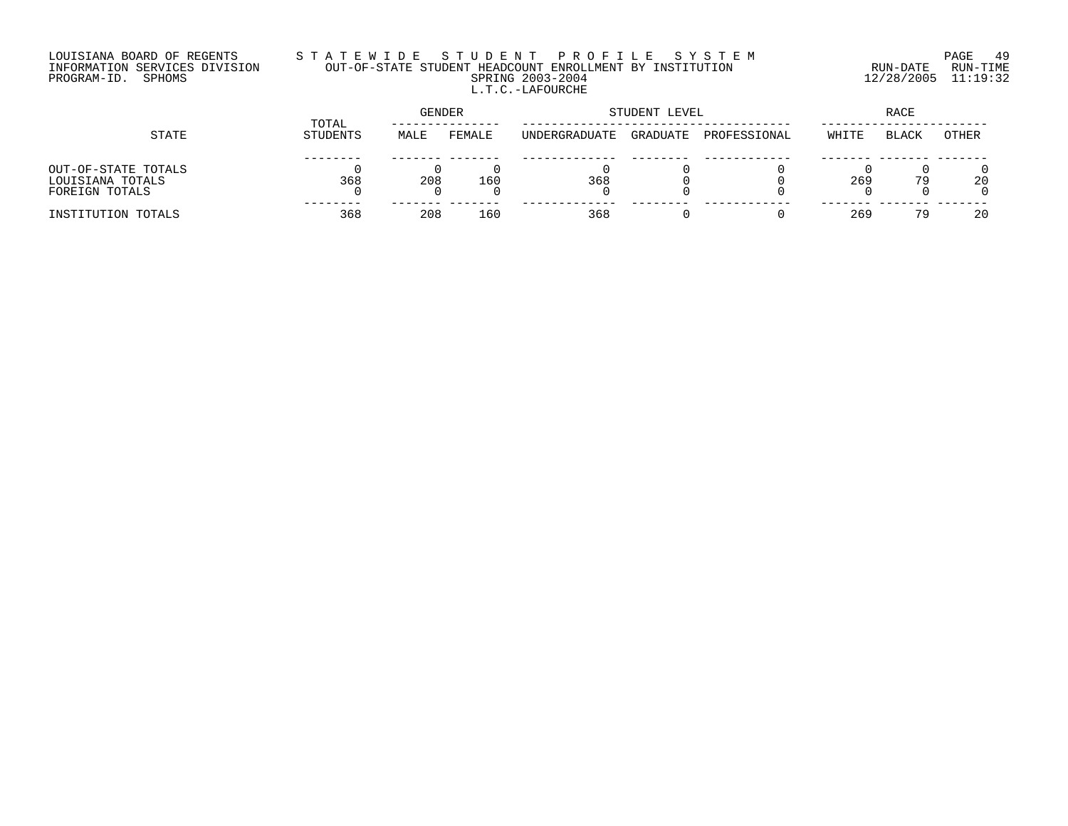LOUISIANA BOARD OF REGENTS
INFORMATION SERVICES DIVISION
PROGRAM-ID. SPHOMS

STATEWIDE STUDENT PROFILE SYSTEM
OUT-OF-STATE STUDENT HEADCOUNT ENROLLMENT BY INSTITUTION
SPRING 2003-2004
L.T.C.-LAFOURCHE

RUN-DATE 12/28/2005 RUN-TIME 11:19:32

| STATE | TOTAL STUDENTS | GENDER | | STUDENT LEVEL | | | RACE | | |
|---|---|---|---|---|---|---|---|---|---|
| | | MALE | FEMALE | UNDERGRADUATE | GRADUATE | PROFESSIONAL | WHITE | BLACK | OTHER |
| OUT-OF-STATE TOTALS | 0 | 0 | 0 | 0 | 0 | 0 | 0 | 0 | 0 |
| LOUISIANA TOTALS | 368 | 208 | 160 | 368 | 0 | 0 | 269 | 79 | 20 |
| FOREIGN TOTALS | 0 | 0 | 0 | 0 | 0 | 0 | 0 | 0 | 0 |
| INSTITUTION TOTALS | 368 | 208 | 160 | 368 | 0 | 0 | 269 | 79 | 20 |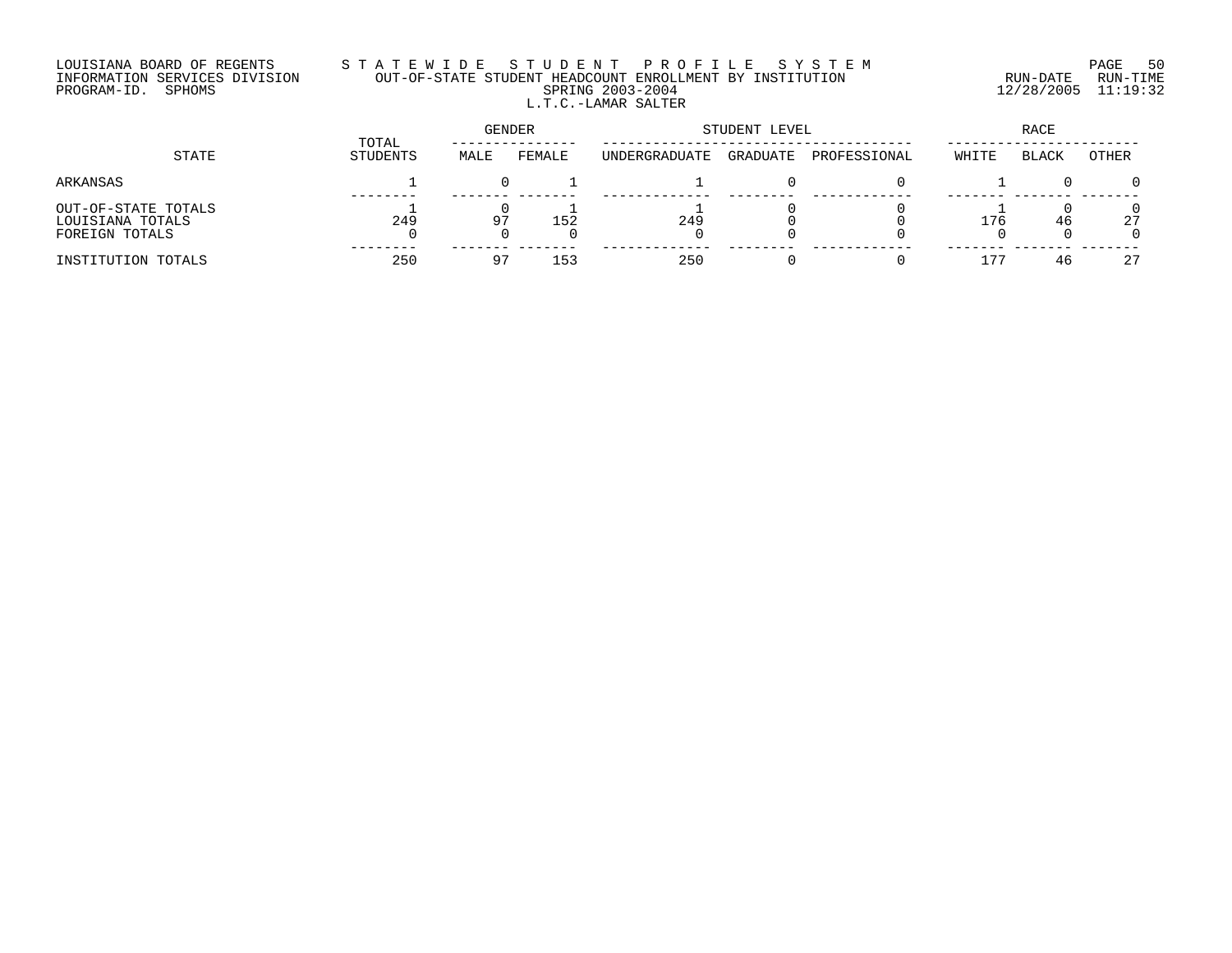LOUISIANA BOARD OF REGENTS
INFORMATION SERVICES DIVISION
PROGRAM-ID. SPHOMS

STATEWIDE STUDENT PROFILE SYSTEM
OUT-OF-STATE STUDENT HEADCOUNT ENROLLMENT BY INSTITUTION
SPRING 2003-2004
L.T.C.-LAMAR SALTER

RUN-DATE 12/28/2005 RUN-TIME 11:19:32

| STATE | TOTAL STUDENTS | GENDER | | STUDENT LEVEL | | | RACE | | |
|---|---|---|---|---|---|---|---|---|---|
| | | MALE | FEMALE | UNDERGRADUATE | GRADUATE | PROFESSIONAL | WHITE | BLACK | OTHER |
| ARKANSAS | 1 | 0 | 1 | 1 | 0 | 0 | 1 | 0 | 0 |
| OUT-OF-STATE TOTALS | 1 | 0 | 1 | 1 | 0 | 0 | 1 | 0 | 0 |
| LOUISIANA TOTALS | 249 | 97 | 152 | 249 | 0 | 0 | 176 | 46 | 27 |
| FOREIGN TOTALS | 0 | 0 | 0 | 0 | 0 | 0 | 0 | 0 | 0 |
| INSTITUTION TOTALS | 250 | 97 | 153 | 250 | 0 | 0 | 177 | 46 | 27 |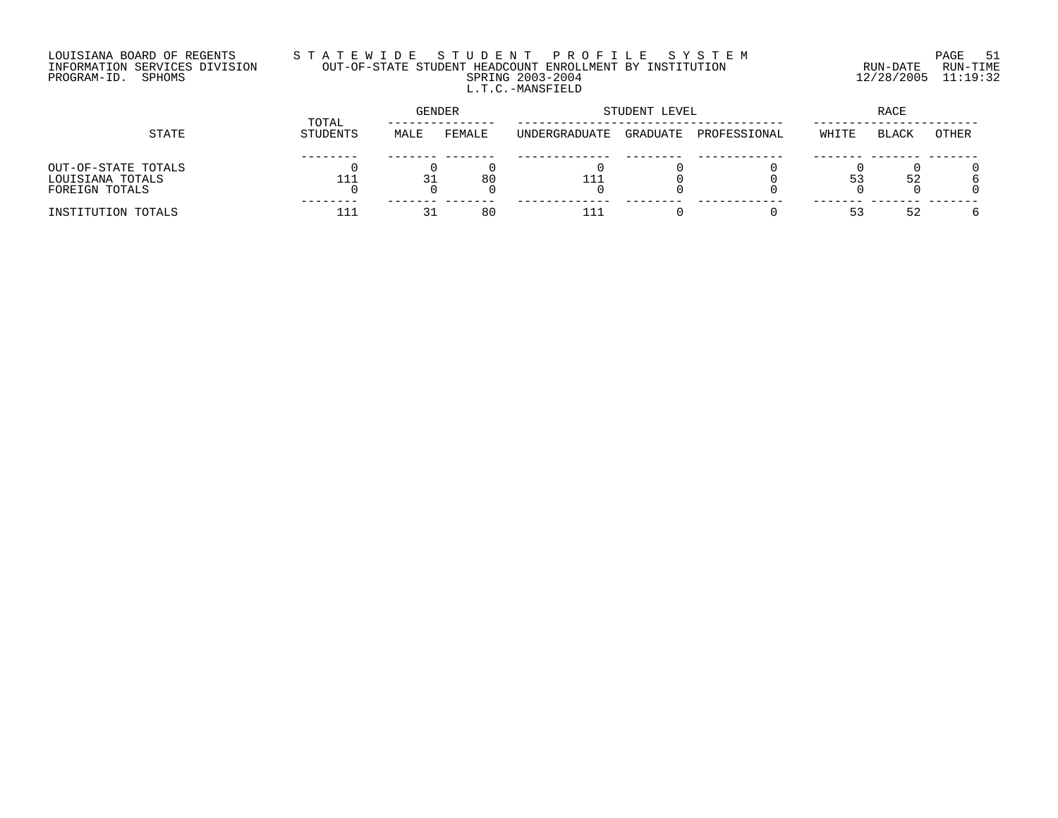LOUISIANA BOARD OF REGENTS
INFORMATION SERVICES DIVISION
PROGRAM-ID. SPHOMS

STATEWIDE STUDENT PROFILE SYSTEM
OUT-OF-STATE STUDENT HEADCOUNT ENROLLMENT BY INSTITUTION
SPRING 2003-2004
L.T.C.-MANSFIELD

RUN-DATE 12/28/2005 RUN-TIME 11:19:32

| STATE | TOTAL STUDENTS | GENDER | | STUDENT LEVEL | | | RACE | | |
|---|---|---|---|---|---|---|---|---|---|
| | | MALE | FEMALE | UNDERGRADUATE | GRADUATE | PROFESSIONAL | WHITE | BLACK | OTHER |
| OUT-OF-STATE TOTALS | 0 | 0 | 0 | 0 | 0 | 0 | 0 | 0 | 0 |
| LOUISIANA TOTALS | 111 | 31 | 80 | 111 | 0 | 0 | 53 | 52 | 6 |
| FOREIGN TOTALS | 0 | 0 | 0 | 0 | 0 | 0 | 0 | 0 | 0 |
| INSTITUTION TOTALS | 111 | 31 | 80 | 111 | 0 | 0 | 53 | 52 | 6 |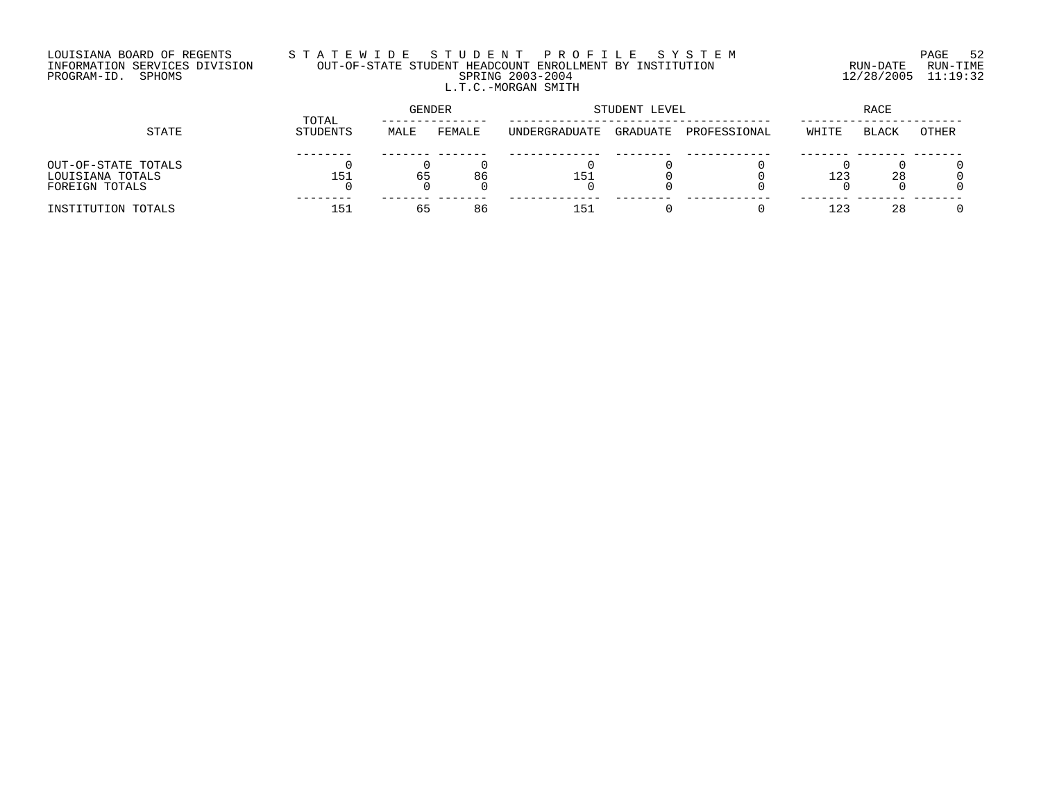LOUISIANA BOARD OF REGENTS
INFORMATION SERVICES DIVISION
PROGRAM-ID. SPHOMS

# STATEWIDE STUDENT PROFILE SYSTEM

OUT-OF-STATE STUDENT HEADCOUNT ENROLLMENT BY INSTITUTION
SPRING 2003-2004
L.T.C.-MORGAN SMITH

RUN-DATE 12/28/2005 RUN-TIME 11:19:32

| STATE | TOTAL STUDENTS | GENDER | | STUDENT LEVEL | | | RACE | | |
|---|---|---|---|---|---|---|---|---|---|
| | | MALE | FEMALE | UNDERGRADUATE | GRADUATE | PROFESSIONAL | WHITE | BLACK | OTHER |
| OUT-OF-STATE TOTALS | 0 | 0 | 0 | 0 | 0 | 0 | 0 | 0 | 0 |
| LOUISIANA TOTALS | 151 | 65 | 86 | 151 | 0 | 0 | 123 | 28 | 0 |
| FOREIGN TOTALS | 0 | 0 | 0 | 0 | 0 | 0 | 0 | 0 | 0 |
| INSTITUTION TOTALS | 151 | 65 | 86 | 151 | 0 | 0 | 123 | 28 | 0 |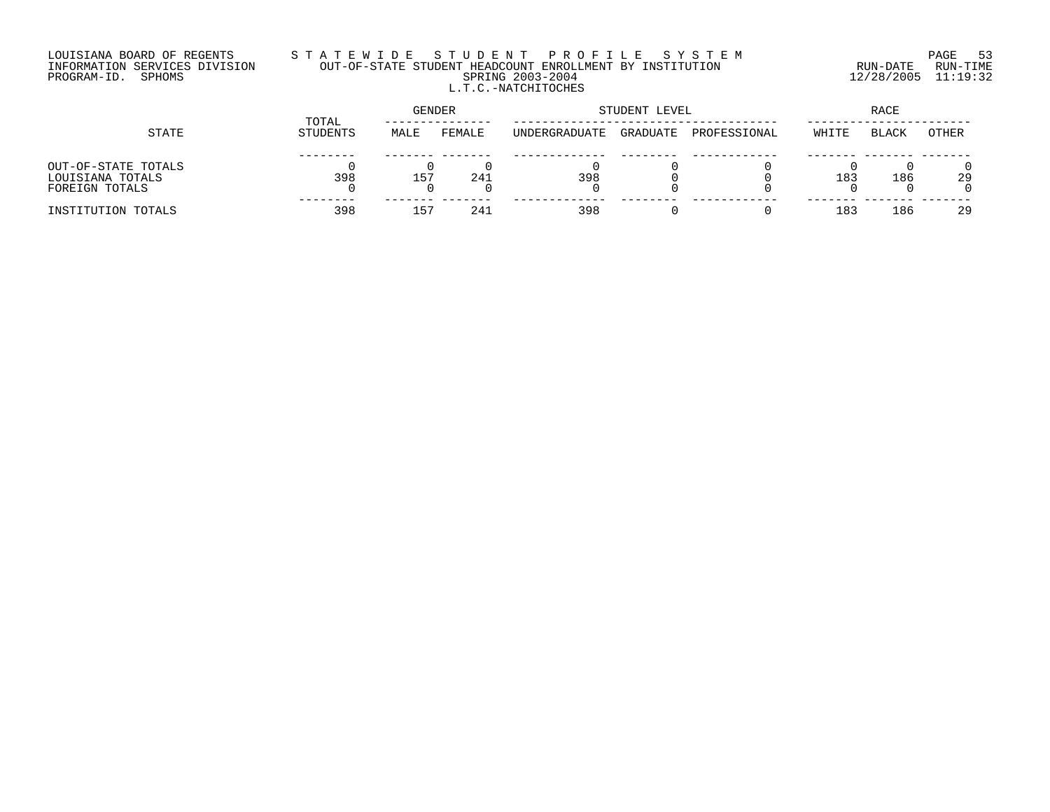LOUISIANA BOARD OF REGENTS
INFORMATION SERVICES DIVISION
PROGRAM-ID. SPHOMS

STATEWIDE STUDENT PROFILE SYSTEM
OUT-OF-STATE STUDENT HEADCOUNT ENROLLMENT BY INSTITUTION
SPRING 2003-2004
L.T.C.-NATCHITOCHES

RUN-DATE 12/28/2005 RUN-TIME 11:19:32

| STATE | TOTAL STUDENTS | GENDER | | STUDENT LEVEL | | | RACE | | |
|---|---|---|---|---|---|---|---|---|---|
| | | MALE | FEMALE | UNDERGRADUATE | GRADUATE | PROFESSIONAL | WHITE | BLACK | OTHER |
| OUT-OF-STATE TOTALS | 0 | 0 | 0 | 0 | 0 | 0 | 0 | 0 | 0 |
| LOUISIANA TOTALS | 398 | 157 | 241 | 398 | 0 | 0 | 183 | 186 | 29 |
| FOREIGN TOTALS | 0 | 0 | 0 | 0 | 0 | 0 | 0 | 0 | 0 |
| INSTITUTION TOTALS | 398 | 157 | 241 | 398 | 0 | 0 | 183 | 186 | 29 |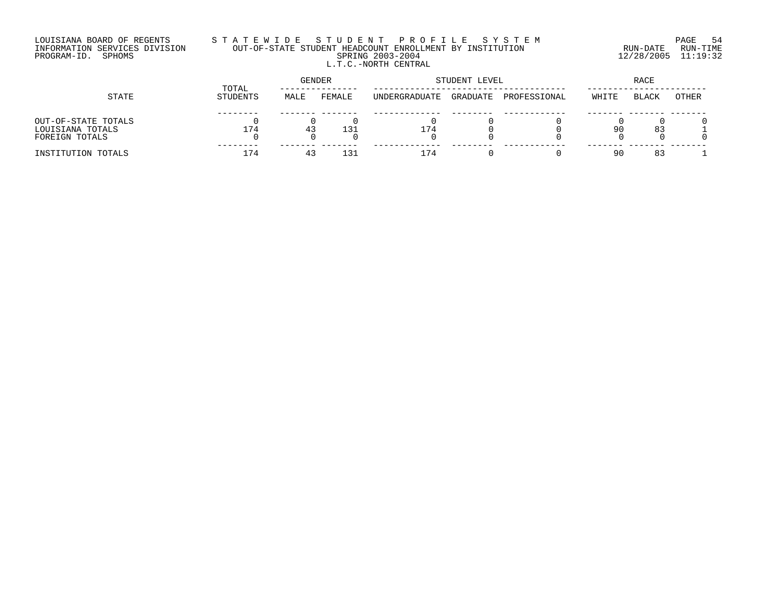LOUISIANA BOARD OF REGENTS
INFORMATION SERVICES DIVISION
PROGRAM-ID. SPHOMS

# STATEWIDE STUDENT PROFILE SYSTEM

## OUT-OF-STATE STUDENT HEADCOUNT ENROLLMENT BY INSTITUTION

SPRING 2003-2004

L.T.C.-NORTH CENTRAL

RUN-DATE 12/28/2005 RUN-TIME 11:19:32

| STATE | TOTAL STUDENTS | GENDER | | STUDENT LEVEL | | | RACE | | |
|---|---|---|---|---|---|---|---|---|---|
| | | MALE | FEMALE | UNDERGRADUATE | GRADUATE | PROFESSIONAL | WHITE | BLACK | OTHER |
| OUT-OF-STATE TOTALS | 0 | 0 | 0 | 0 | 0 | 0 | 0 | 0 | 0 |
| LOUISIANA TOTALS | 174 | 43 | 131 | 174 | 0 | 0 | 90 | 83 | 1 |
| FOREIGN TOTALS | 0 | 0 | 0 | 0 | 0 | 0 | 0 | 0 | 0 |
| INSTITUTION TOTALS | 174 | 43 | 131 | 174 | 0 | 0 | 90 | 83 | 1 |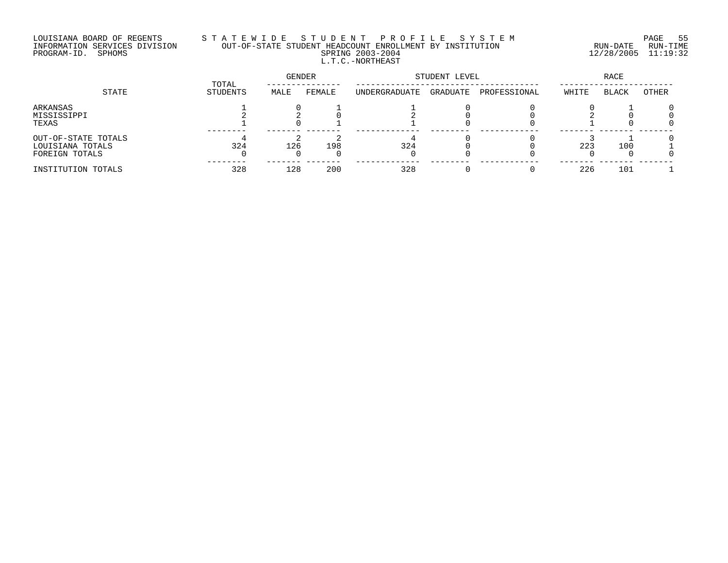LOUISIANA BOARD OF REGENTS
INFORMATION SERVICES DIVISION
PROGRAM-ID. SPHOMS

# STATEWIDE STUDENT PROFILE SYSTEM

## OUT-OF-STATE STUDENT HEADCOUNT ENROLLMENT BY INSTITUTION

SPRING 2003-2004

L.T.C.-NORTHEAST

RUN-DATE 12/28/2005 RUN-TIME 11:19:32

| STATE | TOTAL STUDENTS | GENDER | | STUDENT LEVEL | | | RACE | | |
|---|---|---|---|---|---|---|---|---|---|
| | | MALE | FEMALE | UNDERGRADUATE | GRADUATE | PROFESSIONAL | WHITE | BLACK | OTHER |
| ARKANSAS | 1 | 0 | 1 | 1 | 0 | 0 | 0 | 1 | 0 |
| MISSISSIPPI | 2 | 2 | 0 | 2 | 0 | 0 | 2 | 0 | 0 |
| TEXAS | 1 | 0 | 1 | 1 | 0 | 0 | 1 | 0 | 0 |
| OUT-OF-STATE TOTALS | 4 | 2 | 2 | 4 | 0 | 0 | 3 | 1 | 0 |
| LOUISIANA TOTALS | 324 | 126 | 198 | 324 | 0 | 0 | 223 | 100 | 1 |
| FOREIGN TOTALS | 0 | 0 | 0 | 0 | 0 | 0 | 0 | 0 | 0 |
| INSTITUTION TOTALS | 328 | 128 | 200 | 328 | 0 | 0 | 226 | 101 | 1 |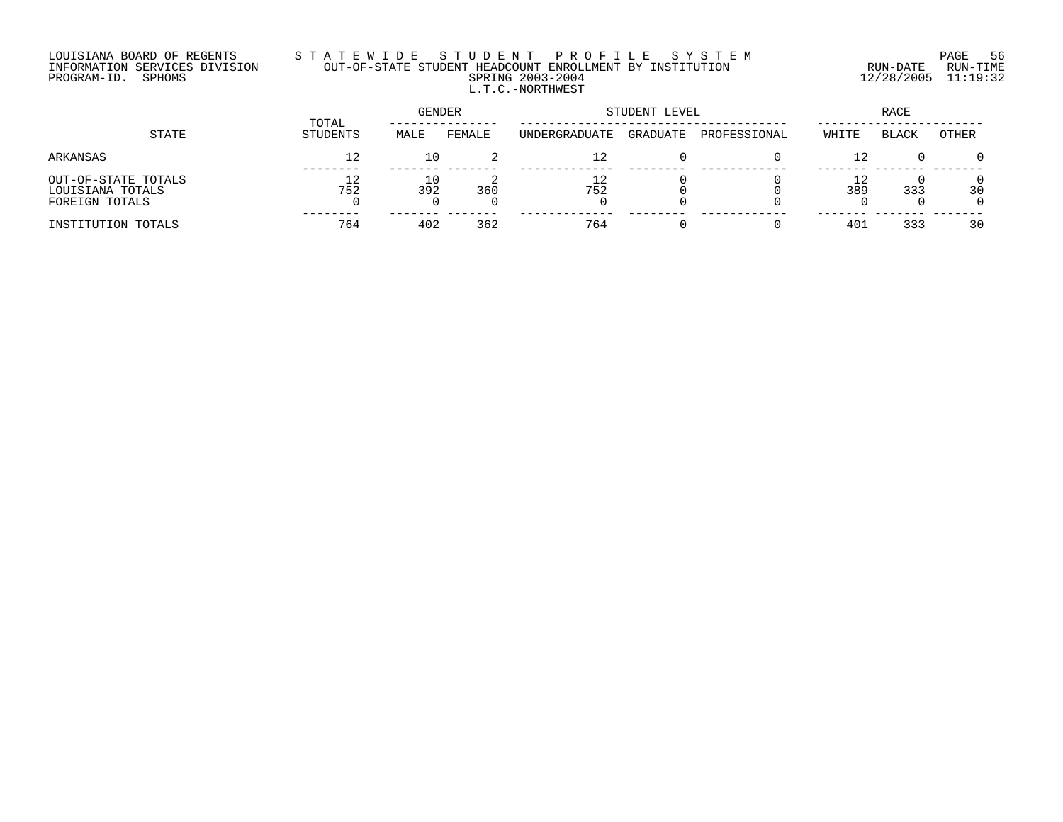LOUISIANA BOARD OF REGENTS
INFORMATION SERVICES DIVISION
PROGRAM-ID. SPHOMS

STATEWIDE STUDENT PROFILE SYSTEM
OUT-OF-STATE STUDENT HEADCOUNT ENROLLMENT BY INSTITUTION
SPRING 2003-2004
L.T.C.-NORTHWEST

RUN-DATE 12/28/2005 RUN-TIME 11:19:32

| STATE | TOTAL STUDENTS | GENDER | | STUDENT LEVEL | | | RACE | | |
|---|---|---|---|---|---|---|---|---|---|
| | | MALE | FEMALE | UNDERGRADUATE | GRADUATE | PROFESSIONAL | WHITE | BLACK | OTHER |
| ARKANSAS | 12 | 10 | 2 | 12 | 0 | 0 | 12 | 0 | 0 |
| OUT-OF-STATE TOTALS | 12 | 10 | 2 | 12 | 0 | 0 | 12 | 0 | 0 |
| LOUISIANA TOTALS | 752 | 392 | 360 | 752 | 0 | 0 | 389 | 333 | 30 |
| FOREIGN TOTALS | 0 | 0 | 0 | 0 | 0 | 0 | 0 | 0 | 0 |
| INSTITUTION TOTALS | 764 | 402 | 362 | 764 | 0 | 0 | 401 | 333 | 30 |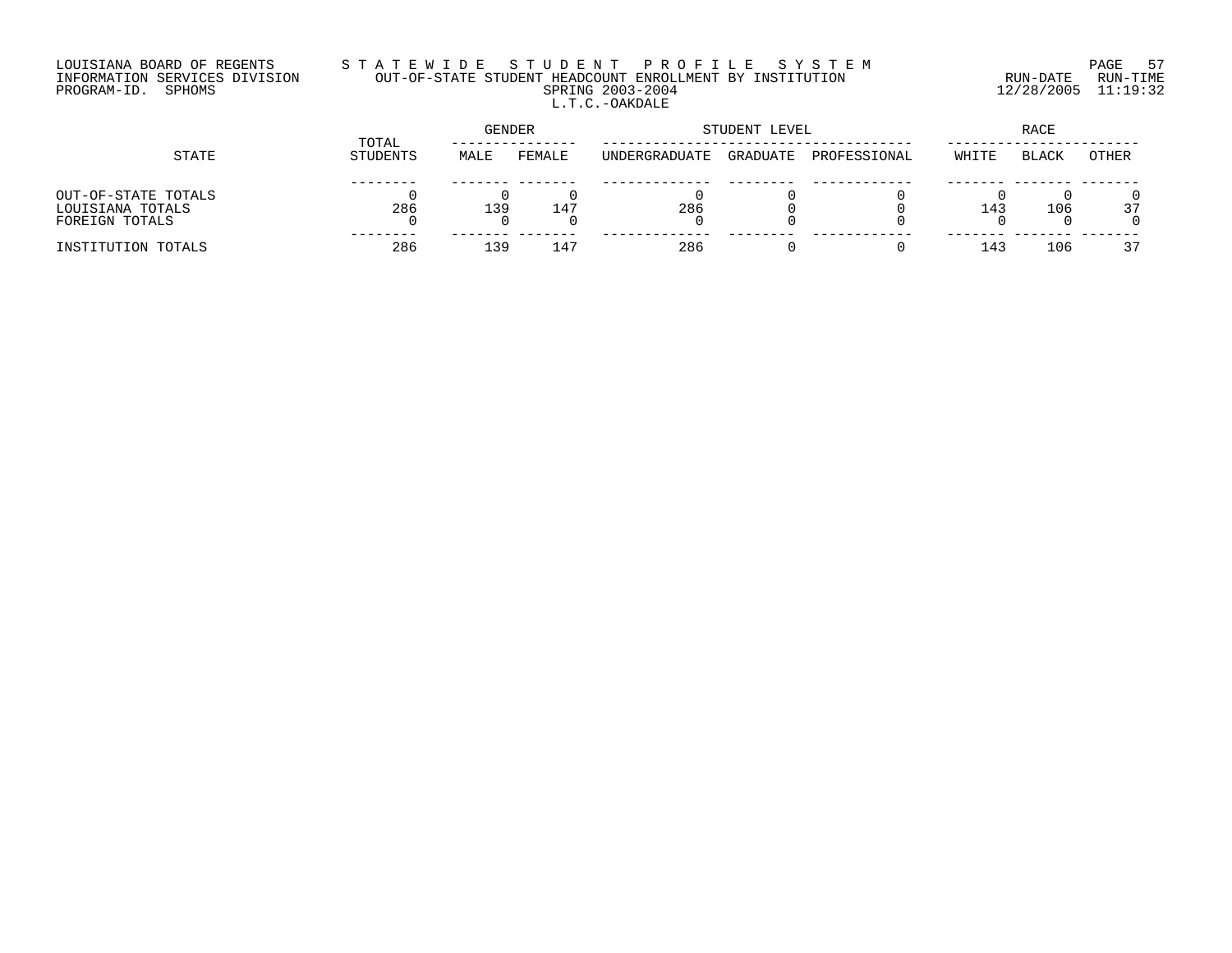LOUISIANA BOARD OF REGENTS
INFORMATION SERVICES DIVISION
PROGRAM-ID. SPHOMS

S T A T E W I D E   S T U D E N T   P R O F I L E   S Y S T E M
OUT-OF-STATE STUDENT HEADCOUNT ENROLLMENT BY INSTITUTION
SPRING 2003-2004
L.T.C.-OAKDALE

RUN-DATE 12/28/2005 RUN-TIME 11:19:32

| STATE | TOTAL STUDENTS | GENDER | | STUDENT LEVEL | | | RACE | | |
|---|---|---|---|---|---|---|---|---|---|
| | | MALE | FEMALE | UNDERGRADUATE | GRADUATE | PROFESSIONAL | WHITE | BLACK | OTHER |
| OUT-OF-STATE TOTALS | 0 | 0 | 0 | 0 | 0 | 0 | 0 | 0 | 0 |
| LOUISIANA TOTALS | 286 | 139 | 147 | 286 | 0 | 0 | 143 | 106 | 37 |
| FOREIGN TOTALS | 0 | 0 | 0 | 0 | 0 | 0 | 0 | 0 | 0 |
| INSTITUTION TOTALS | 286 | 139 | 147 | 286 | 0 | 0 | 143 | 106 | 37 |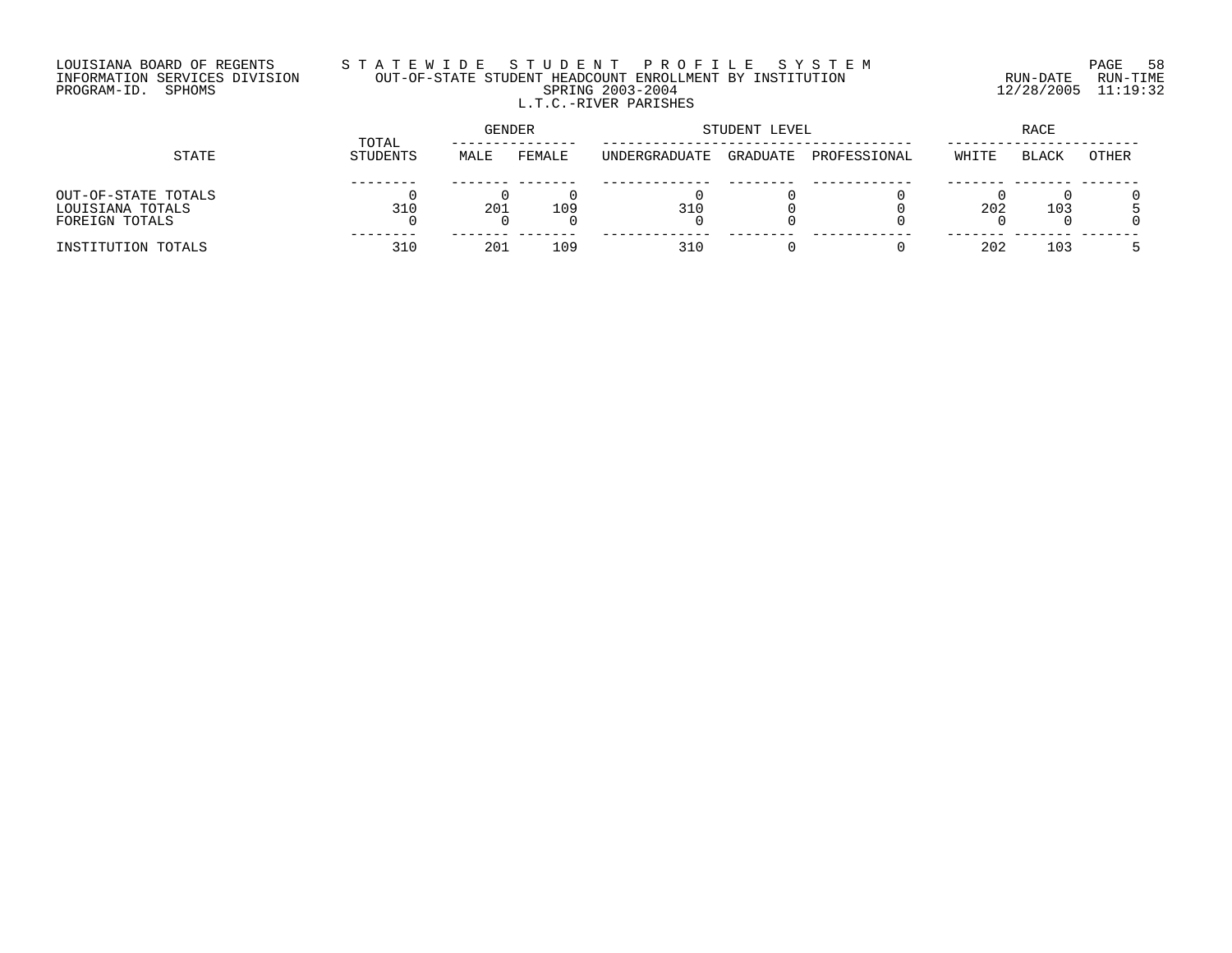LOUISIANA BOARD OF REGENTS
INFORMATION SERVICES DIVISION
PROGRAM-ID. SPHOMS

STATEWIDE STUDENT PROFILE SYSTEM
OUT-OF-STATE STUDENT HEADCOUNT ENROLLMENT BY INSTITUTION
SPRING 2003-2004
L.T.C.-RIVER PARISHES

RUN-DATE 12/28/2005 RUN-TIME 11:19:32

| STATE | TOTAL STUDENTS | GENDER | | STUDENT LEVEL | | | RACE | | |
|---|---|---|---|---|---|---|---|---|---|
| | | MALE | FEMALE | UNDERGRADUATE | GRADUATE | PROFESSIONAL | WHITE | BLACK | OTHER |
| OUT-OF-STATE TOTALS | 0 | 0 | 0 | 0 | 0 | 0 | 0 | 0 | 0 |
| LOUISIANA TOTALS | 310 | 201 | 109 | 310 | 0 | 0 | 202 | 103 | 5 |
| FOREIGN TOTALS | 0 | 0 | 0 | 0 | 0 | 0 | 0 | 0 | 0 |
| INSTITUTION TOTALS | 310 | 201 | 109 | 310 | 0 | 0 | 202 | 103 | 5 |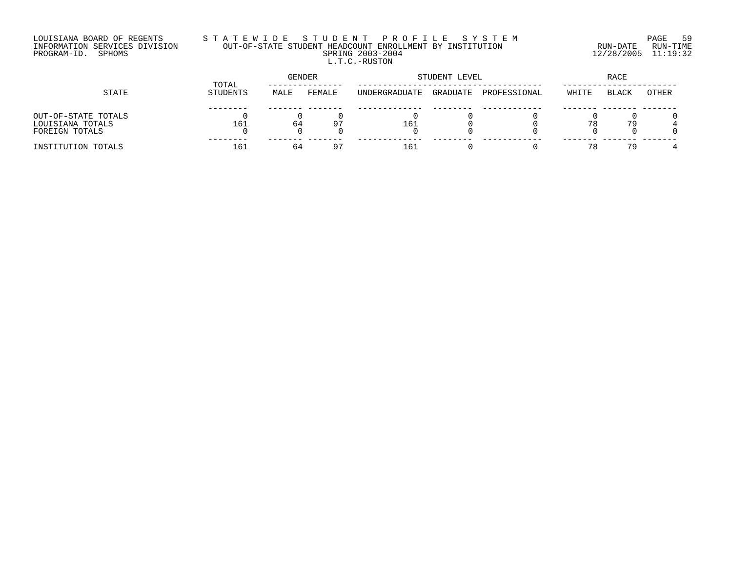LOUISIANA BOARD OF REGENTS
INFORMATION SERVICES DIVISION
PROGRAM-ID. SPHOMS

STATEWIDE STUDENT PROFILE SYSTEM
OUT-OF-STATE STUDENT HEADCOUNT ENROLLMENT BY INSTITUTION
SPRING 2003-2004
L.T.C.-RUSTON

RUN-DATE 12/28/2005 RUN-TIME 11:19:32

| STATE | TOTAL STUDENTS | GENDER | | STUDENT LEVEL | | | RACE | | |
|---|---|---|---|---|---|---|---|---|---|
| | | MALE | FEMALE | UNDERGRADUATE | GRADUATE | PROFESSIONAL | WHITE | BLACK | OTHER |
| OUT-OF-STATE TOTALS | 0 | 0 | 0 | 0 | 0 | 0 | 0 | 0 | 0 |
| LOUISIANA TOTALS | 161 | 64 | 97 | 161 | 0 | 0 | 78 | 79 | 4 |
| FOREIGN TOTALS | 0 | 0 | 0 | 0 | 0 | 0 | 0 | 0 | 0 |
| INSTITUTION TOTALS | 161 | 64 | 97 | 161 | 0 | 0 | 78 | 79 | 4 |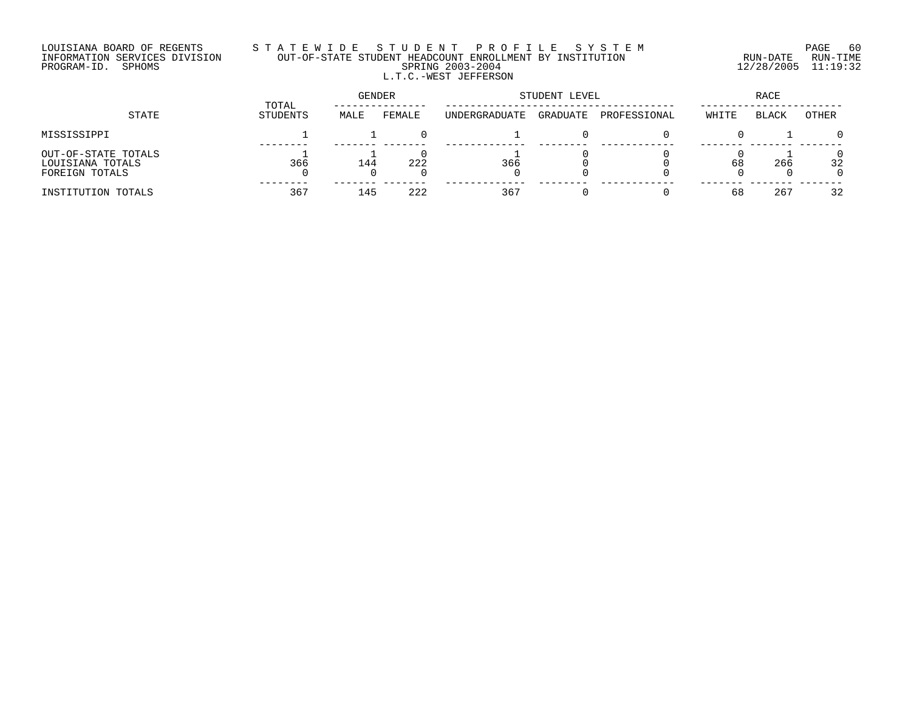LOUISIANA BOARD OF REGENTS
INFORMATION SERVICES DIVISION
PROGRAM-ID. SPHOMS

# STATEWIDE STUDENT PROFILE SYSTEM

## OUT-OF-STATE STUDENT HEADCOUNT ENROLLMENT BY INSTITUTION

SPRING 2003-2004

L.T.C.-WEST JEFFERSON

RUN-DATE 12/28/2005 RUN-TIME 11:19:32

| STATE | TOTAL STUDENTS | GENDER | | STUDENT LEVEL | | | RACE | | |
|---|---|---|---|---|---|---|---|---|---|
| | | MALE | FEMALE | UNDERGRADUATE | GRADUATE | PROFESSIONAL | WHITE | BLACK | OTHER |
| MISSISSIPPI | 1 | 1 | 0 | 1 | 0 | 0 | 0 | 1 | 0 |
| OUT-OF-STATE TOTALS | 1 | 1 | 0 | 1 | 0 | 0 | 0 | 1 | 0 |
| LOUISIANA TOTALS | 366 | 144 | 222 | 366 | 0 | 0 | 68 | 266 | 32 |
| FOREIGN TOTALS | 0 | 0 | 0 | 0 | 0 | 0 | 0 | 0 | 0 |
| INSTITUTION TOTALS | 367 | 145 | 222 | 367 | 0 | 0 | 68 | 267 | 32 |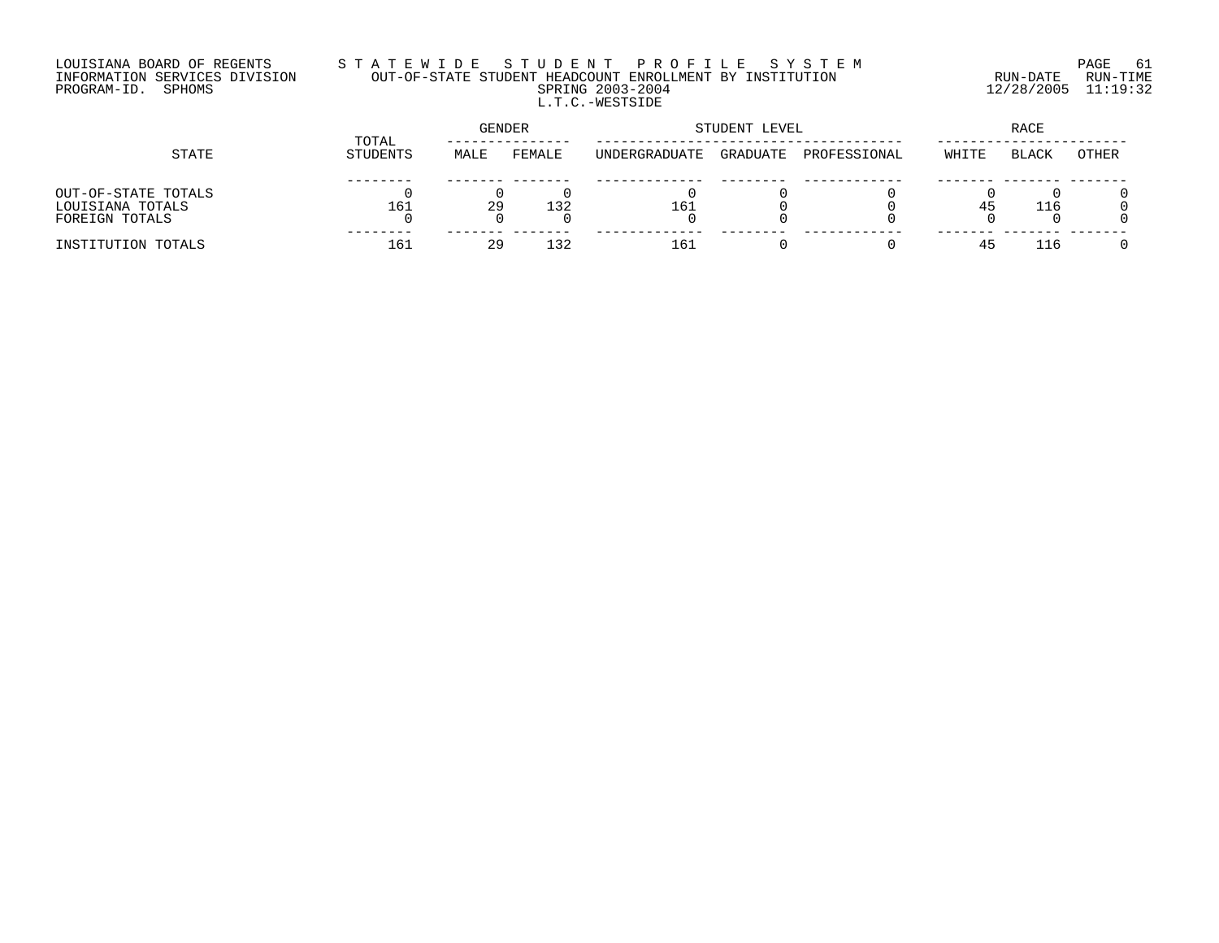LOUISIANA BOARD OF REGENTS
INFORMATION SERVICES DIVISION
PROGRAM-ID. SPHOMS

# STATEWIDE STUDENT PROFILE SYSTEM

## OUT-OF-STATE STUDENT HEADCOUNT ENROLLMENT BY INSTITUTION

SPRING 2003-2004

L.T.C.-WESTSIDE

RUN-DATE 12/28/2005 RUN-TIME 11:19:32

| STATE | TOTAL STUDENTS | GENDER | | STUDENT LEVEL | | | RACE | | |
|---|---|---|---|---|---|---|---|---|---|
| | | MALE | FEMALE | UNDERGRADUATE | GRADUATE | PROFESSIONAL | WHITE | BLACK | OTHER |
| OUT-OF-STATE TOTALS | 0 | 0 | 0 | 0 | 0 | 0 | 0 | 0 | 0 |
| LOUISIANA TOTALS | 161 | 29 | 132 | 161 | 0 | 0 | 45 | 116 | 0 |
| FOREIGN TOTALS | 0 | 0 | 0 | 0 | 0 | 0 | 0 | 0 | 0 |
| INSTITUTION TOTALS | 161 | 29 | 132 | 161 | 0 | 0 | 45 | 116 | 0 |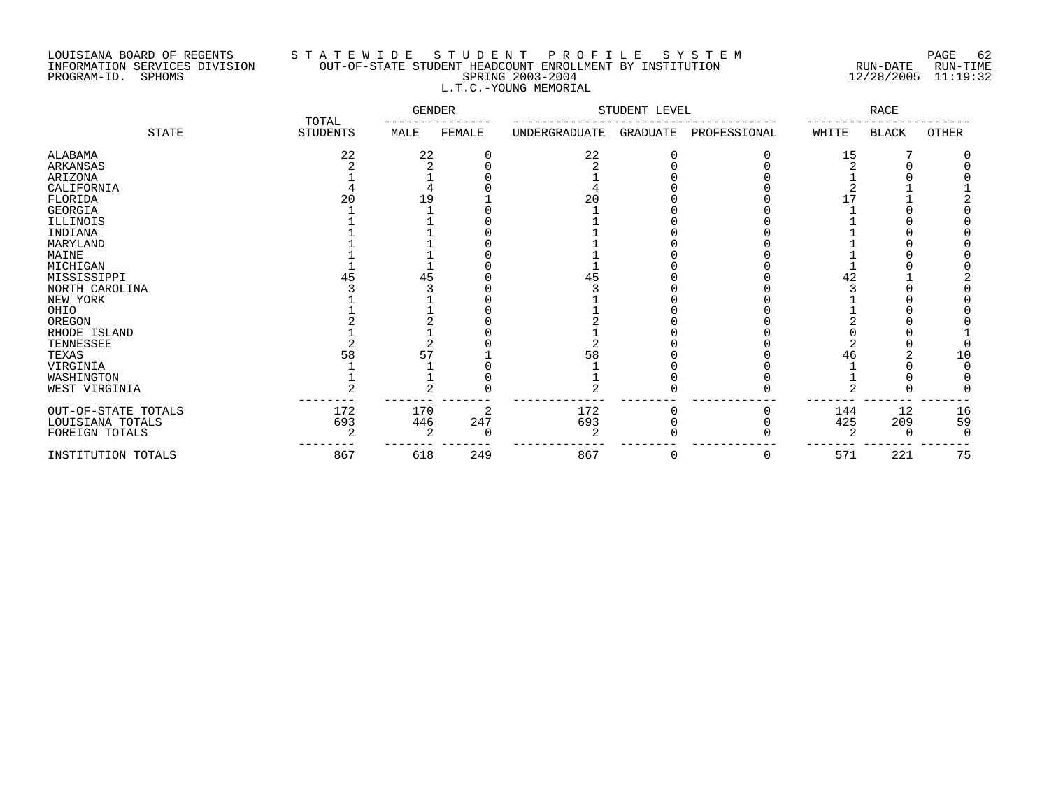LOUISIANA BOARD OF REGENTS
INFORMATION SERVICES DIVISION
PROGRAM-ID. SPHOMS

# STATEWIDE STUDENT PROFILE SYSTEM

OUT-OF-STATE STUDENT HEADCOUNT ENROLLMENT BY INSTITUTION
SPRING 2003-2004
L.T.C.-YOUNG MEMORIAL

RUN-DATE 12/28/2005 RUN-TIME 11:19:32

| STATE | TOTAL STUDENTS | GENDER | | STUDENT LEVEL | | | RACE | | |
|---|---|---|---|---|---|---|---|---|---|
| | | MALE | FEMALE | UNDERGRADUATE | GRADUATE | PROFESSIONAL | WHITE | BLACK | OTHER |
| ALABAMA | 22 | 22 | 0 | 22 | 0 | 0 | 15 | 7 | 0 |
| ARKANSAS | 2 | 2 | 0 | 2 | 0 | 0 | 2 | 0 | 0 |
| ARIZONA | 1 | 1 | 0 | 1 | 0 | 0 | 1 | 0 | 0 |
| CALIFORNIA | 4 | 4 | 0 | 4 | 0 | 0 | 2 | 1 | 1 |
| FLORIDA | 20 | 19 | 1 | 20 | 0 | 0 | 17 | 1 | 2 |
| GEORGIA | 1 | 1 | 0 | 1 | 0 | 0 | 1 | 0 | 0 |
| ILLINOIS | 1 | 1 | 0 | 1 | 0 | 0 | 1 | 0 | 0 |
| INDIANA | 1 | 1 | 0 | 1 | 0 | 0 | 1 | 0 | 0 |
| MARYLAND | 1 | 1 | 0 | 1 | 0 | 0 | 1 | 0 | 0 |
| MAINE | 1 | 1 | 0 | 1 | 0 | 0 | 1 | 0 | 0 |
| MICHIGAN | 1 | 1 | 0 | 1 | 0 | 0 | 1 | 0 | 0 |
| MISSISSIPPI | 45 | 45 | 0 | 45 | 0 | 0 | 42 | 1 | 2 |
| NORTH CAROLINA | 3 | 3 | 0 | 3 | 0 | 0 | 3 | 0 | 0 |
| NEW YORK | 1 | 1 | 0 | 1 | 0 | 0 | 1 | 0 | 0 |
| OHIO | 1 | 1 | 0 | 1 | 0 | 0 | 1 | 0 | 0 |
| OREGON | 2 | 2 | 0 | 2 | 0 | 0 | 2 | 0 | 0 |
| RHODE ISLAND | 1 | 1 | 0 | 1 | 0 | 0 | 0 | 0 | 1 |
| TENNESSEE | 2 | 2 | 0 | 2 | 0 | 0 | 2 | 0 | 0 |
| TEXAS | 58 | 57 | 1 | 58 | 0 | 0 | 46 | 2 | 10 |
| VIRGINIA | 1 | 1 | 0 | 1 | 0 | 0 | 1 | 0 | 0 |
| WASHINGTON | 1 | 1 | 0 | 1 | 0 | 0 | 1 | 0 | 0 |
| WEST VIRGINIA | 2 | 2 | 0 | 2 | 0 | 0 | 2 | 0 | 0 |
| OUT-OF-STATE TOTALS | 172 | 170 | 2 | 172 | 0 | 0 | 144 | 12 | 16 |
| LOUISIANA TOTALS | 693 | 446 | 247 | 693 | 0 | 0 | 425 | 209 | 59 |
| FOREIGN TOTALS | 2 | 2 | 0 | 2 | 0 | 0 | 2 | 0 | 0 |
| INSTITUTION TOTALS | 867 | 618 | 249 | 867 | 0 | 0 | 571 | 221 | 75 |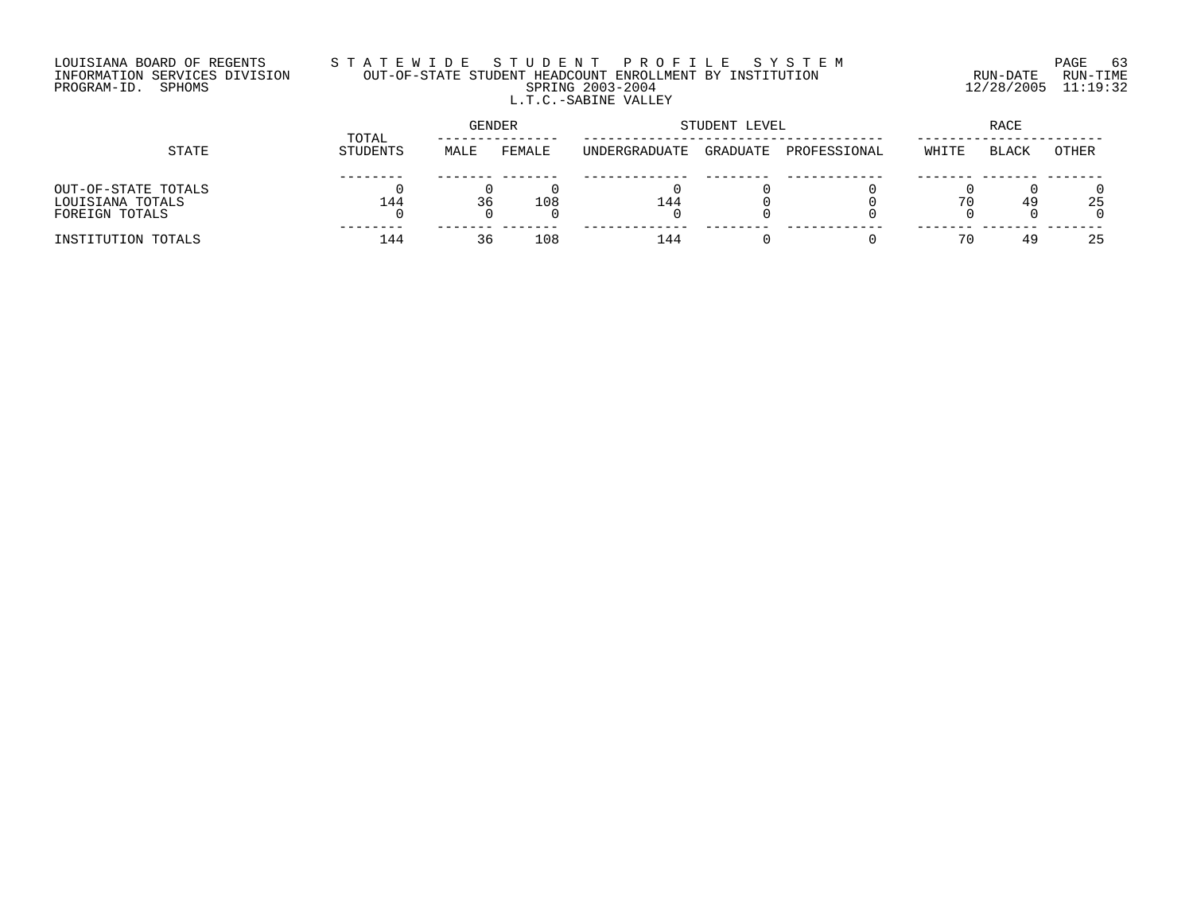LOUISIANA BOARD OF REGENTS
INFORMATION SERVICES DIVISION
PROGRAM-ID. SPHOMS

S T A T E W I D E   S T U D E N T   P R O F I L E   S Y S T E M
OUT-OF-STATE STUDENT HEADCOUNT ENROLLMENT BY INSTITUTION
SPRING 2003-2004
L.T.C.-SABINE VALLEY

RUN-DATE 12/28/2005 RUN-TIME 11:19:32

| STATE | TOTAL STUDENTS | GENDER | | STUDENT LEVEL | | | RACE | | |
|---|---|---|---|---|---|---|---|---|---|
| | | MALE | FEMALE | UNDERGRADUATE | GRADUATE | PROFESSIONAL | WHITE | BLACK | OTHER |
| OUT-OF-STATE TOTALS | 0 | 0 | 0 | 0 | 0 | 0 | 0 | 0 | 0 |
| LOUISIANA TOTALS | 144 | 36 | 108 | 144 | 0 | 0 | 70 | 49 | 25 |
| FOREIGN TOTALS | 0 | 0 | 0 | 0 | 0 | 0 | 0 | 0 | 0 |
| INSTITUTION TOTALS | 144 | 36 | 108 | 144 | 0 | 0 | 70 | 49 | 25 |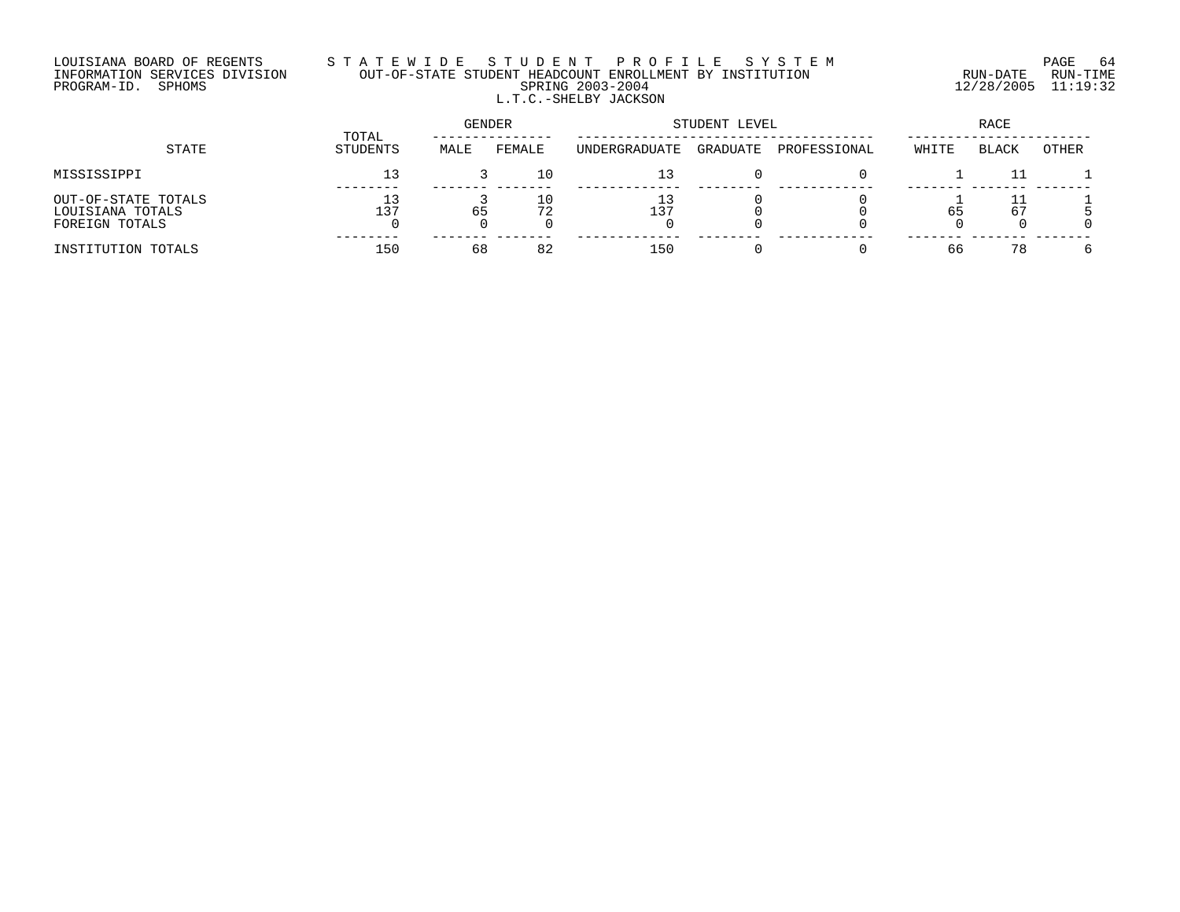LOUISIANA BOARD OF REGENTS
INFORMATION SERVICES DIVISION
PROGRAM-ID. SPHOMS

STATEWIDE STUDENT PROFILE SYSTEM
OUT-OF-STATE STUDENT HEADCOUNT ENROLLMENT BY INSTITUTION
SPRING 2003-2004
L.T.C.-SHELBY JACKSON

RUN-DATE 12/28/2005 RUN-TIME 11:19:32

| STATE | TOTAL STUDENTS | GENDER | | STUDENT LEVEL | | | RACE | | |
|---|---|---|---|---|---|---|---|---|---|
| | | MALE | FEMALE | UNDERGRADUATE | GRADUATE | PROFESSIONAL | WHITE | BLACK | OTHER |
| MISSISSIPPI | 13 | 3 | 10 | 13 | 0 | 0 | 1 | 11 | 1 |
| OUT-OF-STATE TOTALS | 13 | 3 | 10 | 13 | 0 | 0 | 1 | 11 | 1 |
| LOUISIANA TOTALS | 137 | 65 | 72 | 137 | 0 | 0 | 65 | 67 | 5 |
| FOREIGN TOTALS | 0 | 0 | 0 | 0 | 0 | 0 | 0 | 0 | 0 |
| INSTITUTION TOTALS | 150 | 68 | 82 | 150 | 0 | 0 | 66 | 78 | 6 |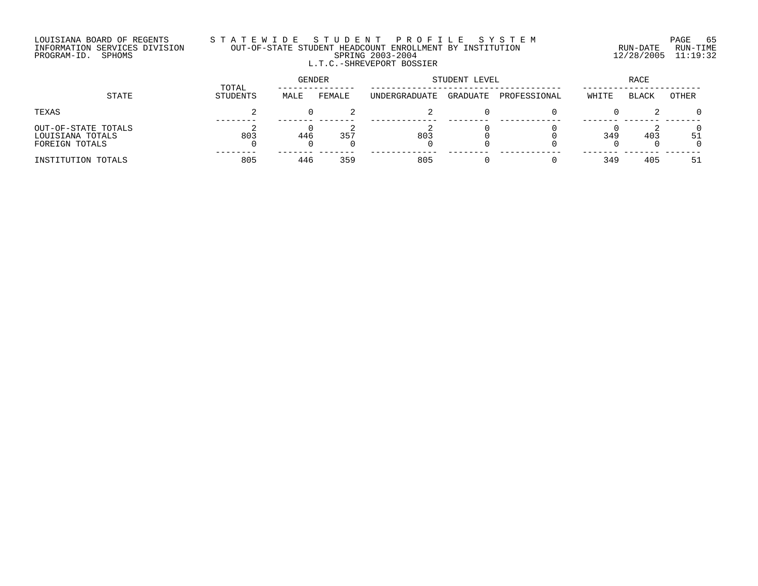LOUISIANA BOARD OF REGENTS
INFORMATION SERVICES DIVISION
PROGRAM-ID. SPHOMS

# STATEWIDE STUDENT PROFILE SYSTEM

## OUT-OF-STATE STUDENT HEADCOUNT ENROLLMENT BY INSTITUTION

### SPRING 2003-2004

### L.T.C.-SHREVEPORT BOSSIER

RUN-DATE 12/28/2005 RUN-TIME 11:19:32

| STATE | TOTAL STUDENTS | GENDER | | STUDENT LEVEL | | | RACE | | |
|---|---|---|---|---|---|---|---|---|---|
| | | MALE | FEMALE | UNDERGRADUATE | GRADUATE | PROFESSIONAL | WHITE | BLACK | OTHER |
| TEXAS | 2 | 0 | 2 | 2 | 0 | 0 | 0 | 2 | 0 |
| OUT-OF-STATE TOTALS | 2 | 0 | 2 | 2 | 0 | 0 | 0 | 2 | 0 |
| LOUISIANA TOTALS | 803 | 446 | 357 | 803 | 0 | 0 | 349 | 403 | 51 |
| FOREIGN TOTALS | 0 | 0 | 0 | 0 | 0 | 0 | 0 | 0 | 0 |
| INSTITUTION TOTALS | 805 | 446 | 359 | 805 | 0 | 0 | 349 | 405 | 51 |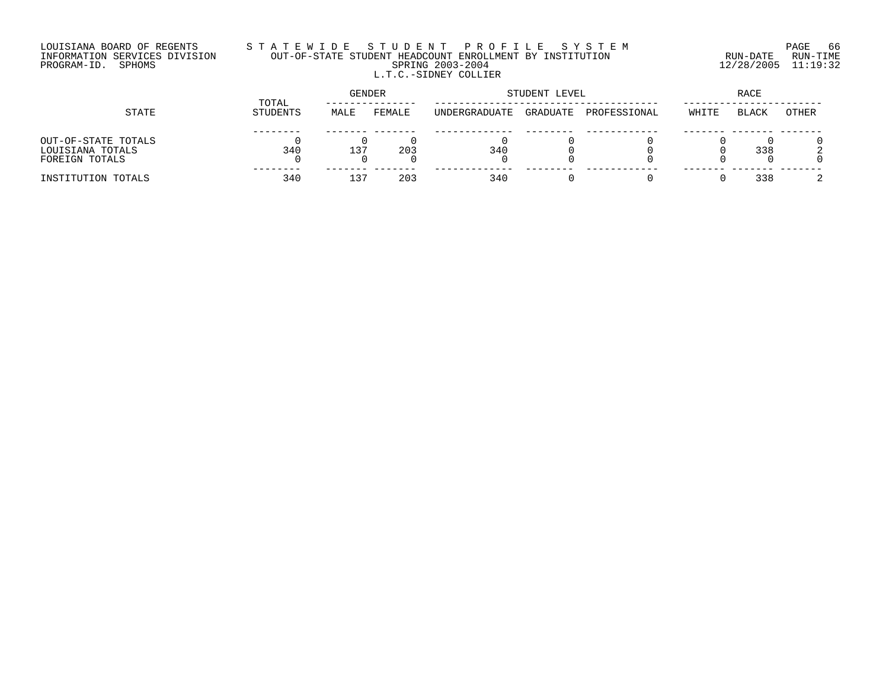LOUISIANA BOARD OF REGENTS
INFORMATION SERVICES DIVISION
PROGRAM-ID. SPHOMS

STATEWIDE STUDENT PROFILE SYSTEM
OUT-OF-STATE STUDENT HEADCOUNT ENROLLMENT BY INSTITUTION
SPRING 2003-2004
L.T.C.-SIDNEY COLLIER

RUN-DATE 12/28/2005 RUN-TIME 11:19:32

| STATE | TOTAL STUDENTS | GENDER | | STUDENT LEVEL | | | RACE | | |
|---|---|---|---|---|---|---|---|---|---|
| | | MALE | FEMALE | UNDERGRADUATE | GRADUATE | PROFESSIONAL | WHITE | BLACK | OTHER |
| OUT-OF-STATE TOTALS | 0 | 0 | 0 | 0 | 0 | 0 | 0 | 0 | 0 |
| LOUISIANA TOTALS | 340 | 137 | 203 | 340 | 0 | 0 | 0 | 338 | 2 |
| FOREIGN TOTALS | 0 | 0 | 0 | 0 | 0 | 0 | 0 | 0 | 0 |
| INSTITUTION TOTALS | 340 | 137 | 203 | 340 | 0 | 0 | 0 | 338 | 2 |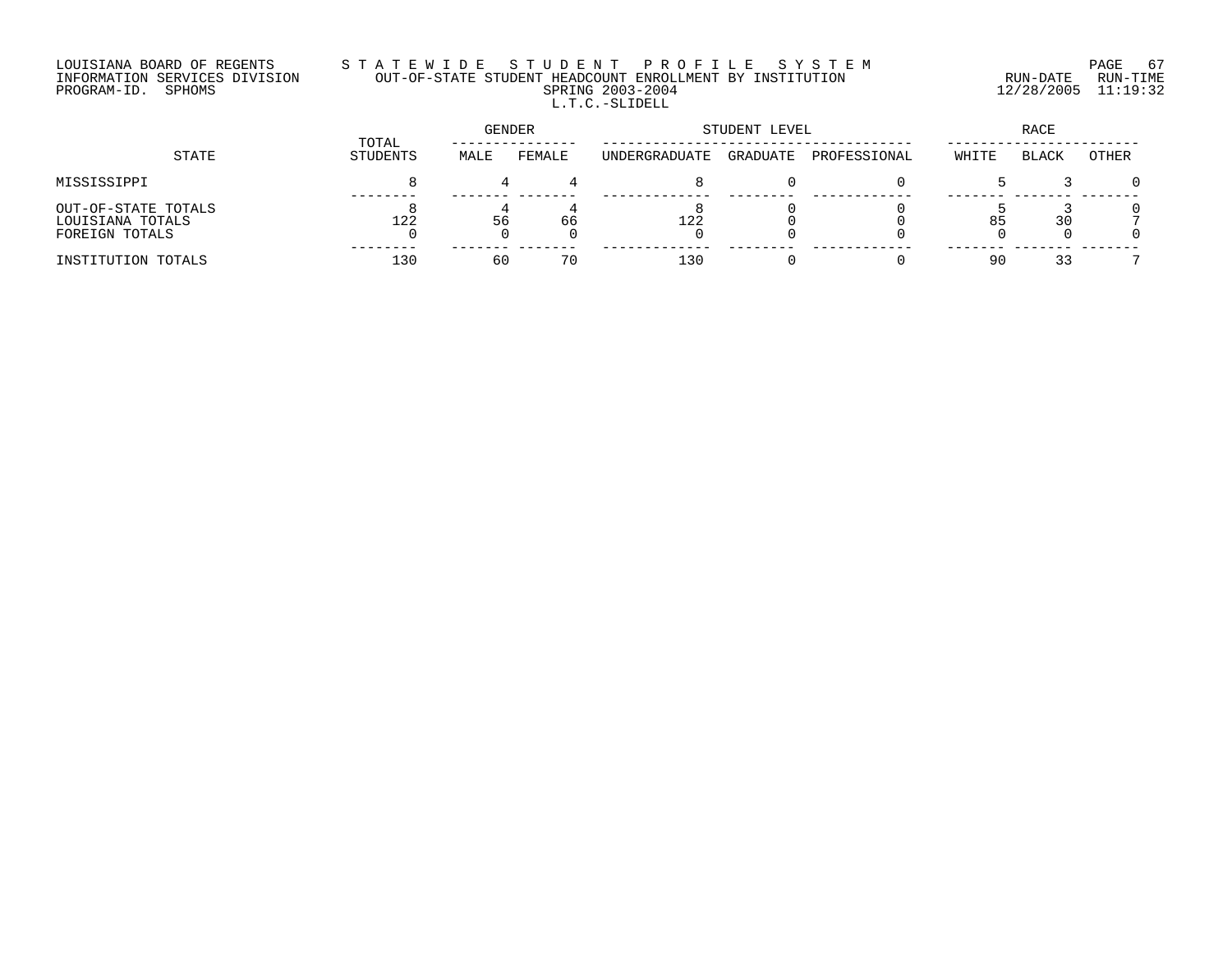LOUISIANA BOARD OF REGENTS
INFORMATION SERVICES DIVISION
PROGRAM-ID. SPHOMS

STATEWIDE STUDENT PROFILE SYSTEM
OUT-OF-STATE STUDENT HEADCOUNT ENROLLMENT BY INSTITUTION
SPRING 2003-2004
L.T.C.-SLIDELL

RUN-DATE 12/28/2005 RUN-TIME 11:19:32

| STATE | TOTAL STUDENTS | GENDER | | STUDENT LEVEL | | | RACE | | |
|---|---|---|---|---|---|---|---|---|---|
| | | MALE | FEMALE | UNDERGRADUATE | GRADUATE | PROFESSIONAL | WHITE | BLACK | OTHER |
| MISSISSIPPI | 8 | 4 | 4 | 8 | 0 | 0 | 5 | 3 | 0 |
| OUT-OF-STATE TOTALS | 8 | 4 | 4 | 8 | 0 | 0 | 5 | 3 | 0 |
| LOUISIANA TOTALS | 122 | 56 | 66 | 122 | 0 | 0 | 85 | 30 | 7 |
| FOREIGN TOTALS | 0 | 0 | 0 | 0 | 0 | 0 | 0 | 0 | 0 |
| INSTITUTION TOTALS | 130 | 60 | 70 | 130 | 0 | 0 | 90 | 33 | 7 |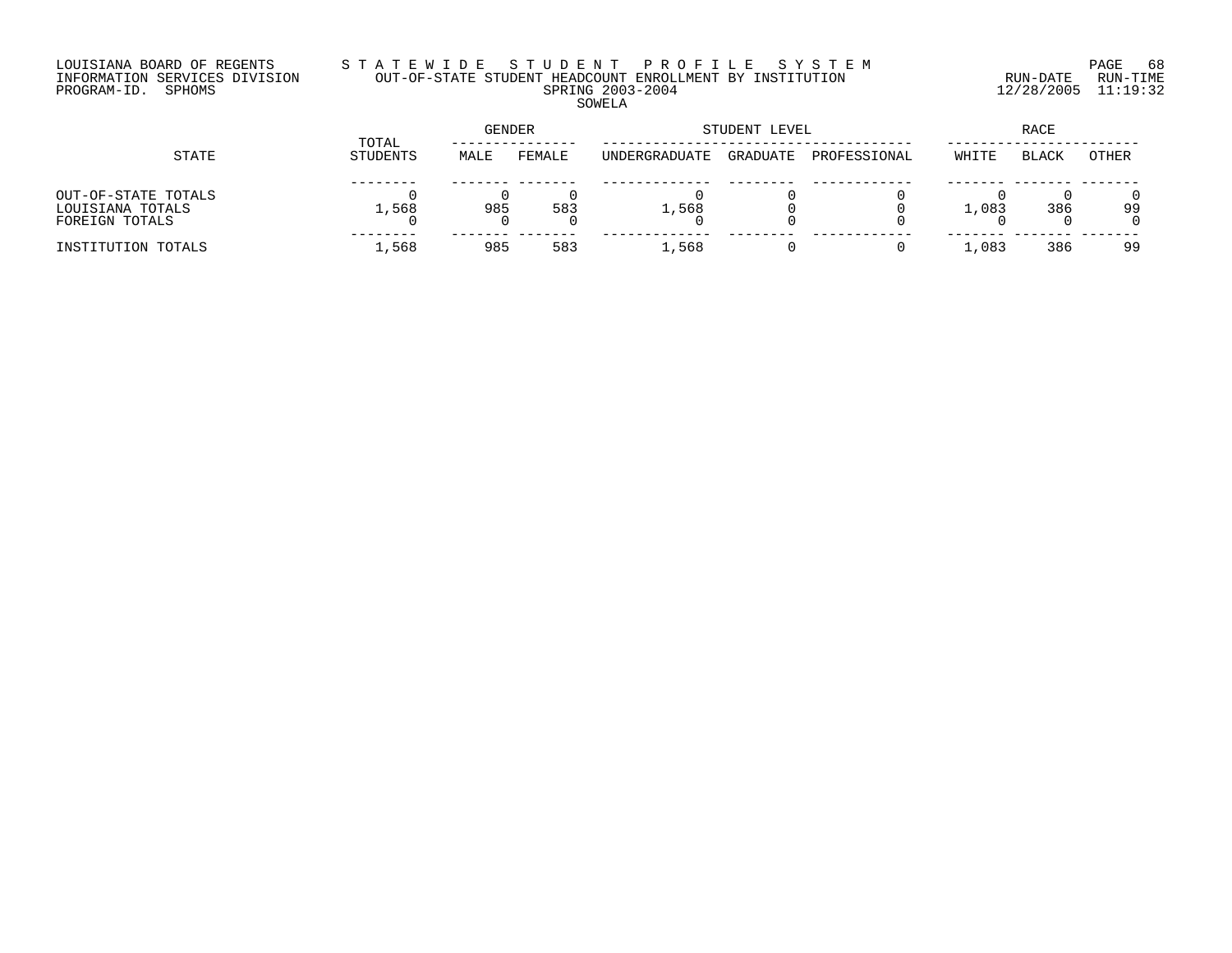LOUISIANA BOARD OF REGENTS
INFORMATION SERVICES DIVISION
PROGRAM-ID. SPHOMS

STATEWIDE STUDENT PROFILE SYSTEM
OUT-OF-STATE STUDENT HEADCOUNT ENROLLMENT BY INSTITUTION
SPRING 2003-2004
SOWELA

RUN-DATE 12/28/2005 RUN-TIME 11:19:32

| STATE | TOTAL STUDENTS | GENDER | | STUDENT LEVEL | | | RACE | | |
|---|---|---|---|---|---|---|---|---|---|
| | | MALE | FEMALE | UNDERGRADUATE | GRADUATE | PROFESSIONAL | WHITE | BLACK | OTHER |
| OUT-OF-STATE TOTALS | 0 | 0 | 0 | 0 | 0 | 0 | 0 | 0 | 0 |
| LOUISIANA TOTALS | 1,568 | 985 | 583 | 1,568 | 0 | 0 | 1,083 | 386 | 99 |
| FOREIGN TOTALS | 0 | 0 | 0 | 0 | 0 | 0 | 0 | 0 | 0 |
| INSTITUTION TOTALS | 1,568 | 985 | 583 | 1,568 | 0 | 0 | 1,083 | 386 | 99 |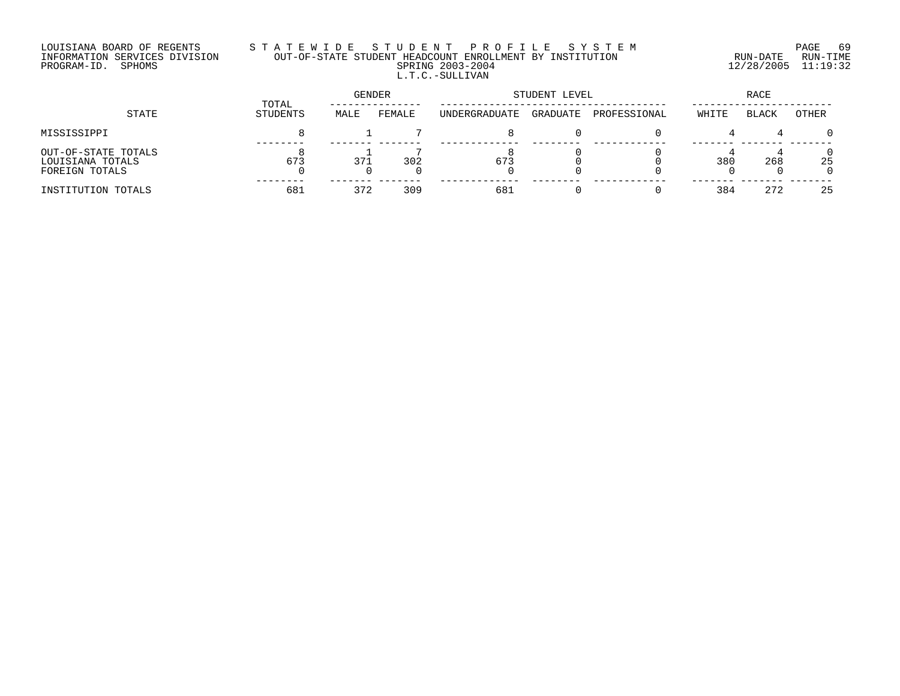LOUISIANA BOARD OF REGENTS
INFORMATION SERVICES DIVISION
PROGRAM-ID. SPHOMS

# STATEWIDE STUDENT PROFILE SYSTEM

## OUT-OF-STATE STUDENT HEADCOUNT ENROLLMENT BY INSTITUTION

SPRING 2003-2004

L.T.C.-SULLIVAN

RUN-DATE 12/28/2005 RUN-TIME 11:19:32

| STATE | TOTAL STUDENTS | GENDER | | STUDENT LEVEL | | | RACE | | |
|---|---|---|---|---|---|---|---|---|---|
| | | MALE | FEMALE | UNDERGRADUATE | GRADUATE | PROFESSIONAL | WHITE | BLACK | OTHER |
| MISSISSIPPI | 8 | 1 | 7 | 8 | 0 | 0 | 4 | 4 | 0 |
| OUT-OF-STATE TOTALS | 8 | 1 | 7 | 8 | 0 | 0 | 4 | 4 | 0 |
| LOUISIANA TOTALS | 673 | 371 | 302 | 673 | 0 | 0 | 380 | 268 | 25 |
| FOREIGN TOTALS | 0 | 0 | 0 | 0 | 0 | 0 | 0 | 0 | 0 |
| INSTITUTION TOTALS | 681 | 372 | 309 | 681 | 0 | 0 | 384 | 272 | 25 |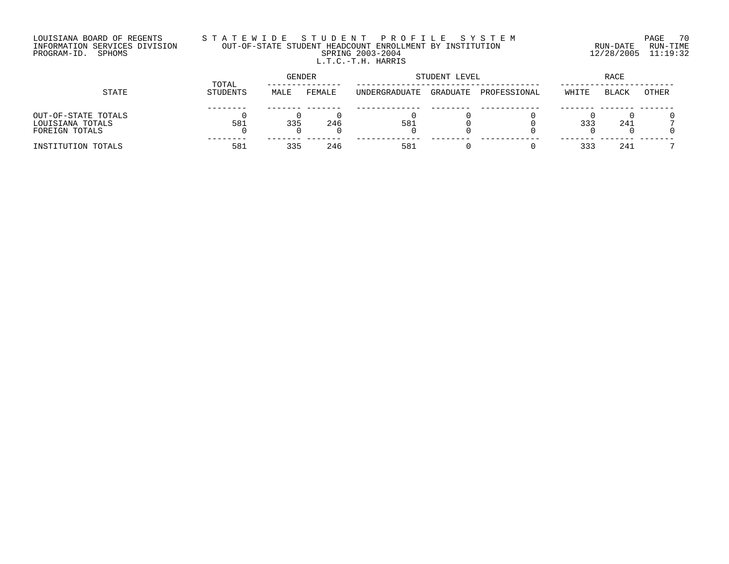LOUISIANA BOARD OF REGENTS
INFORMATION SERVICES DIVISION
PROGRAM-ID. SPHOMS

# STATEWIDE STUDENT PROFILE SYSTEM
## OUT-OF-STATE STUDENT HEADCOUNT ENROLLMENT BY INSTITUTION
### SPRING 2003-2004
### L.T.C.-T.H. HARRIS

RUN-DATE 12/28/2005 RUN-TIME 11:19:32

| STATE | TOTAL STUDENTS | GENDER | | STUDENT LEVEL | | | RACE | | |
|---|---|---|---|---|---|---|---|---|---|
| | | MALE | FEMALE | UNDERGRADUATE | GRADUATE | PROFESSIONAL | WHITE | BLACK | OTHER |
| OUT-OF-STATE TOTALS | 0 | 0 | 0 | 0 | 0 | 0 | 0 | 0 | 0 |
| LOUISIANA TOTALS | 581 | 335 | 246 | 581 | 0 | 0 | 333 | 241 | 7 |
| FOREIGN TOTALS | 0 | 0 | 0 | 0 | 0 | 0 | 0 | 0 | 0 |
| INSTITUTION TOTALS | 581 | 335 | 246 | 581 | 0 | 0 | 333 | 241 | 7 |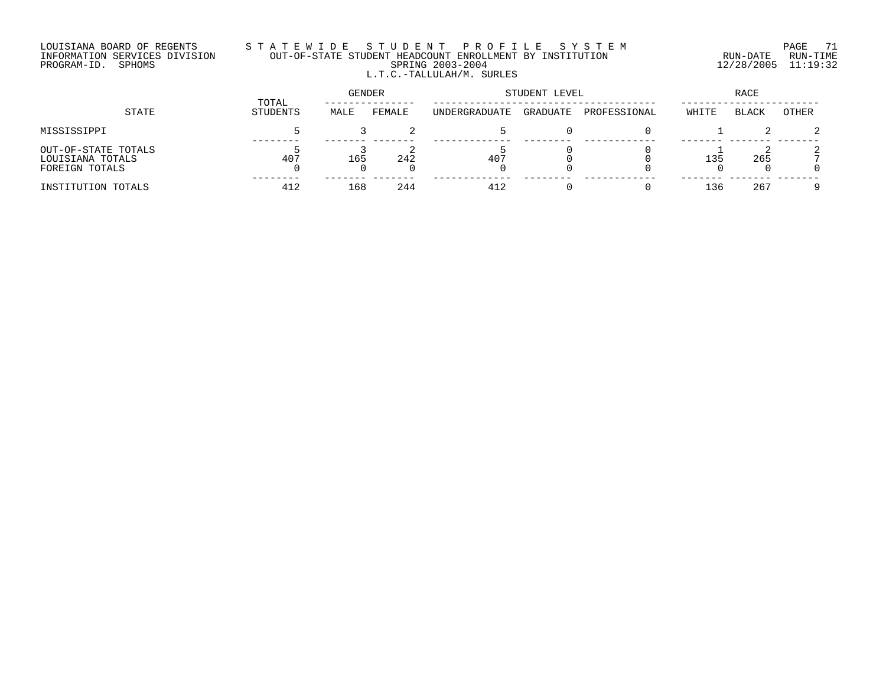LOUISIANA BOARD OF REGENTS
INFORMATION SERVICES DIVISION
PROGRAM-ID. SPHOMS

# STATEWIDE STUDENT PROFILE SYSTEM

OUT-OF-STATE STUDENT HEADCOUNT ENROLLMENT BY INSTITUTION
SPRING 2003-2004
L.T.C.-TALLULAH/M. SURLES

RUN-DATE 12/28/2005 RUN-TIME 11:19:32

| STATE | TOTAL STUDENTS | GENDER | | STUDENT LEVEL | | | RACE | | |
|---|---|---|---|---|---|---|---|---|---|
| | | MALE | FEMALE | UNDERGRADUATE | GRADUATE | PROFESSIONAL | WHITE | BLACK | OTHER |
| MISSISSIPPI | 5 | 3 | 2 | 5 | 0 | 0 | 1 | 2 | 2 |
| OUT-OF-STATE TOTALS | 5 | 3 | 2 | 5 | 0 | 0 | 1 | 2 | 2 |
| LOUISIANA TOTALS | 407 | 165 | 242 | 407 | 0 | 0 | 135 | 265 | 7 |
| FOREIGN TOTALS | 0 | 0 | 0 | 0 | 0 | 0 | 0 | 0 | 0 |
| INSTITUTION TOTALS | 412 | 168 | 244 | 412 | 0 | 0 | 136 | 267 | 9 |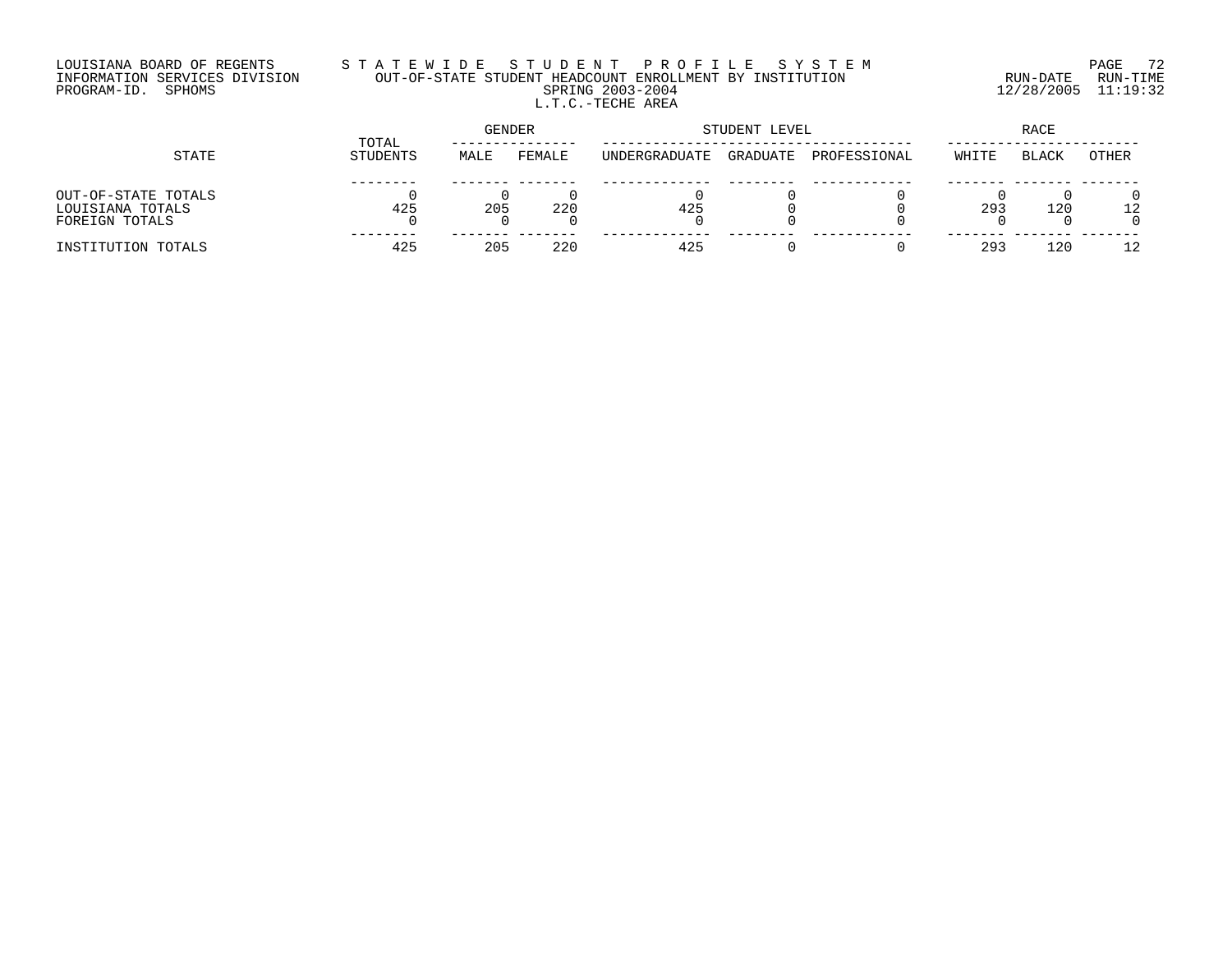LOUISIANA BOARD OF REGENTS
INFORMATION SERVICES DIVISION
PROGRAM-ID. SPHOMS

# STATEWIDE STUDENT PROFILE SYSTEM

## OUT-OF-STATE STUDENT HEADCOUNT ENROLLMENT BY INSTITUTION

SPRING 2003-2004

L.T.C.-TECHE AREA

RUN-DATE 12/28/2005 RUN-TIME 11:19:32

| STATE | TOTAL STUDENTS | GENDER | | STUDENT LEVEL | | | RACE | | |
|---|---|---|---|---|---|---|---|---|---|
| | | MALE | FEMALE | UNDERGRADUATE | GRADUATE | PROFESSIONAL | WHITE | BLACK | OTHER |
| OUT-OF-STATE TOTALS | 0 | 0 | 0 | 0 | 0 | 0 | 0 | 0 | 0 |
| LOUISIANA TOTALS | 425 | 205 | 220 | 425 | 0 | 0 | 293 | 120 | 12 |
| FOREIGN TOTALS | 0 | 0 | 0 | 0 | 0 | 0 | 0 | 0 | 0 |
| INSTITUTION TOTALS | 425 | 205 | 220 | 425 | 0 | 0 | 293 | 120 | 12 |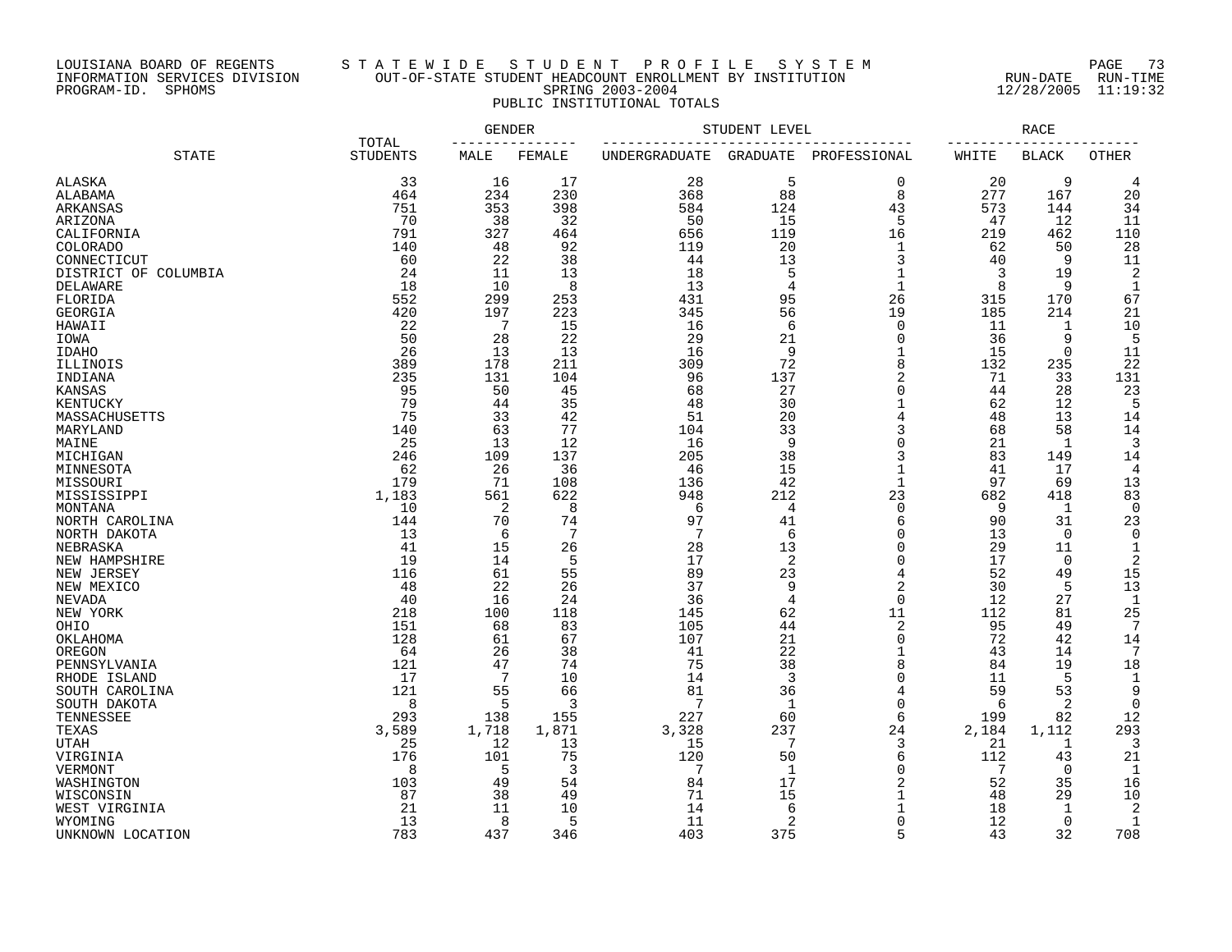LOUISIANA BOARD OF REGENTS — INFORMATION SERVICES DIVISION — PROGRAM-ID. SPHOMS

# STATEWIDE STUDENT PROFILE SYSTEM

## OUT-OF-STATE STUDENT HEADCOUNT ENROLLMENT BY INSTITUTION

SPRING 2003-2004

PUBLIC INSTITUTIONAL TOTALS

RUN-DATE 12/28/2005 RUN-TIME 11:19:32

| STATE | TOTAL STUDENTS | GENDER | | STUDENT LEVEL | | | RACE | | |
|---|---|---|---|---|---|---|---|---|---|
| | | MALE | FEMALE | UNDERGRADUATE | GRADUATE | PROFESSIONAL | WHITE | BLACK | OTHER |
| ALASKA | 33 | 16 | 17 | 28 | 5 | 0 | 20 | 9 | 4 |
| ALABAMA | 464 | 234 | 230 | 368 | 88 | 8 | 277 | 167 | 20 |
| ARKANSAS | 751 | 353 | 398 | 584 | 124 | 43 | 573 | 144 | 34 |
| ARIZONA | 70 | 38 | 32 | 50 | 15 | 5 | 47 | 12 | 11 |
| CALIFORNIA | 791 | 327 | 464 | 656 | 119 | 16 | 219 | 462 | 110 |
| COLORADO | 140 | 48 | 92 | 119 | 20 | 1 | 62 | 50 | 28 |
| CONNECTICUT | 60 | 22 | 38 | 44 | 13 | 3 | 40 | 9 | 11 |
| DISTRICT OF COLUMBIA | 24 | 11 | 13 | 18 | 5 | 1 | 3 | 19 | 2 |
| DELAWARE | 18 | 10 | 8 | 13 | 4 | 1 | 8 | 9 | 1 |
| FLORIDA | 552 | 299 | 253 | 431 | 95 | 26 | 315 | 170 | 67 |
| GEORGIA | 420 | 197 | 223 | 345 | 56 | 19 | 185 | 214 | 21 |
| HAWAII | 22 | 7 | 15 | 16 | 6 | 0 | 11 | 1 | 10 |
| IOWA | 50 | 28 | 22 | 29 | 21 | 0 | 36 | 9 | 5 |
| IDAHO | 26 | 13 | 13 | 16 | 9 | 1 | 15 | 0 | 11 |
| ILLINOIS | 389 | 178 | 211 | 309 | 72 | 8 | 132 | 235 | 22 |
| INDIANA | 235 | 131 | 104 | 96 | 137 | 2 | 71 | 33 | 131 |
| KANSAS | 95 | 50 | 45 | 68 | 27 | 0 | 44 | 28 | 23 |
| KENTUCKY | 79 | 44 | 35 | 48 | 30 | 1 | 62 | 12 | 5 |
| MASSACHUSETTS | 75 | 33 | 42 | 51 | 20 | 4 | 48 | 13 | 14 |
| MARYLAND | 140 | 63 | 77 | 104 | 33 | 3 | 68 | 58 | 14 |
| MAINE | 25 | 13 | 12 | 16 | 9 | 0 | 21 | 1 | 3 |
| MICHIGAN | 246 | 109 | 137 | 205 | 38 | 3 | 83 | 149 | 14 |
| MINNESOTA | 62 | 26 | 36 | 46 | 15 | 1 | 41 | 17 | 4 |
| MISSOURI | 179 | 71 | 108 | 136 | 42 | 1 | 97 | 69 | 13 |
| MISSISSIPPI | 1,183 | 561 | 622 | 948 | 212 | 23 | 682 | 418 | 83 |
| MONTANA | 10 | 2 | 8 | 6 | 4 | 0 | 9 | 1 | 0 |
| NORTH CAROLINA | 144 | 70 | 74 | 97 | 41 | 6 | 90 | 31 | 23 |
| NORTH DAKOTA | 13 | 6 | 7 | 7 | 6 | 0 | 13 | 0 | 0 |
| NEBRASKA | 41 | 15 | 26 | 28 | 13 | 0 | 29 | 11 | 1 |
| NEW HAMPSHIRE | 19 | 14 | 5 | 17 | 2 | 0 | 17 | 0 | 2 |
| NEW JERSEY | 116 | 61 | 55 | 89 | 23 | 4 | 52 | 49 | 15 |
| NEW MEXICO | 48 | 22 | 26 | 37 | 9 | 2 | 30 | 5 | 13 |
| NEVADA | 40 | 16 | 24 | 36 | 4 | 0 | 12 | 27 | 1 |
| NEW YORK | 218 | 100 | 118 | 145 | 62 | 11 | 112 | 81 | 25 |
| OHIO | 151 | 68 | 83 | 105 | 44 | 2 | 95 | 49 | 7 |
| OKLAHOMA | 128 | 61 | 67 | 107 | 21 | 0 | 72 | 42 | 14 |
| OREGON | 64 | 26 | 38 | 41 | 22 | 1 | 43 | 14 | 7 |
| PENNSYLVANIA | 121 | 47 | 74 | 75 | 38 | 8 | 84 | 19 | 18 |
| RHODE ISLAND | 17 | 7 | 10 | 14 | 3 | 0 | 11 | 5 | 1 |
| SOUTH CAROLINA | 121 | 55 | 66 | 81 | 36 | 4 | 59 | 53 | 9 |
| SOUTH DAKOTA | 8 | 5 | 3 | 7 | 1 | 0 | 6 | 2 | 0 |
| TENNESSEE | 293 | 138 | 155 | 227 | 60 | 6 | 199 | 82 | 12 |
| TEXAS | 3,589 | 1,718 | 1,871 | 3,328 | 237 | 24 | 2,184 | 1,112 | 293 |
| UTAH | 25 | 12 | 13 | 15 | 7 | 3 | 21 | 1 | 3 |
| VIRGINIA | 176 | 101 | 75 | 120 | 50 | 6 | 112 | 43 | 21 |
| VERMONT | 8 | 5 | 3 | 7 | 1 | 0 | 7 | 0 | 1 |
| WASHINGTON | 103 | 49 | 54 | 84 | 17 | 2 | 52 | 35 | 16 |
| WISCONSIN | 87 | 38 | 49 | 71 | 15 | 1 | 48 | 29 | 10 |
| WEST VIRGINIA | 21 | 11 | 10 | 14 | 6 | 1 | 18 | 1 | 2 |
| WYOMING | 13 | 8 | 5 | 11 | 2 | 0 | 12 | 0 | 1 |
| UNKNOWN LOCATION | 783 | 437 | 346 | 403 | 375 | 5 | 43 | 32 | 708 |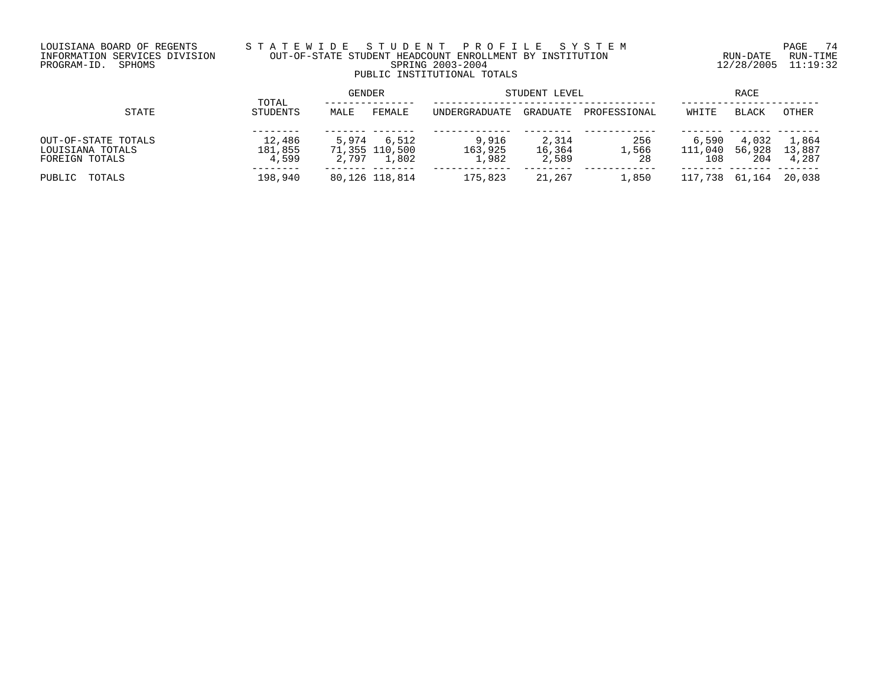LOUISIANA BOARD OF REGENTS
INFORMATION SERVICES DIVISION
PROGRAM-ID. SPHOMS

# STATEWIDE STUDENT PROFILE SYSTEM

OUT-OF-STATE STUDENT HEADCOUNT ENROLLMENT BY INSTITUTION
SPRING 2003-2004
PUBLIC INSTITUTIONAL TOTALS

RUN-DATE 12/28/2005 RUN-TIME 11:19:32

| STATE | TOTAL STUDENTS | GENDER | | STUDENT LEVEL | | | RACE | | |
|---|---|---|---|---|---|---|---|---|---|
| | | MALE | FEMALE | UNDERGRADUATE | GRADUATE | PROFESSIONAL | WHITE | BLACK | OTHER |
| OUT-OF-STATE TOTALS | 12,486 | 5,974 | 6,512 | 9,916 | 2,314 | 256 | 6,590 | 4,032 | 1,864 |
| LOUISIANA TOTALS | 181,855 | 71,355 | 110,500 | 163,925 | 16,364 | 1,566 | 111,040 | 56,928 | 13,887 |
| FOREIGN TOTALS | 4,599 | 2,797 | 1,802 | 1,982 | 2,589 | 28 | 108 | 204 | 4,287 |
| PUBLIC TOTALS | 198,940 | 80,126 | 118,814 | 175,823 | 21,267 | 1,850 | 117,738 | 61,164 | 20,038 |